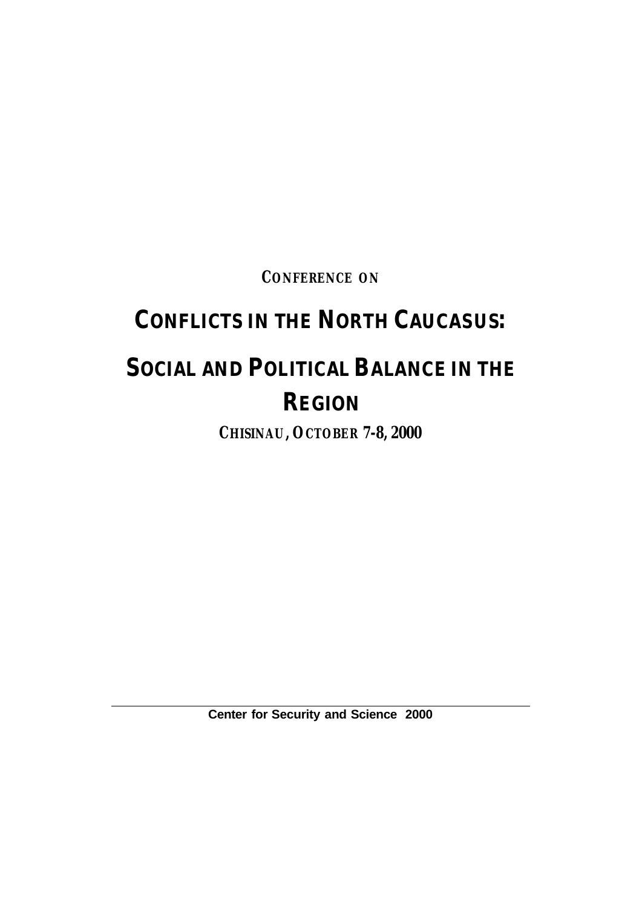CONFERENCE ON

# CONFLICTS IN THE NORTH CAUCASUS:

# SOCIAL AND POLITICAL BALANCE IN THE REGION

**CHISINAU, OCTOBER 7-8, 2000**

---

**Center for Security and Science 2000**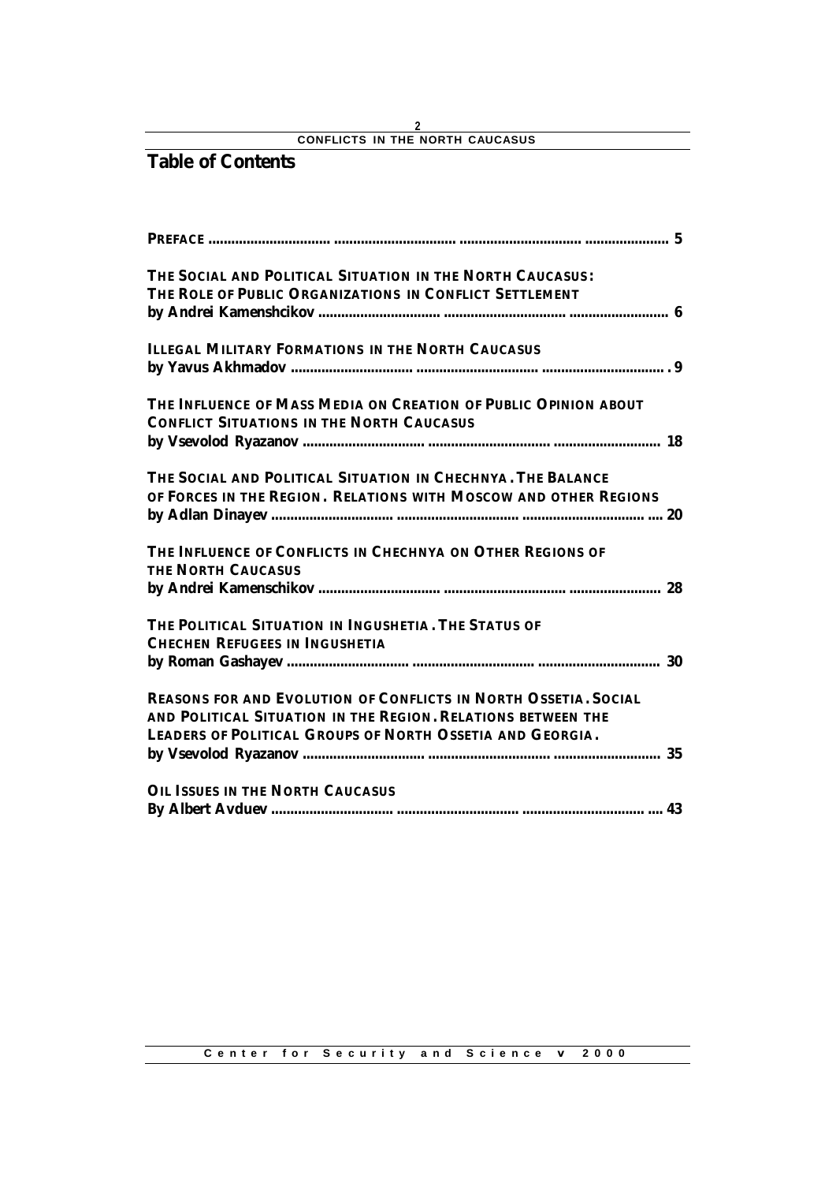# Table of Contents

| | |
|---|---|
| **PREFACE** | **5** |
| **THE SOCIAL AND POLITICAL SITUATION IN THE NORTH CAUCASUS: THE ROLE OF PUBLIC ORGANIZATIONS IN CONFLICT SETTLEMENT** by Andrei Kamenshcikov | **6** |
| **ILLEGAL MILITARY FORMATIONS IN THE NORTH CAUCASUS** by Yavus Akhmadov | **9** |
| **THE INFLUENCE OF MASS MEDIA ON CREATION OF PUBLIC OPINION ABOUT CONFLICT SITUATIONS IN THE NORTH CAUCASUS** by Vsevolod Ryazanov | **18** |
| **THE SOCIAL AND POLITICAL SITUATION IN CHECHNYA. THE BALANCE OF FORCES IN THE REGION. RELATIONS WITH MOSCOW AND OTHER REGIONS** by Adlan Dinayev | **20** |
| **THE INFLUENCE OF CONFLICTS IN CHECHNYA ON OTHER REGIONS OF THE NORTH CAUCASUS** by Andrei Kamenschikov | **28** |
| **THE POLITICAL SITUATION IN INGUSHETIA. THE STATUS OF CHECHEN REFUGEES IN INGUSHETIA** by Roman Gashayev | **30** |
| **REASONS FOR AND EVOLUTION OF CONFLICTS IN NORTH OSSETIA. SOCIAL AND POLITICAL SITUATION IN THE REGION. RELATIONS BETWEEN THE LEADERS OF POLITICAL GROUPS OF NORTH OSSETIA AND GEORGIA.** by Vsevolod Ryazanov | **35** |
| **OIL ISSUES IN THE NORTH CAUCASUS** By Albert Avduev | **43** |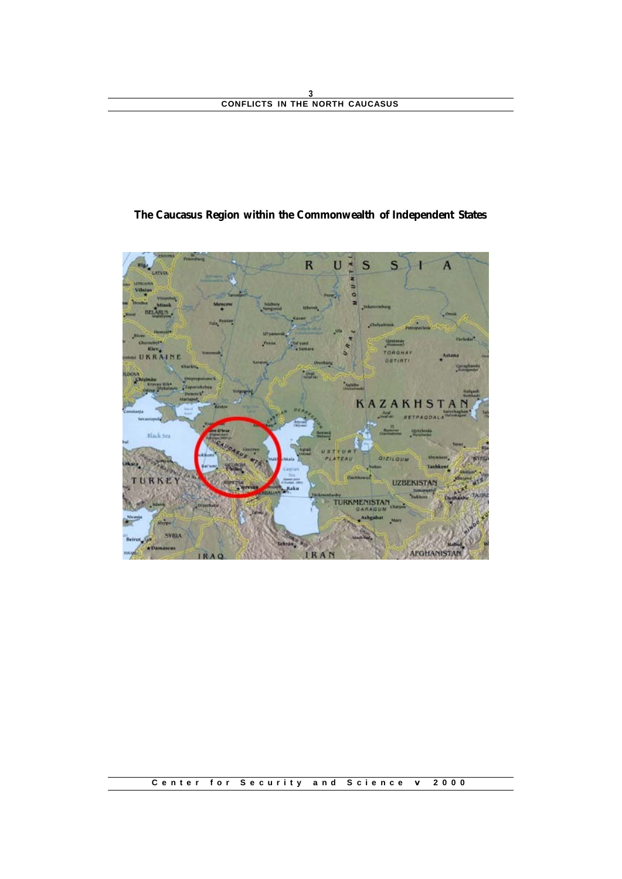**The Caucasus Region within the Commonwealth of Independent States**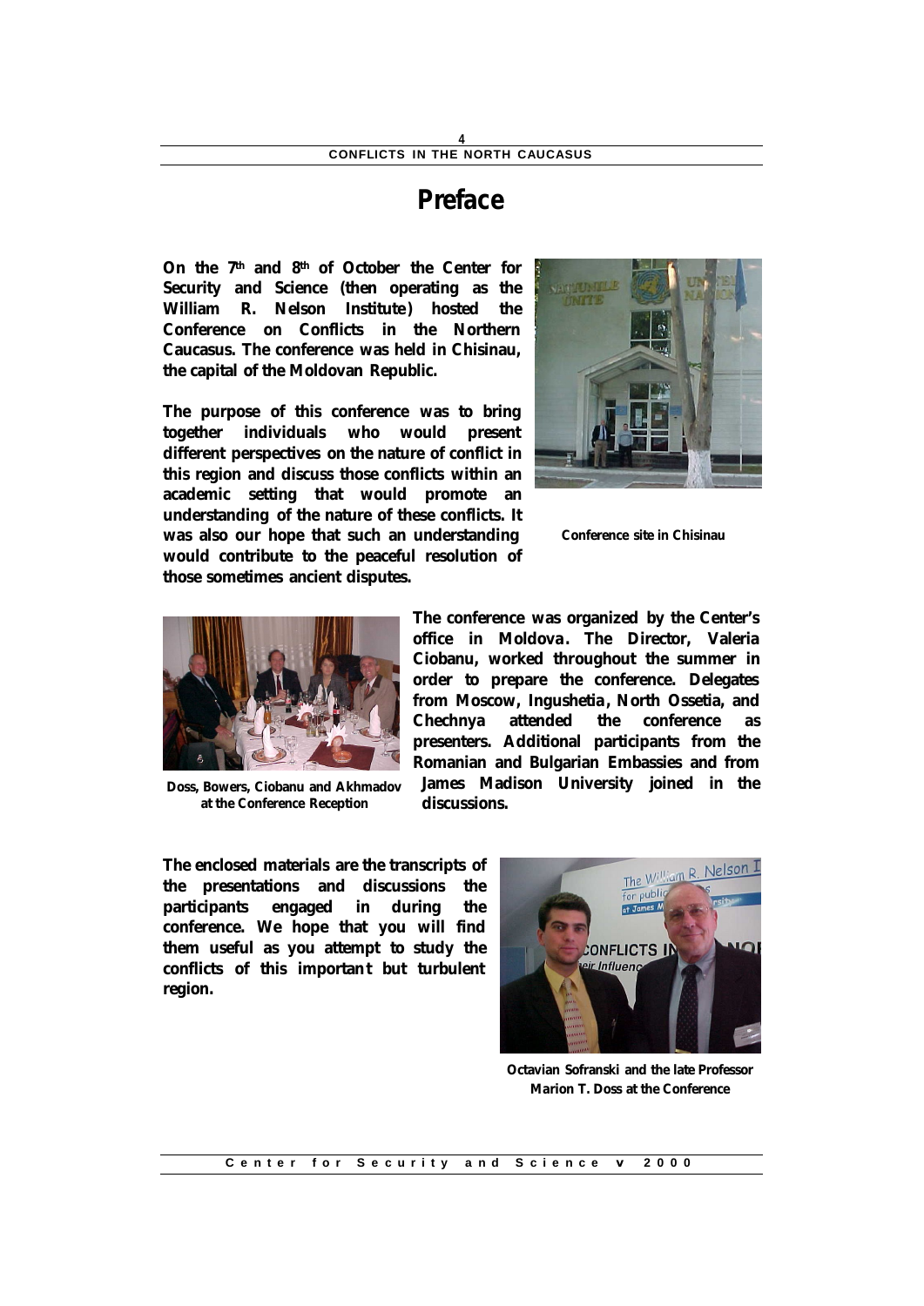# Preface

On the 7th and 8th of October the Center for Security and Science (then operating as the William R. Nelson Institute) hosted the Conference on Conflicts in the Northern Caucasus. The conference was held in Chisinau, the capital of the Moldovan Republic.

The purpose of this conference was to bring together individuals who would present different perspectives on the nature of conflict in this region and discuss those conflicts within an academic setting that would promote an understanding of the nature of these conflicts. It was also our hope that such an understanding would contribute to the peaceful resolution of those sometimes ancient disputes.

Conference site in Chisinau

The conference was organized by the Center's office in Moldova. The Director, Valeria Ciobanu, worked throughout the summer in order to prepare the conference. Delegates from Moscow, Ingushetia, North Ossetia, and Chechnya attended the conference as presenters. Additional participants from the Romanian and Bulgarian Embassies and from James Madison University joined in the discussions.

Doss, Bowers, Ciobanu and Akhmadov at the Conference Reception

The enclosed materials are the transcripts of the presentations and discussions the participants engaged in during the conference. We hope that you will find them useful as you attempt to study the conflicts of this important but turbulent region.

Octavian Sofranski and the late Professor Marion T. Doss at the Conference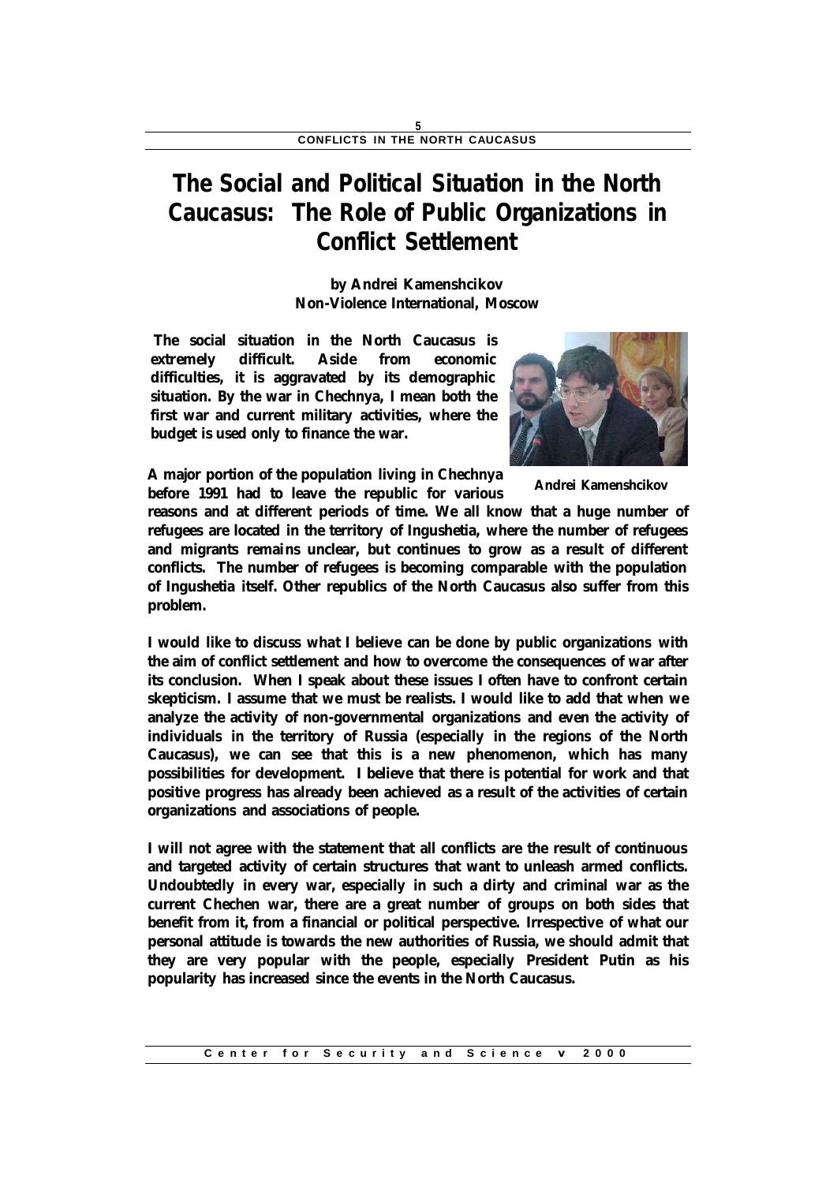# The Social and Political Situation in the North Caucasus: The Role of Public Organizations in Conflict Settlement

**by Andrei Kamenshcikov**
**Non-Violence International, Moscow**

**The social situation in the North Caucasus is extremely difficult. Aside from economic difficulties, it is aggravated by its demographic situation. By the war in Chechnya, I mean both the first war and current military activities, where the budget is used only to finance the war.**

Andrei Kamenshcikov

**A major portion of the population living in Chechnya before 1991 had to leave the republic for various reasons and at different periods of time. We all know that a huge number of refugees are located in the territory of Ingushetia, where the number of refugees and migrants remains unclear, but continues to grow as a result of different conflicts. The number of refugees is becoming comparable with the population of Ingushetia itself. Other republics of the North Caucasus also suffer from this problem.**

**I would like to discuss what I believe can be done by public organizations with the aim of conflict settlement and how to overcome the consequences of war after its conclusion. When I speak about these issues I often have to confront certain skepticism. I assume that we must be realists. I would like to add that when we analyze the activity of non-governmental organizations and even the activity of individuals in the territory of Russia (especially in the regions of the North Caucasus), we can see that this is a new phenomenon, which has many possibilities for development. I believe that there is potential for work and that positive progress has already been achieved as a result of the activities of certain organizations and associations of people.**

**I will not agree with the statement that all conflicts are the result of continuous and targeted activity of certain structures that want to unleash armed conflicts. Undoubtedly in every war, especially in such a dirty and criminal war as the current Chechen war, there are a great number of groups on both sides that benefit from it, from a financial or political perspective. Irrespective of what our personal attitude is towards the new authorities of Russia, we should admit that they are very popular with the people, especially President Putin as his popularity has increased since the events in the North Caucasus.**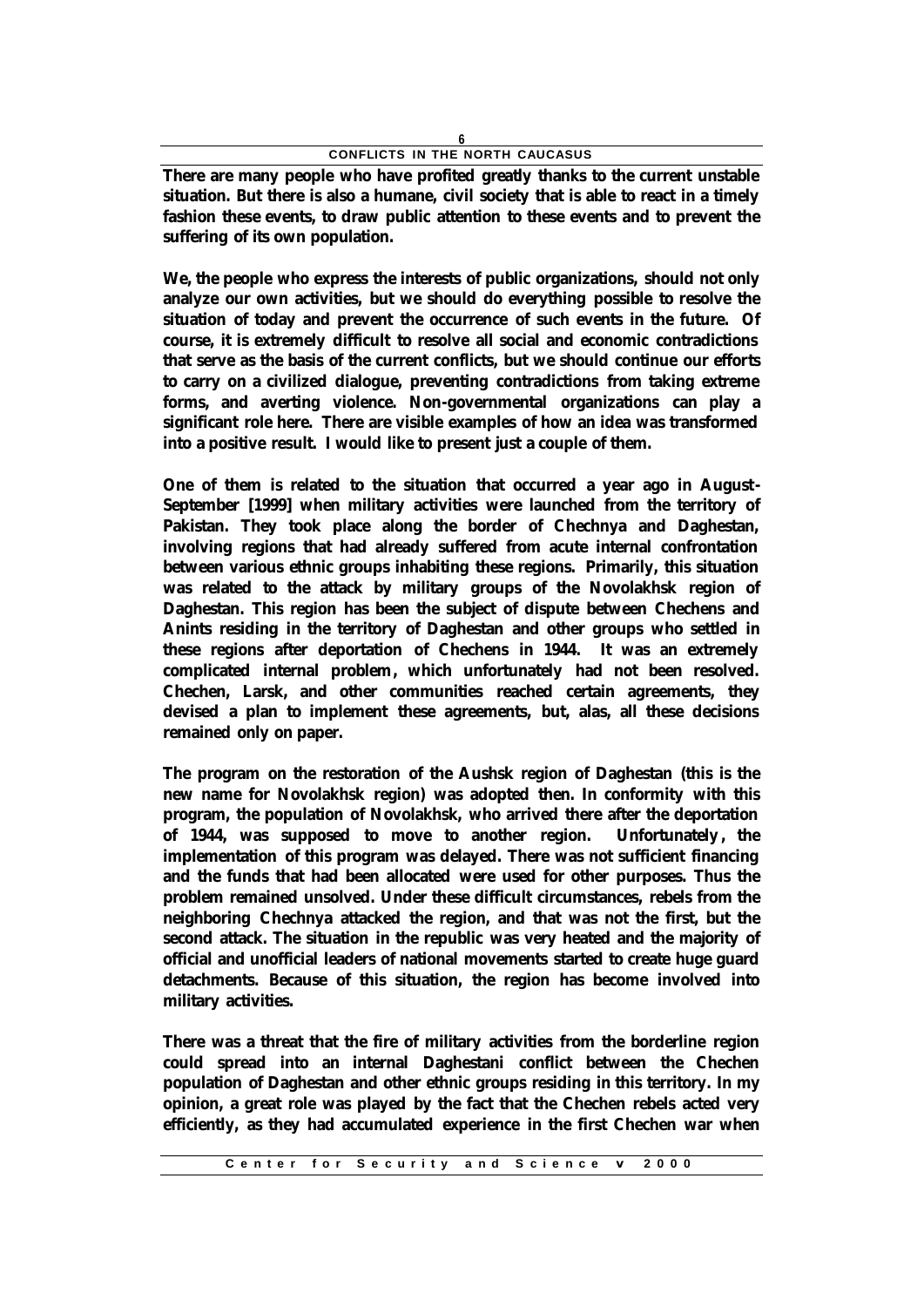There are many people who have profited greatly thanks to the current unstable situation. But there is also a humane, civil society that is able to react in a timely fashion these events, to draw public attention to these events and to prevent the suffering of its own population.

We, the people who express the interests of public organizations, should not only analyze our own activities, but we should do everything possible to resolve the situation of today and prevent the occurrence of such events in the future. Of course, it is extremely difficult to resolve all social and economic contradictions that serve as the basis of the current conflicts, but we should continue our efforts to carry on a civilized dialogue, preventing contradictions from taking extreme forms, and averting violence. Non-governmental organizations can play a significant role here. There are visible examples of how an idea was transformed into a positive result. I would like to present just a couple of them.

One of them is related to the situation that occurred a year ago in August-September [1999] when military activities were launched from the territory of Pakistan. They took place along the border of Chechnya and Daghestan, involving regions that had already suffered from acute internal confrontation between various ethnic groups inhabiting these regions. Primarily, this situation was related to the attack by military groups of the Novolakhsk region of Daghestan. This region has been the subject of dispute between Chechens and Anints residing in the territory of Daghestan and other groups who settled in these regions after deportation of Chechens in 1944. It was an extremely complicated internal problem, which unfortunately had not been resolved. Chechen, Larsk, and other communities reached certain agreements, they devised a plan to implement these agreements, but, alas, all these decisions remained only on paper.

The program on the restoration of the Aushsk region of Daghestan (this is the new name for Novolakhsk region) was adopted then. In conformity with this program, the population of Novolakhsk, who arrived there after the deportation of 1944, was supposed to move to another region. Unfortunately, the implementation of this program was delayed. There was not sufficient financing and the funds that had been allocated were used for other purposes. Thus the problem remained unsolved. Under these difficult circumstances, rebels from the neighboring Chechnya attacked the region, and that was not the first, but the second attack. The situation in the republic was very heated and the majority of official and unofficial leaders of national movements started to create huge guard detachments. Because of this situation, the region has become involved into military activities.

There was a threat that the fire of military activities from the borderline region could spread into an internal Daghestani conflict between the Chechen population of Daghestan and other ethnic groups residing in this territory. In my opinion, a great role was played by the fact that the Chechen rebels acted very efficiently, as they had accumulated experience in the first Chechen war when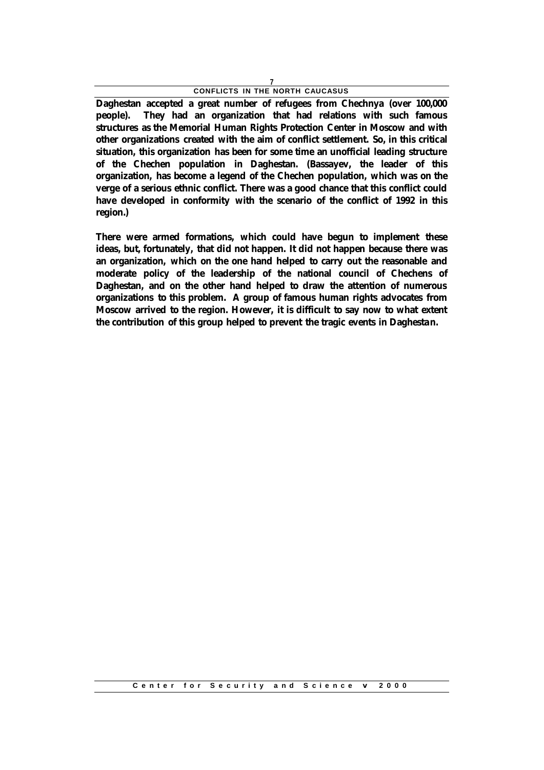**Daghestan accepted a great number of refugees from Chechnya (over 100,000 people). They had an organization that had relations with such famous structures as the Memorial Human Rights Protection Center in Moscow and with other organizations created with the aim of conflict settlement. So, in this critical situation, this organization has been for some time an unofficial leading structure of the Chechen population in Daghestan. (Bassayev, the leader of this organization, has become a legend of the Chechen population, which was on the verge of a serious ethnic conflict. There was a good chance that this conflict could have developed in conformity with the scenario of the conflict of 1992 in this region.)**

**There were armed formations, which could have begun to implement these ideas, but, fortunately, that did not happen. It did not happen because there was an organization, which on the one hand helped to carry out the reasonable and moderate policy of the leadership of the national council of Chechens of Daghestan, and on the other hand helped to draw the attention of numerous organizations to this problem. A group of famous human rights advocates from Moscow arrived to the region. However, it is difficult to say now to what extent the contribution of this group helped to prevent the tragic events in Daghestan.**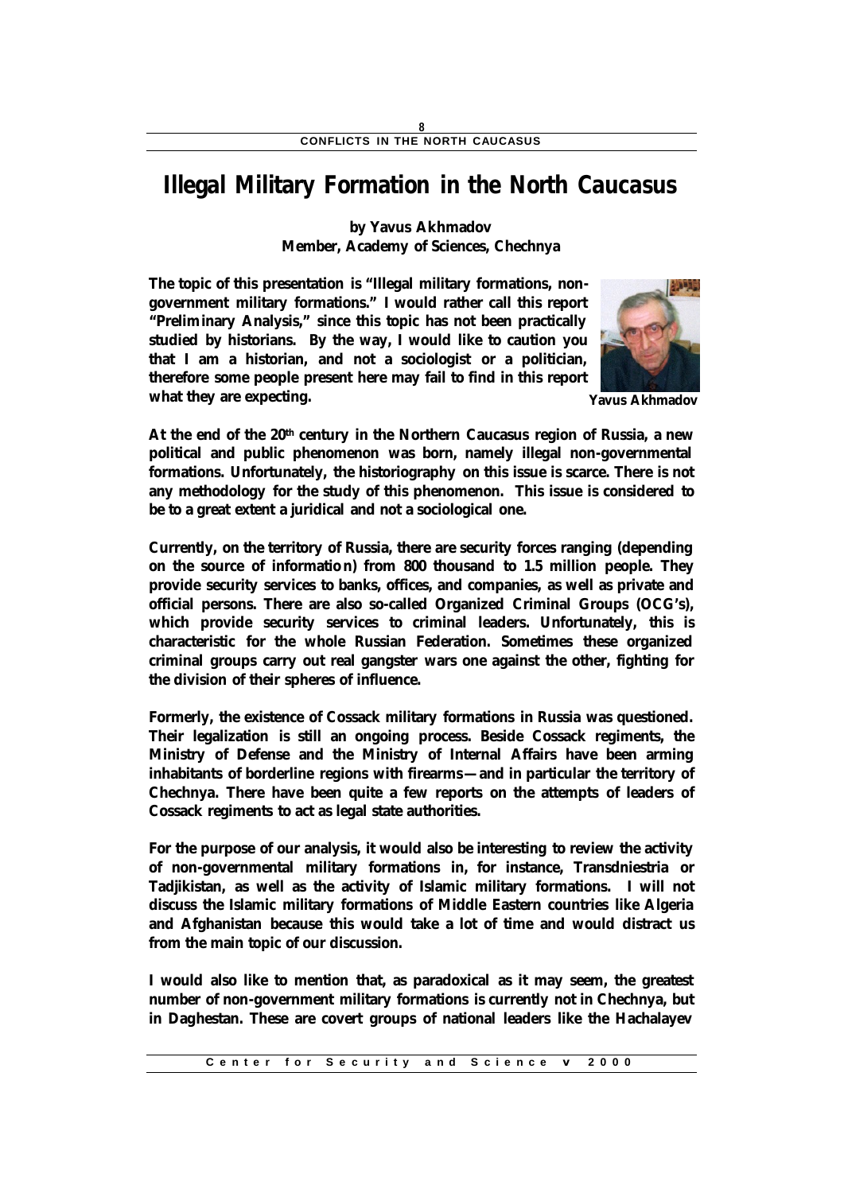# Illegal Military Formation in the North Caucasus

**by Yavus Akhmadov**
**Member, Academy of Sciences, Chechnya**

**The topic of this presentation is "Illegal military formations, non-government military formations." I would rather call this report "Preliminary Analysis," since this topic has not been practically studied by historians. By the way, I would like to caution you that I am a historian, and not a sociologist or a politician, therefore some people present here may fail to find in this report what they are expecting.**

**Yavus Akhmadov**

**At the end of the 20th century in the Northern Caucasus region of Russia, a new political and public phenomenon was born, namely illegal non-governmental formations. Unfortunately, the historiography on this issue is scarce. There is not any methodology for the study of this phenomenon. This issue is considered to be to a great extent a juridical and not a sociological one.**

**Currently, on the territory of Russia, there are security forces ranging (depending on the source of information) from 800 thousand to 1.5 million people. They provide security services to banks, offices, and companies, as well as private and official persons. There are also so-called Organized Criminal Groups (OCG's), which provide security services to criminal leaders. Unfortunately, this is characteristic for the whole Russian Federation. Sometimes these organized criminal groups carry out real gangster wars one against the other, fighting for the division of their spheres of influence.**

**Formerly, the existence of Cossack military formations in Russia was questioned. Their legalization is still an ongoing process. Beside Cossack regiments, the Ministry of Defense and the Ministry of Internal Affairs have been arming inhabitants of borderline regions with firearms—and in particular the territory of Chechnya. There have been quite a few reports on the attempts of leaders of Cossack regiments to act as legal state authorities.**

**For the purpose of our analysis, it would also be interesting to review the activity of non-governmental military formations in, for instance, Transdniestria or Tadjikistan, as well as the activity of Islamic military formations. I will not discuss the Islamic military formations of Middle Eastern countries like Algeria and Afghanistan because this would take a lot of time and would distract us from the main topic of our discussion.**

**I would also like to mention that, as paradoxical as it may seem, the greatest number of non-government military formations is currently not in Chechnya, but in Daghestan. These are covert groups of national leaders like the Hachalayev**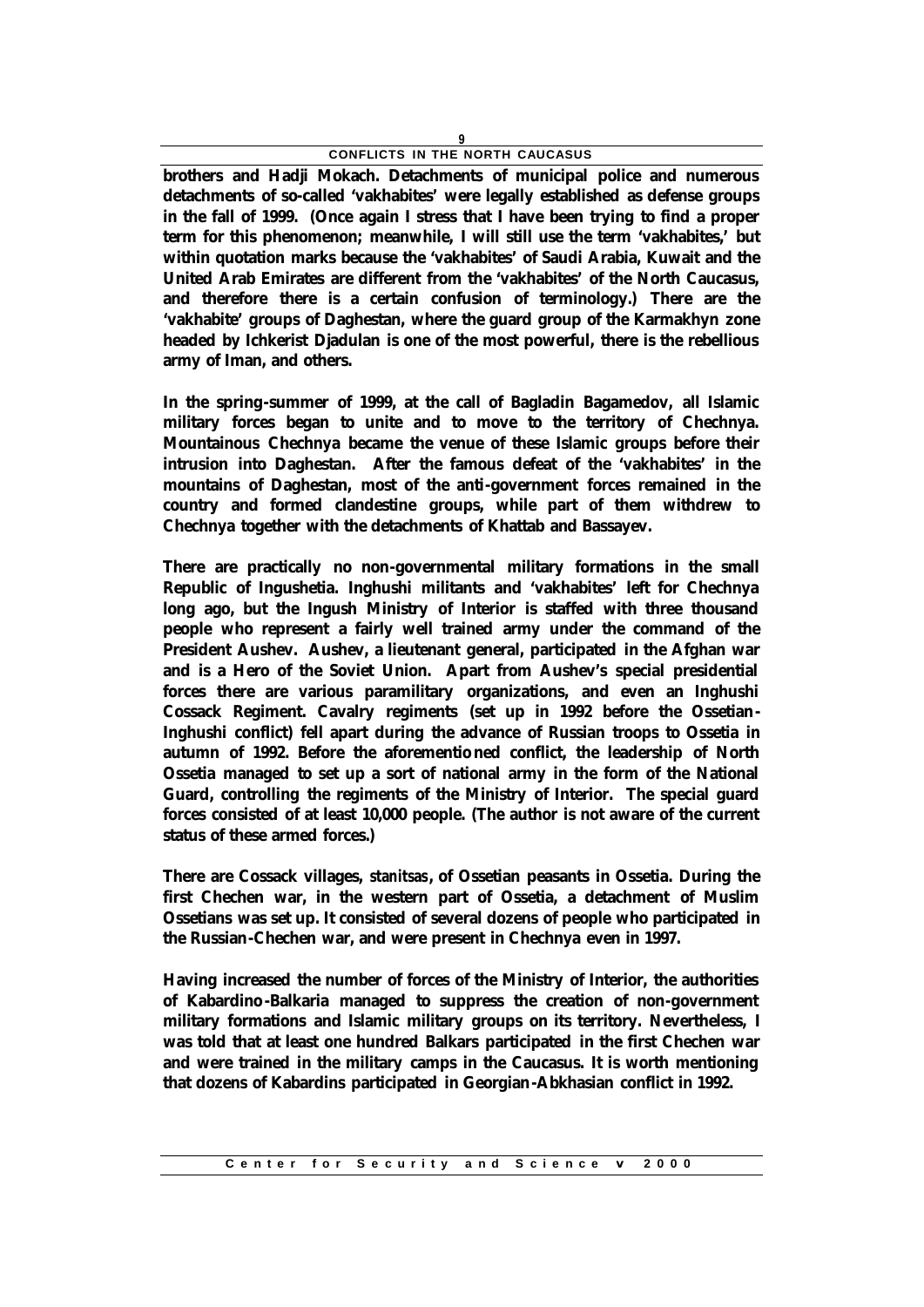**brothers and Hadji Mokach. Detachments of municipal police and numerous detachments of so-called 'vakhabites' were legally established as defense groups in the fall of 1999. (Once again I stress that I have been trying to find a proper term for this phenomenon; meanwhile, I will still use the term 'vakhabites,' but within quotation marks because the 'vakhabites' of Saudi Arabia, Kuwait and the United Arab Emirates are different from the 'vakhabites' of the North Caucasus, and therefore there is a certain confusion of terminology.) There are the 'vakhabite' groups of Daghestan, where the guard group of the Karmakhyn zone headed by Ichkerist Djadulan is one of the most powerful, there is the rebellious army of Iman, and others.**

**In the spring-summer of 1999, at the call of Bagladin Bagamedov, all Islamic military forces began to unite and to move to the territory of Chechnya. Mountainous Chechnya became the venue of these Islamic groups before their intrusion into Daghestan. After the famous defeat of the 'vakhabites' in the mountains of Daghestan, most of the anti-government forces remained in the country and formed clandestine groups, while part of them withdrew to Chechnya together with the detachments of Khattab and Bassayev.**

**There are practically no non-governmental military formations in the small Republic of Ingushetia. Inghushi militants and 'vakhabites' left for Chechnya long ago, but the Ingush Ministry of Interior is staffed with three thousand people who represent a fairly well trained army under the command of the President Aushev. Aushev, a lieutenant general, participated in the Afghan war and is a Hero of the Soviet Union. Apart from Aushev's special presidential forces there are various paramilitary organizations, and even an Inghushi Cossack Regiment. Cavalry regiments (set up in 1992 before the Ossetian-Inghushi conflict) fell apart during the advance of Russian troops to Ossetia in autumn of 1992. Before the aforementioned conflict, the leadership of North Ossetia managed to set up a sort of national army in the form of the National Guard, controlling the regiments of the Ministry of Interior. The special guard forces consisted of at least 10,000 people. (The author is not aware of the current status of these armed forces.)**

**There are Cossack villages, *stanitsas*, of Ossetian peasants in Ossetia. During the first Chechen war, in the western part of Ossetia, a detachment of Muslim Ossetians was set up. It consisted of several dozens of people who participated in the Russian-Chechen war, and were present in Chechnya even in 1997.**

**Having increased the number of forces of the Ministry of Interior, the authorities of Kabardino-Balkaria managed to suppress the creation of non-government military formations and Islamic military groups on its territory. Nevertheless, I was told that at least one hundred Balkars participated in the first Chechen war and were trained in the military camps in the Caucasus. It is worth mentioning that dozens of Kabardins participated in Georgian-Abkhasian conflict in 1992.**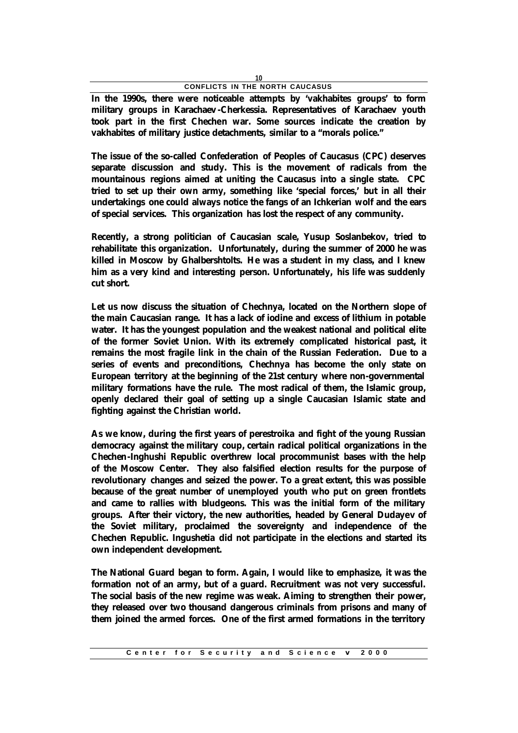**In the 1990s, there were noticeable attempts by 'vakhabites groups' to form military groups in Karachaev-Cherkessia. Representatives of Karachaev youth took part in the first Chechen war. Some sources indicate the creation by vakhabites of military justice detachments, similar to a "morals police."**

**The issue of the so-called Confederation of Peoples of Caucasus (CPC) deserves separate discussion and study. This is the movement of radicals from the mountainous regions aimed at uniting the Caucasus into a single state. CPC tried to set up their own army, something like 'special forces,' but in all their undertakings one could always notice the fangs of an Ichkerian wolf and the ears of special services. This organization has lost the respect of any community.**

**Recently, a strong politician of Caucasian scale, Yusup Soslanbekov, tried to rehabilitate this organization. Unfortunately, during the summer of 2000 he was killed in Moscow by Ghalbershtolts. He was a student in my class, and I knew him as a very kind and interesting person. Unfortunately, his life was suddenly cut short.**

**Let us now discuss the situation of Chechnya, located on the Northern slope of the main Caucasian range. It has a lack of iodine and excess of lithium in potable water. It has the youngest population and the weakest national and political elite of the former Soviet Union. With its extremely complicated historical past, it remains the most fragile link in the chain of the Russian Federation. Due to a series of events and preconditions, Chechnya has become the only state on European territory at the beginning of the 21st century where non-governmental military formations have the rule. The most radical of them, the Islamic group, openly declared their goal of setting up a single Caucasian Islamic state and fighting against the Christian world.**

**As we know, during the first years of perestroika and fight of the young Russian democracy against the military coup, certain radical political organizations in the Chechen-Inghushi Republic overthrew local procommunist bases with the help of the Moscow Center. They also falsified election results for the purpose of revolutionary changes and seized the power. To a great extent, this was possible because of the great number of unemployed youth who put on green frontlets and came to rallies with bludgeons. This was the initial form of the military groups. After their victory, the new authorities, headed by General Dudayev of the Soviet military, proclaimed the sovereignty and independence of the Chechen Republic. Ingushetia did not participate in the elections and started its own independent development.**

**The National Guard began to form. Again, I would like to emphasize, it was the formation not of an army, but of a guard. Recruitment was not very successful. The social basis of the new regime was weak. Aiming to strengthen their power, they released over two thousand dangerous criminals from prisons and many of them joined the armed forces. One of the first armed formations in the territory**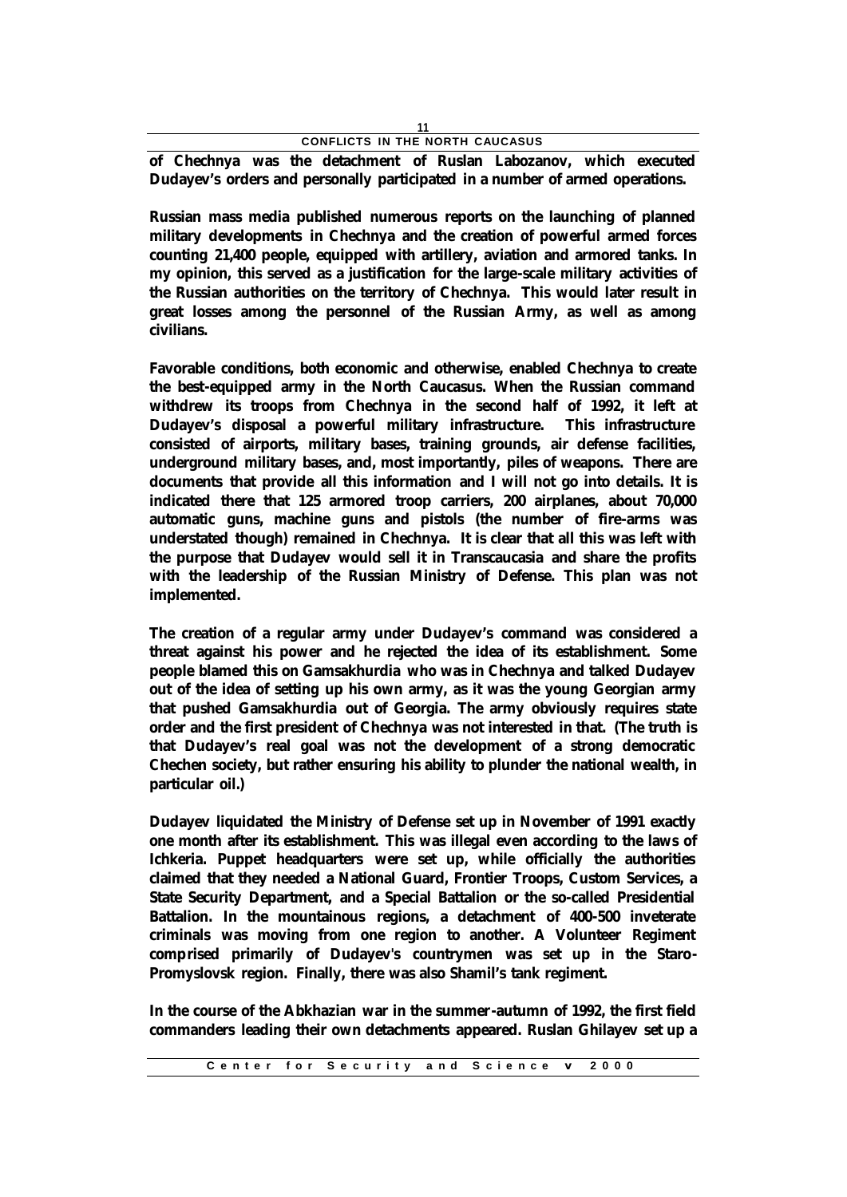of Chechnya was the detachment of Ruslan Labozanov, which executed Dudayev's orders and personally participated in a number of armed operations.

Russian mass media published numerous reports on the launching of planned military developments in Chechnya and the creation of powerful armed forces counting 21,400 people, equipped with artillery, aviation and armored tanks. In my opinion, this served as a justification for the large-scale military activities of the Russian authorities on the territory of Chechnya. This would later result in great losses among the personnel of the Russian Army, as well as among civilians.

Favorable conditions, both economic and otherwise, enabled Chechnya to create the best-equipped army in the North Caucasus. When the Russian command withdrew its troops from Chechnya in the second half of 1992, it left at Dudayev's disposal a powerful military infrastructure. This infrastructure consisted of airports, military bases, training grounds, air defense facilities, underground military bases, and, most importantly, piles of weapons. There are documents that provide all this information and I will not go into details. It is indicated there that 125 armored troop carriers, 200 airplanes, about 70,000 automatic guns, machine guns and pistols (the number of fire-arms was understated though) remained in Chechnya. It is clear that all this was left with the purpose that Dudayev would sell it in Transcaucasia and share the profits with the leadership of the Russian Ministry of Defense. This plan was not implemented.

The creation of a regular army under Dudayev's command was considered a threat against his power and he rejected the idea of its establishment. Some people blamed this on Gamsakhurdia who was in Chechnya and talked Dudayev out of the idea of setting up his own army, as it was the young Georgian army that pushed Gamsakhurdia out of Georgia. The army obviously requires state order and the first president of Chechnya was not interested in that. (The truth is that Dudayev's real goal was not the development of a strong democratic Chechen society, but rather ensuring his ability to plunder the national wealth, in particular oil.)

Dudayev liquidated the Ministry of Defense set up in November of 1991 exactly one month after its establishment. This was illegal even according to the laws of Ichkeria. Puppet headquarters were set up, while officially the authorities claimed that they needed a National Guard, Frontier Troops, Custom Services, a State Security Department, and a Special Battalion or the so-called Presidential Battalion. In the mountainous regions, a detachment of 400-500 inveterate criminals was moving from one region to another. A Volunteer Regiment comprised primarily of Dudayev's countrymen was set up in the Staro-Promyslovsk region. Finally, there was also Shamil's tank regiment.

In the course of the Abkhazian war in the summer-autumn of 1992, the first field commanders leading their own detachments appeared. Ruslan Ghilayev set up a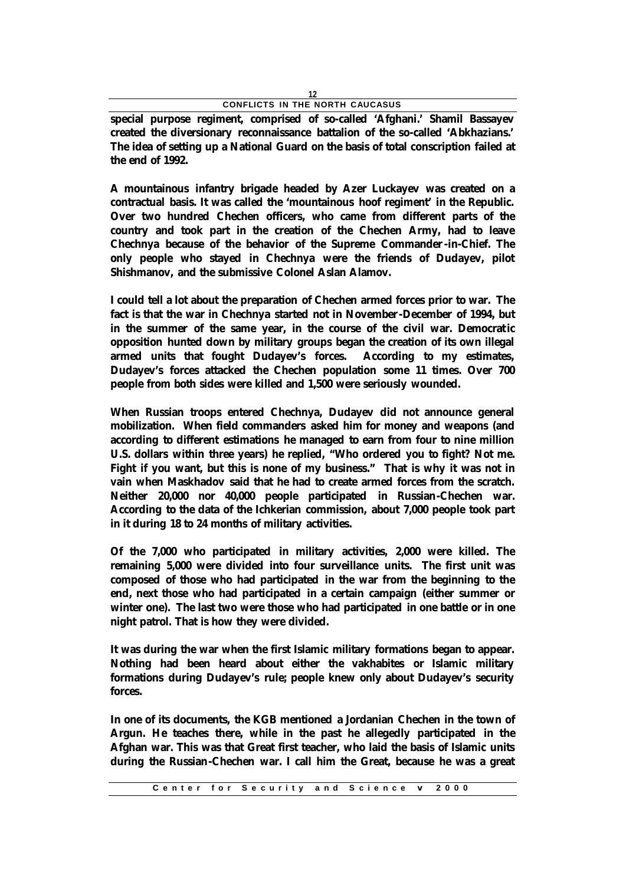**special purpose regiment, comprised of so-called 'Afghani.' Shamil Bassayev created the diversionary reconnaissance battalion of the so-called 'Abkhazians.' The idea of setting up a National Guard on the basis of total conscription failed at the end of 1992.**

**A mountainous infantry brigade headed by Azer Luckayev was created on a contractual basis. It was called the 'mountainous hoof regiment' in the Republic. Over two hundred Chechen officers, who came from different parts of the country and took part in the creation of the Chechen Army, had to leave Chechnya because of the behavior of the Supreme Commander-in-Chief. The only people who stayed in Chechnya were the friends of Dudayev, pilot Shishmanov, and the submissive Colonel Aslan Alamov.**

**I could tell a lot about the preparation of Chechen armed forces prior to war. The fact is that the war in Chechnya started not in November-December of 1994, but in the summer of the same year, in the course of the civil war. Democratic opposition hunted down by military groups began the creation of its own illegal armed units that fought Dudayev's forces. According to my estimates, Dudayev's forces attacked the Chechen population some 11 times. Over 700 people from both sides were killed and 1,500 were seriously wounded.**

**When Russian troops entered Chechnya, Dudayev did not announce general mobilization. When field commanders asked him for money and weapons (and according to different estimations he managed to earn from four to nine million U.S. dollars within three years) he replied, "Who ordered you to fight? Not me. Fight if you want, but this is none of my business." That is why it was not in vain when Maskhadov said that he had to create armed forces from the scratch. Neither 20,000 nor 40,000 people participated in Russian-Chechen war. According to the data of the Ichkerian commission, about 7,000 people took part in it during 18 to 24 months of military activities.**

**Of the 7,000 who participated in military activities, 2,000 were killed. The remaining 5,000 were divided into four surveillance units. The first unit was composed of those who had participated in the war from the beginning to the end, next those who had participated in a certain campaign (either summer or winter one). The last two were those who had participated in one battle or in one night patrol. That is how they were divided.**

**It was during the war when the first Islamic military formations began to appear. Nothing had been heard about either the vakhabites or Islamic military formations during Dudayev's rule; people knew only about Dudayev's security forces.**

**In one of its documents, the KGB mentioned a Jordanian Chechen in the town of Argun. He teaches there, while in the past he allegedly participated in the Afghan war. This was that Great first teacher, who laid the basis of Islamic units during the Russian-Chechen war. I call him the Great, because he was a great**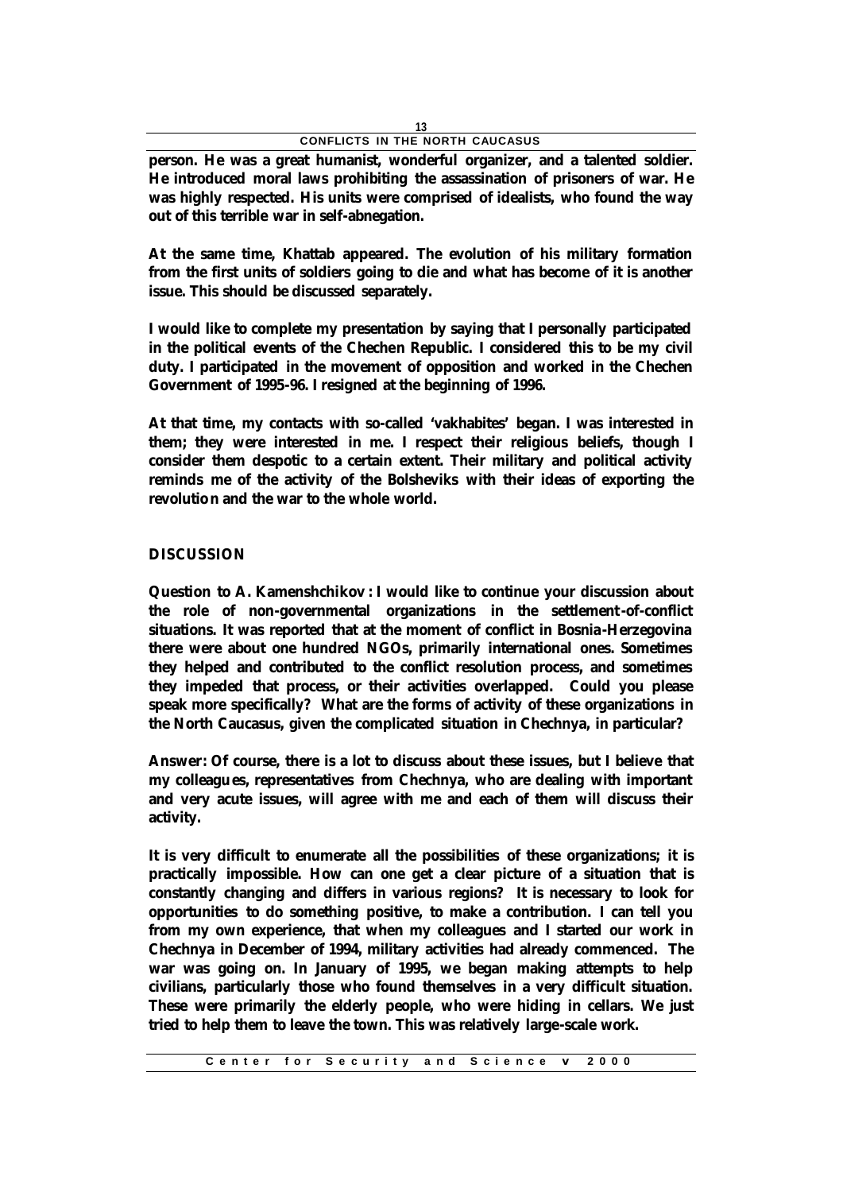**person. He was a great humanist, wonderful organizer, and a talented soldier. He introduced moral laws prohibiting the assassination of prisoners of war. He was highly respected. His units were comprised of idealists, who found the way out of this terrible war in self-abnegation.**

**At the same time, Khattab appeared. The evolution of his military formation from the first units of soldiers going to die and what has become of it is another issue. This should be discussed separately.**

**I would like to complete my presentation by saying that I personally participated in the political events of the Chechen Republic. I considered this to be my civil duty. I participated in the movement of opposition and worked in the Chechen Government of 1995-96. I resigned at the beginning of 1996.**

**At that time, my contacts with so-called 'vakhabites' began. I was interested in them; they were interested in me. I respect their religious beliefs, though I consider them despotic to a certain extent. Their military and political activity reminds me of the activity of the Bolsheviks with their ideas of exporting the revolution and the war to the whole world.**

## DISCUSSION

**Question to A. Kamenshchikov: I would like to continue your discussion about the role of non-governmental organizations in the settlement-of-conflict situations. It was reported that at the moment of conflict in Bosnia-Herzegovina there were about one hundred NGOs, primarily international ones. Sometimes they helped and contributed to the conflict resolution process, and sometimes they impeded that process, or their activities overlapped. Could you please speak more specifically? What are the forms of activity of these organizations in the North Caucasus, given the complicated situation in Chechnya, in particular?**

**Answer: Of course, there is a lot to discuss about these issues, but I believe that my colleagues, representatives from Chechnya, who are dealing with important and very acute issues, will agree with me and each of them will discuss their activity.**

**It is very difficult to enumerate all the possibilities of these organizations; it is practically impossible. How can one get a clear picture of a situation that is constantly changing and differs in various regions? It is necessary to look for opportunities to do something positive, to make a contribution. I can tell you from my own experience, that when my colleagues and I started our work in Chechnya in December of 1994, military activities had already commenced. The war was going on. In January of 1995, we began making attempts to help civilians, particularly those who found themselves in a very difficult situation. These were primarily the elderly people, who were hiding in cellars. We just tried to help them to leave the town. This was relatively large-scale work.**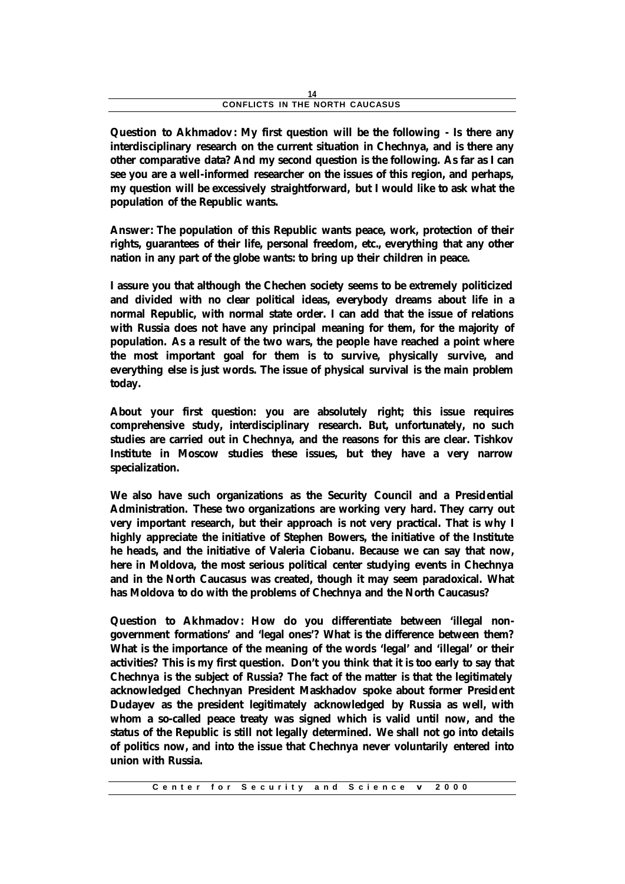**Question to Akhmadov: My first question will be the following - Is there any interdisciplinary research on the current situation in Chechnya, and is there any other comparative data? And my second question is the following. As far as I can see you are a well-informed researcher on the issues of this region, and perhaps, my question will be excessively straightforward, but I would like to ask what the population of the Republic wants.**

**Answer: The population of this Republic wants peace, work, protection of their rights, guarantees of their life, personal freedom, etc., everything that any other nation in any part of the globe wants: to bring up their children in peace.**

**I assure you that although the Chechen society seems to be extremely politicized and divided with no clear political ideas, everybody dreams about life in a normal Republic, with normal state order. I can add that the issue of relations with Russia does not have any principal meaning for them, for the majority of population. As a result of the two wars, the people have reached a point where the most important goal for them is to survive, physically survive, and everything else is just words. The issue of physical survival is the main problem today.**

**About your first question: you are absolutely right; this issue requires comprehensive study, interdisciplinary research. But, unfortunately, no such studies are carried out in Chechnya, and the reasons for this are clear. Tishkov Institute in Moscow studies these issues, but they have a very narrow specialization.**

**We also have such organizations as the Security Council and a Presidential Administration. These two organizations are working very hard. They carry out very important research, but their approach is not very practical. That is why I highly appreciate the initiative of Stephen Bowers, the initiative of the Institute he heads, and the initiative of Valeria Ciobanu. Because we can say that now, here in Moldova, the most serious political center studying events in Chechnya and in the North Caucasus was created, though it may seem paradoxical. What has Moldova to do with the problems of Chechnya and the North Caucasus?**

**Question to Akhmadov: How do you differentiate between 'illegal non-government formations' and 'legal ones'? What is the difference between them? What is the importance of the meaning of the words 'legal' and 'illegal' or their activities? This is my first question. Don't you think that it is too early to say that Chechnya is the subject of Russia? The fact of the matter is that the legitimately acknowledged Chechnyan President Maskhadov spoke about former President Dudayev as the president legitimately acknowledged by Russia as well, with whom a so-called peace treaty was signed which is valid until now, and the status of the Republic is still not legally determined. We shall not go into details of politics now, and into the issue that Chechnya never voluntarily entered into union with Russia.**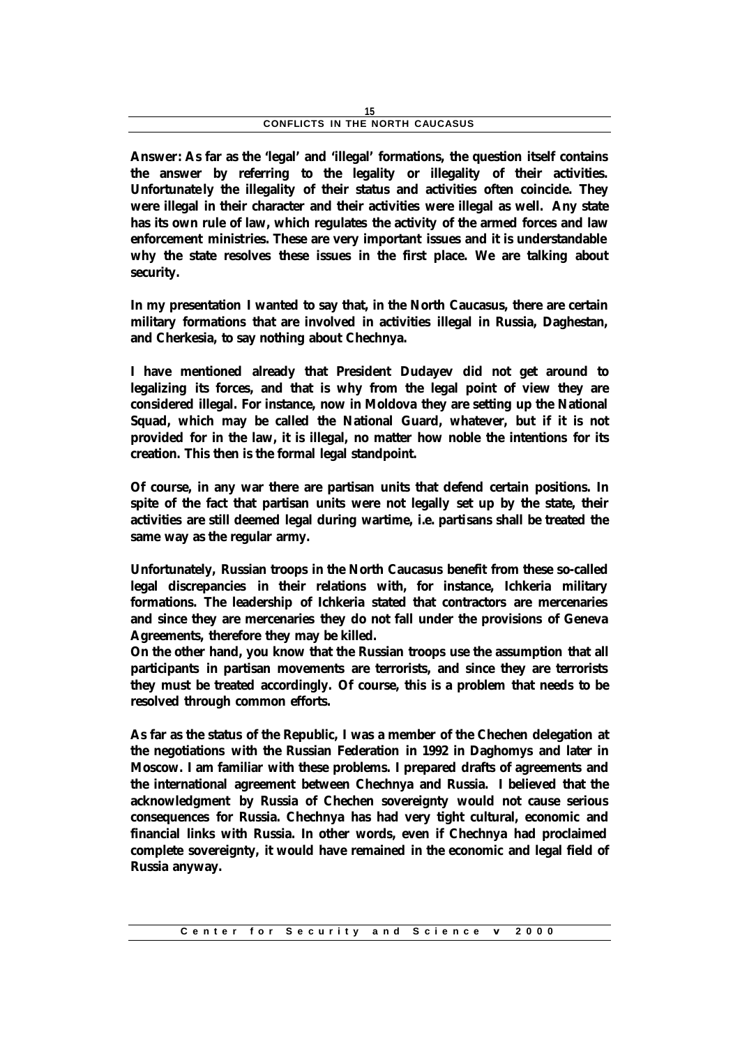**Answer: As far as the 'legal' and 'illegal' formations, the question itself contains the answer by referring to the legality or illegality of their activities. Unfortunately the illegality of their status and activities often coincide. They were illegal in their character and their activities were illegal as well. Any state has its own rule of law, which regulates the activity of the armed forces and law enforcement ministries. These are very important issues and it is understandable why the state resolves these issues in the first place. We are talking about security.**

**In my presentation I wanted to say that, in the North Caucasus, there are certain military formations that are involved in activities illegal in Russia, Daghestan, and Cherkesia, to say nothing about Chechnya.**

**I have mentioned already that President Dudayev did not get around to legalizing its forces, and that is why from the legal point of view they are considered illegal. For instance, now in Moldova they are setting up the National Squad, which may be called the National Guard, whatever, but if it is not provided for in the law, it is illegal, no matter how noble the intentions for its creation. This then is the formal legal standpoint.**

**Of course, in any war there are partisan units that defend certain positions. In spite of the fact that partisan units were not legally set up by the state, their activities are still deemed legal during wartime, i.e. partisans shall be treated the same way as the regular army.**

**Unfortunately, Russian troops in the North Caucasus benefit from these so-called legal discrepancies in their relations with, for instance, Ichkeria military formations. The leadership of Ichkeria stated that contractors are mercenaries and since they are mercenaries they do not fall under the provisions of Geneva Agreements, therefore they may be killed.**

**On the other hand, you know that the Russian troops use the assumption that all participants in partisan movements are terrorists, and since they are terrorists they must be treated accordingly. Of course, this is a problem that needs to be resolved through common efforts.**

**As far as the status of the Republic, I was a member of the Chechen delegation at the negotiations with the Russian Federation in 1992 in Daghomys and later in Moscow. I am familiar with these problems. I prepared drafts of agreements and the international agreement between Chechnya and Russia. I believed that the acknowledgment by Russia of Chechen sovereignty would not cause serious consequences for Russia. Chechnya has had very tight cultural, economic and financial links with Russia. In other words, even if Chechnya had proclaimed complete sovereignty, it would have remained in the economic and legal field of Russia anyway.**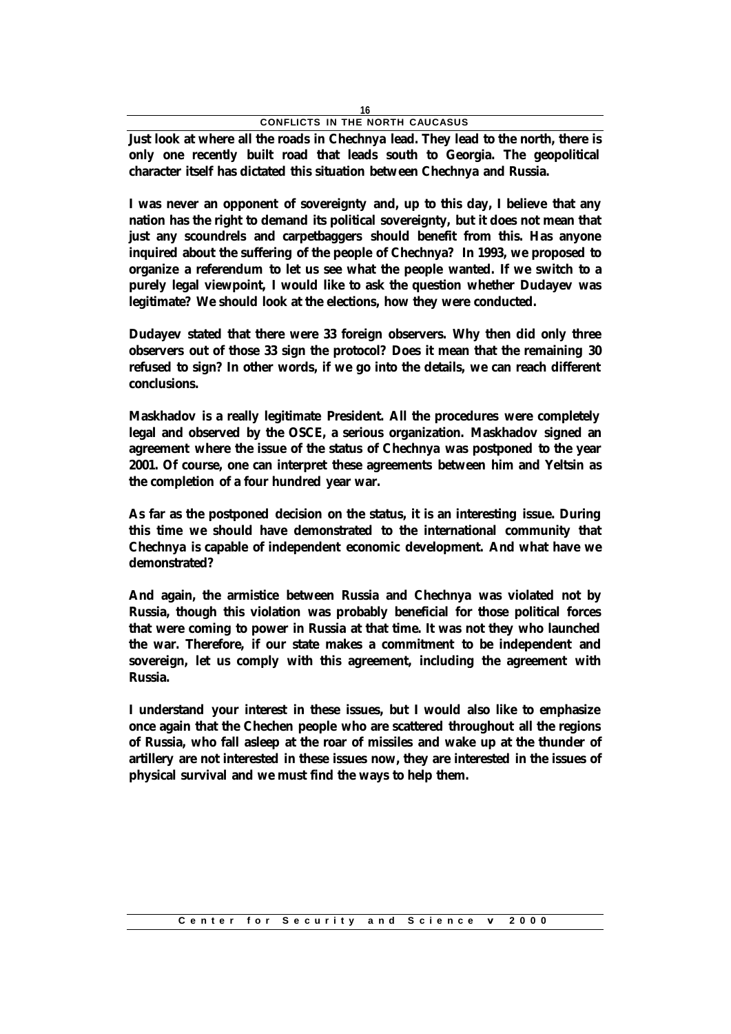**Just look at where all the roads in Chechnya lead. They lead to the north, there is only one recently built road that leads south to Georgia. The geopolitical character itself has dictated this situation between Chechnya and Russia.**

**I was never an opponent of sovereignty and, up to this day, I believe that any nation has the right to demand its political sovereignty, but it does not mean that just any scoundrels and carpetbaggers should benefit from this. Has anyone inquired about the suffering of the people of Chechnya? In 1993, we proposed to organize a referendum to let us see what the people wanted. If we switch to a purely legal viewpoint, I would like to ask the question whether Dudayev was legitimate? We should look at the elections, how they were conducted.**

**Dudayev stated that there were 33 foreign observers. Why then did only three observers out of those 33 sign the protocol? Does it mean that the remaining 30 refused to sign? In other words, if we go into the details, we can reach different conclusions.**

**Maskhadov is a really legitimate President. All the procedures were completely legal and observed by the OSCE, a serious organization. Maskhadov signed an agreement where the issue of the status of Chechnya was postponed to the year 2001. Of course, one can interpret these agreements between him and Yeltsin as the completion of a four hundred year war.**

**As far as the postponed decision on the status, it is an interesting issue. During this time we should have demonstrated to the international community that Chechnya is capable of independent economic development. And what have we demonstrated?**

**And again, the armistice between Russia and Chechnya was violated not by Russia, though this violation was probably beneficial for those political forces that were coming to power in Russia at that time. It was not they who launched the war. Therefore, if our state makes a commitment to be independent and sovereign, let us comply with this agreement, including the agreement with Russia.**

**I understand your interest in these issues, but I would also like to emphasize once again that the Chechen people who are scattered throughout all the regions of Russia, who fall asleep at the roar of missiles and wake up at the thunder of artillery are not interested in these issues now, they are interested in the issues of physical survival and we must find the ways to help them.**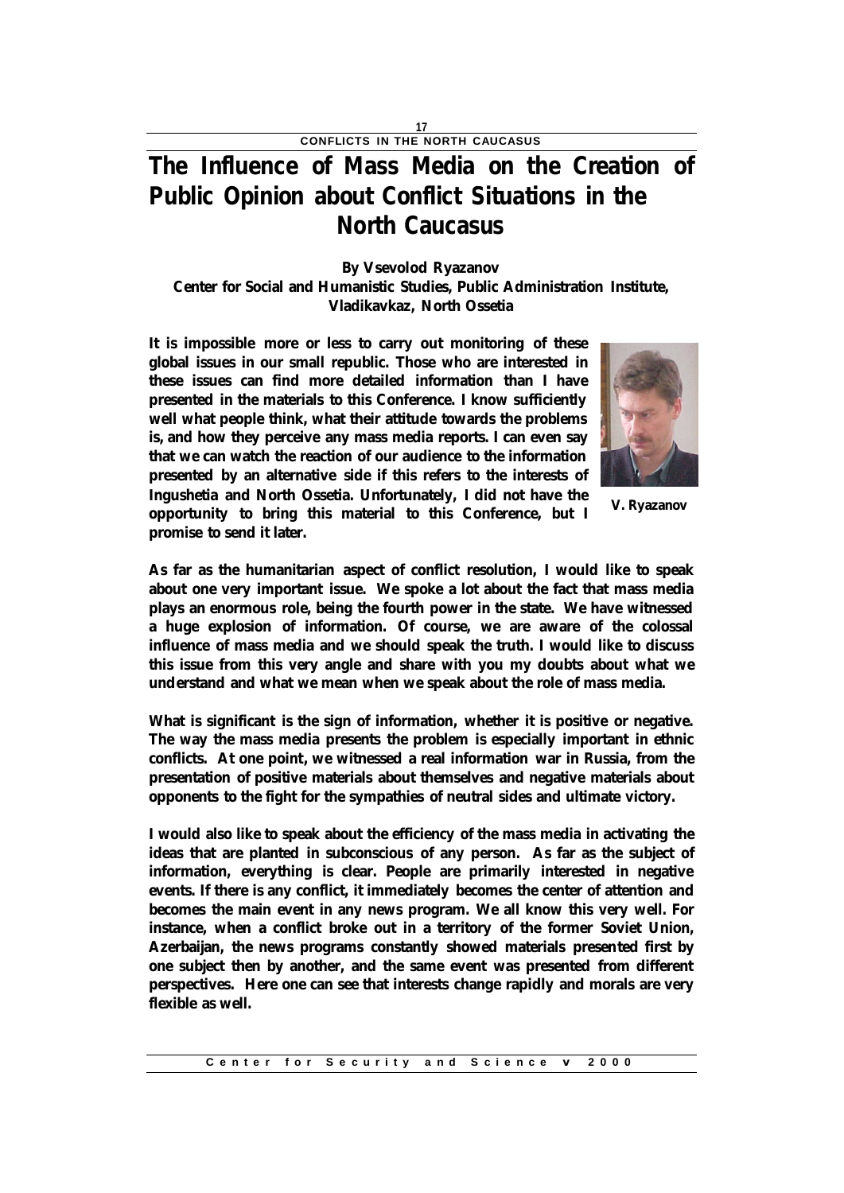# The Influence of Mass Media on the Creation of Public Opinion about Conflict Situations in the North Caucasus

**By Vsevolod Ryazanov**
**Center for Social and Humanistic Studies, Public Administration Institute, Vladikavkaz, North Ossetia**

It is impossible more or less to carry out monitoring of these global issues in our small republic. Those who are interested in these issues can find more detailed information than I have presented in the materials to this Conference. I know sufficiently well what people think, what their attitude towards the problems is, and how they perceive any mass media reports. I can even say that we can watch the reaction of our audience to the information presented by an alternative side if this refers to the interests of Ingushetia and North Ossetia. Unfortunately, I did not have the opportunity to bring this material to this Conference, but I promise to send it later.

V. Ryazanov

As far as the humanitarian aspect of conflict resolution, I would like to speak about one very important issue. We spoke a lot about the fact that mass media plays an enormous role, being the fourth power in the state. We have witnessed a huge explosion of information. Of course, we are aware of the colossal influence of mass media and we should speak the truth. I would like to discuss this issue from this very angle and share with you my doubts about what we understand and what we mean when we speak about the role of mass media.

What is significant is the sign of information, whether it is positive or negative. The way the mass media presents the problem is especially important in ethnic conflicts. At one point, we witnessed a real information war in Russia, from the presentation of positive materials about themselves and negative materials about opponents to the fight for the sympathies of neutral sides and ultimate victory.

I would also like to speak about the efficiency of the mass media in activating the ideas that are planted in subconscious of any person. As far as the subject of information, everything is clear. People are primarily interested in negative events. If there is any conflict, it immediately becomes the center of attention and becomes the main event in any news program. We all know this very well. For instance, when a conflict broke out in a territory of the former Soviet Union, Azerbaijan, the news programs constantly showed materials presented first by one subject then by another, and the same event was presented from different perspectives. Here one can see that interests change rapidly and morals are very flexible as well.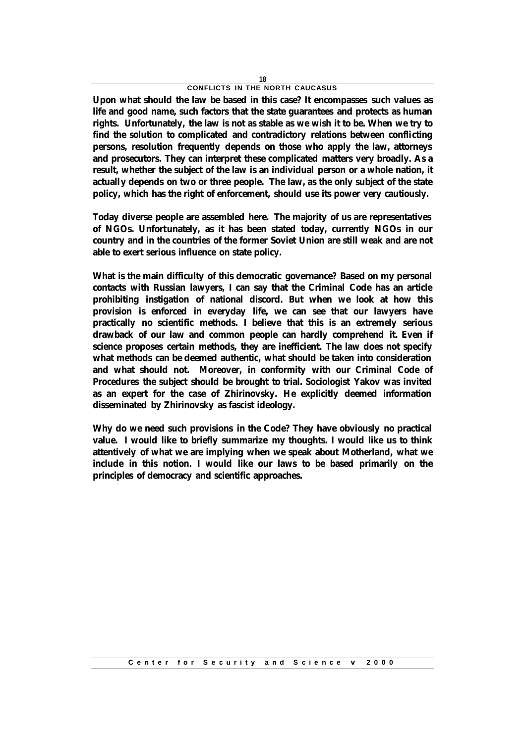**Upon what should the law be based in this case? It encompasses such values as life and good name, such factors that the state guarantees and protects as human rights. Unfortunately, the law is not as stable as we wish it to be. When we try to find the solution to complicated and contradictory relations between conflicting persons, resolution frequently depends on those who apply the law, attorneys and prosecutors. They can interpret these complicated matters very broadly. As a result, whether the subject of the law is an individual person or a whole nation, it actually depends on two or three people. The law, as the only subject of the state policy, which has the right of enforcement, should use its power very cautiously.**

**Today diverse people are assembled here. The majority of us are representatives of NGOs. Unfortunately, as it has been stated today, currently NGOs in our country and in the countries of the former Soviet Union are still weak and are not able to exert serious influence on state policy.**

**What is the main difficulty of this democratic governance? Based on my personal contacts with Russian lawyers, I can say that the Criminal Code has an article prohibiting instigation of national discord. But when we look at how this provision is enforced in everyday life, we can see that our lawyers have practically no scientific methods. I believe that this is an extremely serious drawback of our law and common people can hardly comprehend it. Even if science proposes certain methods, they are inefficient. The law does not specify what methods can be deemed authentic, what should be taken into consideration and what should not. Moreover, in conformity with our Criminal Code of Procedures the subject should be brought to trial. Sociologist Yakov was invited as an expert for the case of Zhirinovsky. He explicitly deemed information disseminated by Zhirinovsky as fascist ideology.**

**Why do we need such provisions in the Code? They have obviously no practical value. I would like to briefly summarize my thoughts. I would like us to think attentively of what we are implying when we speak about Motherland, what we include in this notion. I would like our laws to be based primarily on the principles of democracy and scientific approaches.**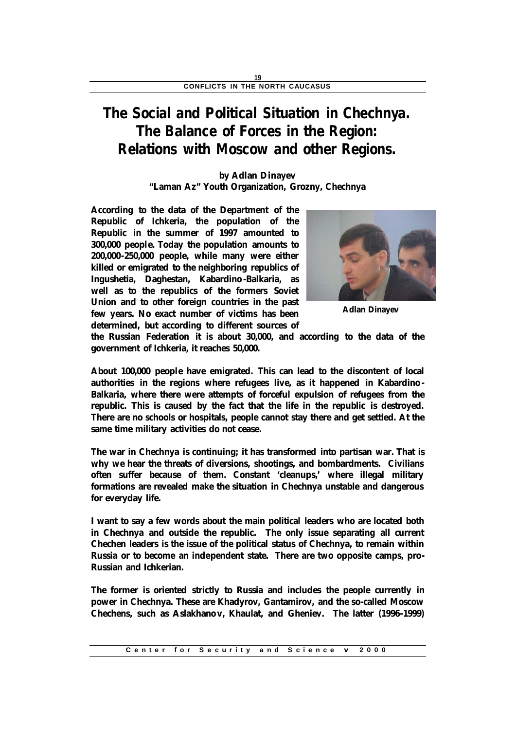# The Social and Political Situation in Chechnya. The Balance of Forces in the Region: Relations with Moscow and other Regions.

**by Adlan Dinayev**
**"Laman Az" Youth Organization, Grozny, Chechnya**

Adlan Dinayev

**According to the data of the Department of the Republic of Ichkeria, the population of the Republic in the summer of 1997 amounted to 300,000 people. Today the population amounts to 200,000-250,000 people, while many were either killed or emigrated to the neighboring republics of Ingushetia, Daghestan, Kabardino-Balkaria, as well as to the republics of the formers Soviet Union and to other foreign countries in the past few years. No exact number of victims has been determined, but according to different sources of the Russian Federation it is about 30,000, and according to the data of the government of Ichkeria, it reaches 50,000.**

**About 100,000 people have emigrated. This can lead to the discontent of local authorities in the regions where refugees live, as it happened in Kabardino-Balkaria, where there were attempts of forceful expulsion of refugees from the republic. This is caused by the fact that the life in the republic is destroyed. There are no schools or hospitals, people cannot stay there and get settled. At the same time military activities do not cease.**

**The war in Chechnya is continuing; it has transformed into partisan war. That is why we hear the threats of diversions, shootings, and bombardments. Civilians often suffer because of them. Constant 'cleanups,' where illegal military formations are revealed make the situation in Chechnya unstable and dangerous for everyday life.**

**I want to say a few words about the main political leaders who are located both in Chechnya and outside the republic. The only issue separating all current Chechen leaders is the issue of the political status of Chechnya, to remain within Russia or to become an independent state. There are two opposite camps, pro-Russian and Ichkerian.**

**The former is oriented strictly to Russia and includes the people currently in power in Chechnya. These are Khadyrov, Gantamirov, and the so-called Moscow Chechens, such as Aslakhanov, Khaulat, and Gheniev. The latter (1996-1999)**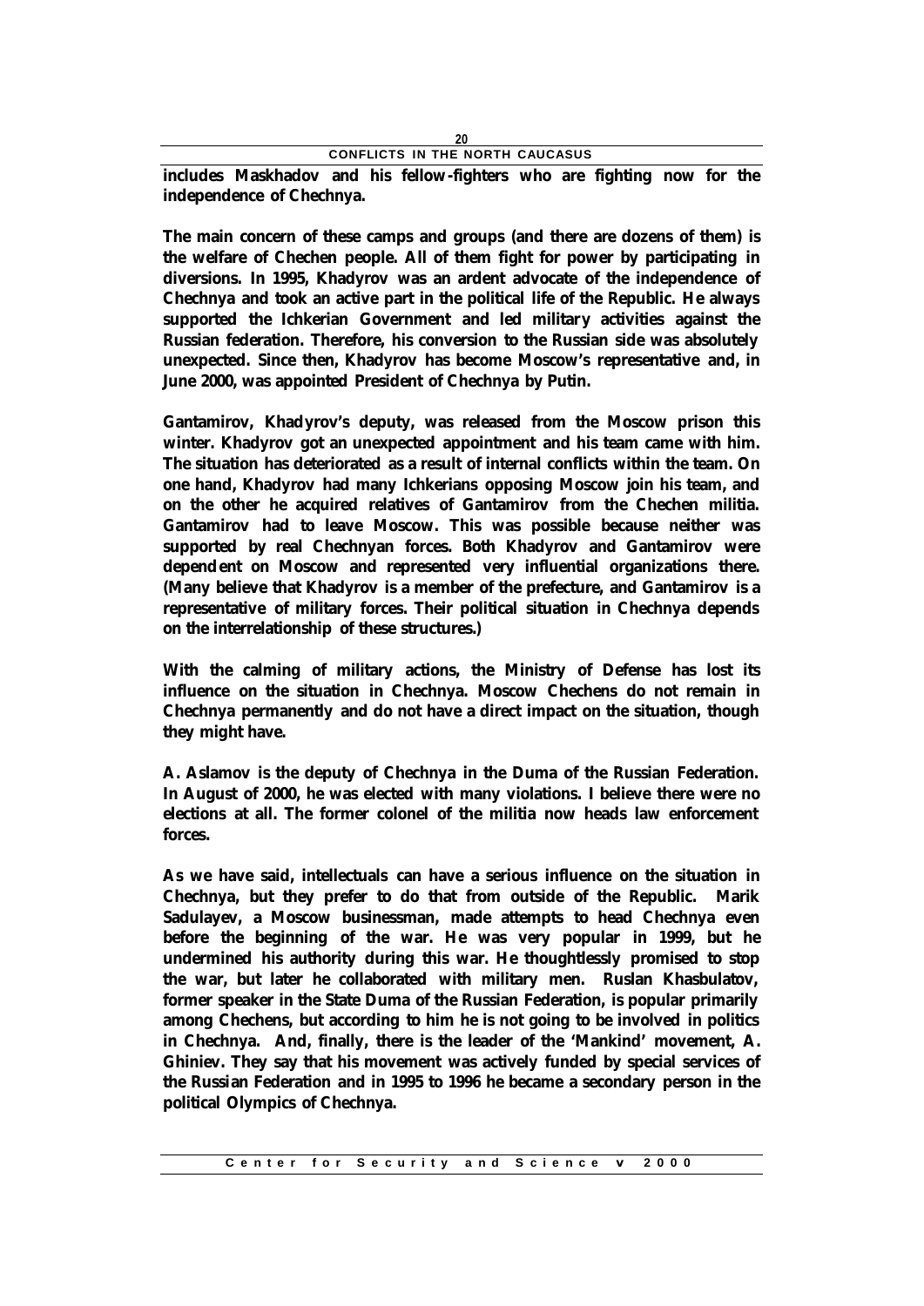**includes Maskhadov and his fellow-fighters who are fighting now for the independence of Chechnya.**

**The main concern of these camps and groups (and there are dozens of them) is the welfare of Chechen people. All of them fight for power by participating in diversions. In 1995, Khadyrov was an ardent advocate of the independence of Chechnya and took an active part in the political life of the Republic. He always supported the Ichkerian Government and led military activities against the Russian federation. Therefore, his conversion to the Russian side was absolutely unexpected. Since then, Khadyrov has become Moscow's representative and, in June 2000, was appointed President of Chechnya by Putin.**

**Gantamirov, Khadyrov's deputy, was released from the Moscow prison this winter. Khadyrov got an unexpected appointment and his team came with him. The situation has deteriorated as a result of internal conflicts within the team. On one hand, Khadyrov had many Ichkerians opposing Moscow join his team, and on the other he acquired relatives of Gantamirov from the Chechen militia. Gantamirov had to leave Moscow. This was possible because neither was supported by real Chechnyan forces. Both Khadyrov and Gantamirov were dependent on Moscow and represented very influential organizations there. (Many believe that Khadyrov is a member of the prefecture, and Gantamirov is a representative of military forces. Their political situation in Chechnya depends on the interrelationship of these structures.)**

**With the calming of military actions, the Ministry of Defense has lost its influence on the situation in Chechnya. Moscow Chechens do not remain in Chechnya permanently and do not have a direct impact on the situation, though they might have.**

**A. Aslamov is the deputy of Chechnya in the Duma of the Russian Federation. In August of 2000, he was elected with many violations. I believe there were no elections at all. The former colonel of the militia now heads law enforcement forces.**

**As we have said, intellectuals can have a serious influence on the situation in Chechnya, but they prefer to do that from outside of the Republic. Marik Sadulayev, a Moscow businessman, made attempts to head Chechnya even before the beginning of the war. He was very popular in 1999, but he undermined his authority during this war. He thoughtlessly promised to stop the war, but later he collaborated with military men. Ruslan Khasbulatov, former speaker in the State Duma of the Russian Federation, is popular primarily among Chechens, but according to him he is not going to be involved in politics in Chechnya. And, finally, there is the leader of the 'Mankind' movement, A. Ghiniev. They say that his movement was actively funded by special services of the Russian Federation and in 1995 to 1996 he became a secondary person in the political Olympics of Chechnya.**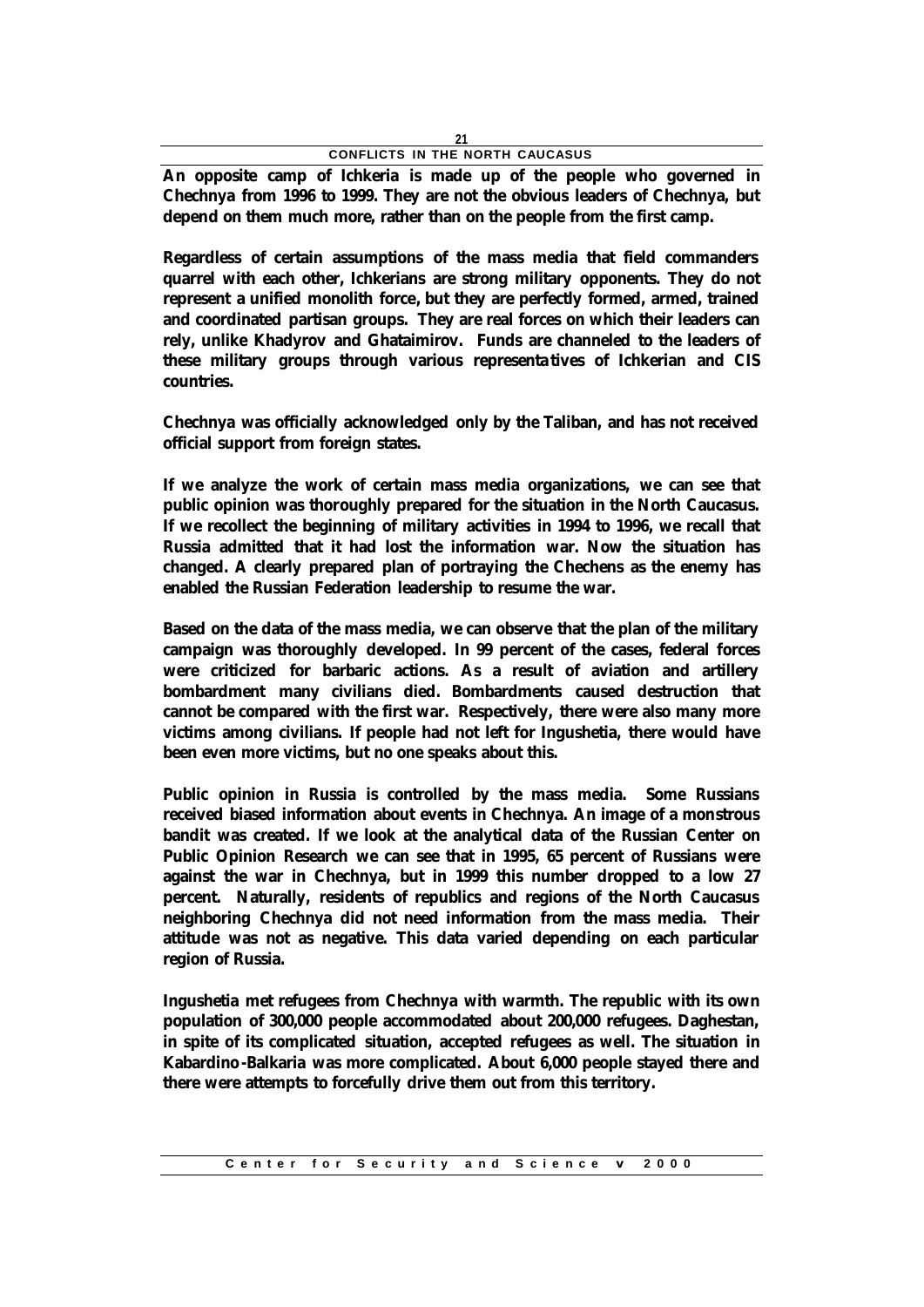An opposite camp of Ichkeria is made up of the people who governed in Chechnya from 1996 to 1999. They are not the obvious leaders of Chechnya, but depend on them much more, rather than on the people from the first camp.

Regardless of certain assumptions of the mass media that field commanders quarrel with each other, Ichkerians are strong military opponents. They do not represent a unified monolith force, but they are perfectly formed, armed, trained and coordinated partisan groups. They are real forces on which their leaders can rely, unlike Khadyrov and Ghataimirov. Funds are channeled to the leaders of these military groups through various representatives of Ichkerian and CIS countries.

Chechnya was officially acknowledged only by the Taliban, and has not received official support from foreign states.

If we analyze the work of certain mass media organizations, we can see that public opinion was thoroughly prepared for the situation in the North Caucasus. If we recollect the beginning of military activities in 1994 to 1996, we recall that Russia admitted that it had lost the information war. Now the situation has changed. A clearly prepared plan of portraying the Chechens as the enemy has enabled the Russian Federation leadership to resume the war.

Based on the data of the mass media, we can observe that the plan of the military campaign was thoroughly developed. In 99 percent of the cases, federal forces were criticized for barbaric actions. As a result of aviation and artillery bombardment many civilians died. Bombardments caused destruction that cannot be compared with the first war. Respectively, there were also many more victims among civilians. If people had not left for Ingushetia, there would have been even more victims, but no one speaks about this.

Public opinion in Russia is controlled by the mass media. Some Russians received biased information about events in Chechnya. An image of a monstrous bandit was created. If we look at the analytical data of the Russian Center on Public Opinion Research we can see that in 1995, 65 percent of Russians were against the war in Chechnya, but in 1999 this number dropped to a low 27 percent. Naturally, residents of republics and regions of the North Caucasus neighboring Chechnya did not need information from the mass media. Their attitude was not as negative. This data varied depending on each particular region of Russia.

Ingushetia met refugees from Chechnya with warmth. The republic with its own population of 300,000 people accommodated about 200,000 refugees. Daghestan, in spite of its complicated situation, accepted refugees as well. The situation in Kabardino-Balkaria was more complicated. About 6,000 people stayed there and there were attempts to forcefully drive them out from this territory.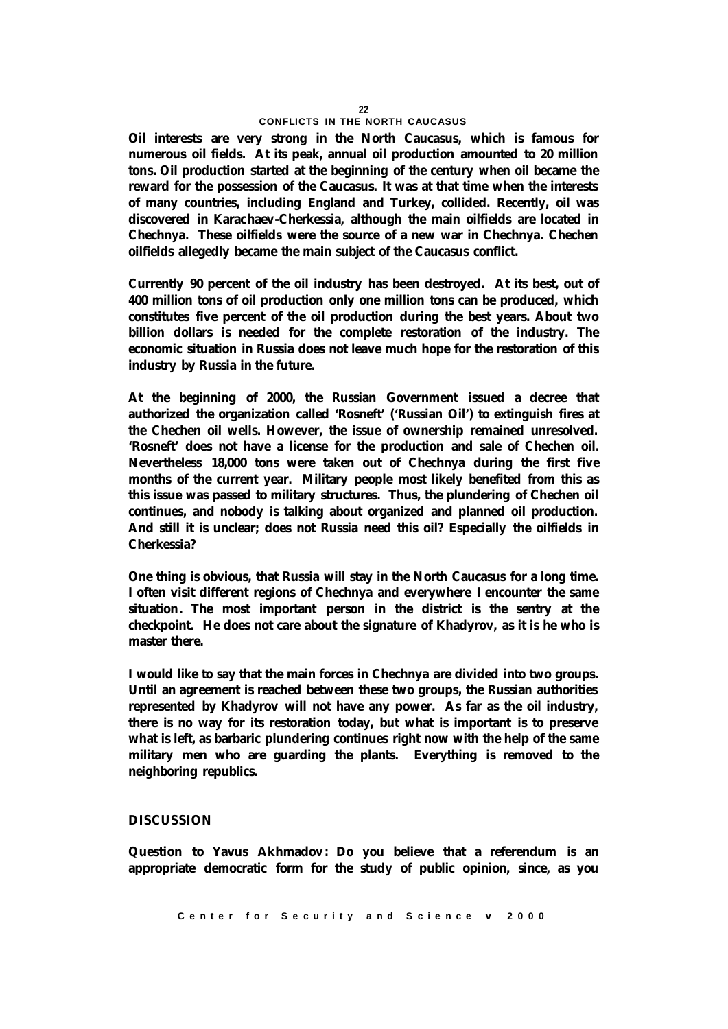Oil interests are very strong in the North Caucasus, which is famous for numerous oil fields. At its peak, annual oil production amounted to 20 million tons. Oil production started at the beginning of the century when oil became the reward for the possession of the Caucasus. It was at that time when the interests of many countries, including England and Turkey, collided. Recently, oil was discovered in Karachaev-Cherkessia, although the main oilfields are located in Chechnya. These oilfields were the source of a new war in Chechnya. Chechen oilfields allegedly became the main subject of the Caucasus conflict.

Currently 90 percent of the oil industry has been destroyed. At its best, out of 400 million tons of oil production only one million tons can be produced, which constitutes five percent of the oil production during the best years. About two billion dollars is needed for the complete restoration of the industry. The economic situation in Russia does not leave much hope for the restoration of this industry by Russia in the future.

At the beginning of 2000, the Russian Government issued a decree that authorized the organization called 'Rosneft' ('Russian Oil') to extinguish fires at the Chechen oil wells. However, the issue of ownership remained unresolved. 'Rosneft' does not have a license for the production and sale of Chechen oil. Nevertheless 18,000 tons were taken out of Chechnya during the first five months of the current year. Military people most likely benefited from this as this issue was passed to military structures. Thus, the plundering of Chechen oil continues, and nobody is talking about organized and planned oil production. And still it is unclear; does not Russia need this oil? Especially the oilfields in Cherkessia?

One thing is obvious, that Russia will stay in the North Caucasus for a long time. I often visit different regions of Chechnya and everywhere I encounter the same situation. The most important person in the district is the sentry at the checkpoint. He does not care about the signature of Khadyrov, as it is he who is master there.

I would like to say that the main forces in Chechnya are divided into two groups. Until an agreement is reached between these two groups, the Russian authorities represented by Khadyrov will not have any power. As far as the oil industry, there is no way for its restoration today, but what is important is to preserve what is left, as barbaric plundering continues right now with the help of the same military men who are guarding the plants. Everything is removed to the neighboring republics.

## DISCUSSION

Question to Yavus Akhmadov: Do you believe that a referendum is an appropriate democratic form for the study of public opinion, since, as you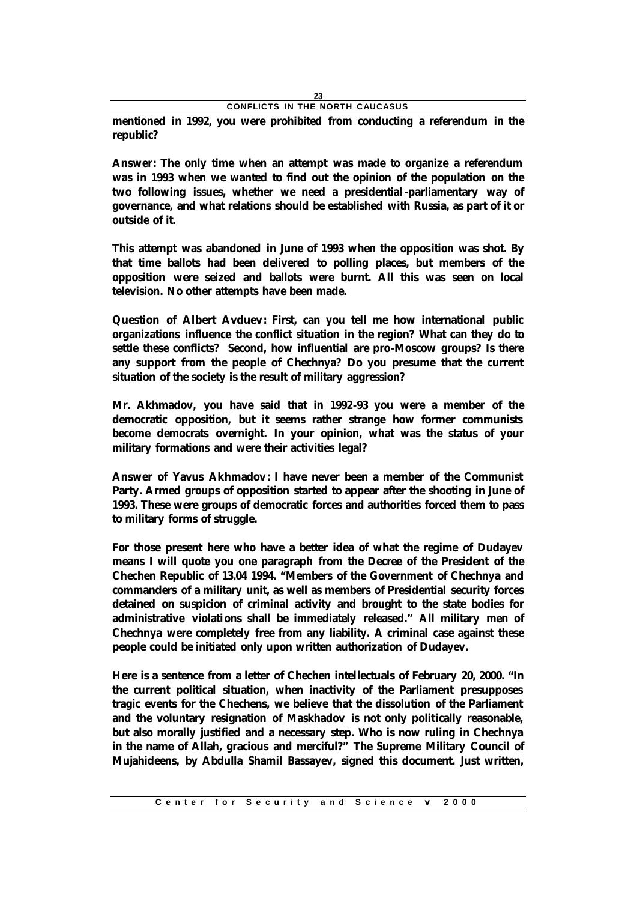**mentioned in 1992, you were prohibited from conducting a referendum in the republic?**

**Answer: The only time when an attempt was made to organize a referendum was in 1993 when we wanted to find out the opinion of the population on the two following issues, whether we need a presidential-parliamentary way of governance, and what relations should be established with Russia, as part of it or outside of it.**

**This attempt was abandoned in June of 1993 when the opposition was shot. By that time ballots had been delivered to polling places, but members of the opposition were seized and ballots were burnt. All this was seen on local television. No other attempts have been made.**

**Question of Albert Avduev: First, can you tell me how international public organizations influence the conflict situation in the region? What can they do to settle these conflicts? Second, how influential are pro-Moscow groups? Is there any support from the people of Chechnya? Do you presume that the current situation of the society is the result of military aggression?**

**Mr. Akhmadov, you have said that in 1992-93 you were a member of the democratic opposition, but it seems rather strange how former communists become democrats overnight. In your opinion, what was the status of your military formations and were their activities legal?**

**Answer of Yavus Akhmadov: I have never been a member of the Communist Party. Armed groups of opposition started to appear after the shooting in June of 1993. These were groups of democratic forces and authorities forced them to pass to military forms of struggle.**

**For those present here who have a better idea of what the regime of Dudayev means I will quote you one paragraph from the Decree of the President of the Chechen Republic of 13.04 1994. "Members of the Government of Chechnya and commanders of a military unit, as well as members of Presidential security forces detained on suspicion of criminal activity and brought to the state bodies for administrative violations shall be immediately released." All military men of Chechnya were completely free from any liability. A criminal case against these people could be initiated only upon written authorization of Dudayev.**

**Here is a sentence from a letter of Chechen intellectuals of February 20, 2000. "In the current political situation, when inactivity of the Parliament presupposes tragic events for the Chechens, we believe that the dissolution of the Parliament and the voluntary resignation of Maskhadov is not only politically reasonable, but also morally justified and a necessary step. Who is now ruling in Chechnya in the name of Allah, gracious and merciful?" The Supreme Military Council of Mujahideens, by Abdulla Shamil Bassayev, signed this document. Just written,**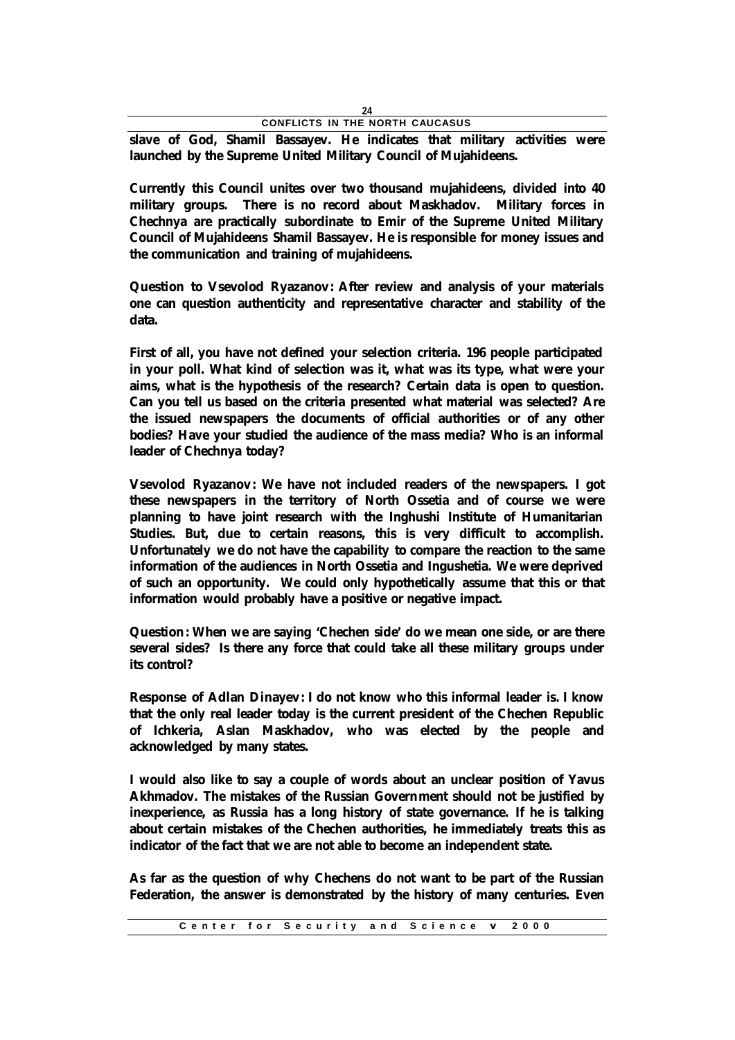**slave of God, Shamil Bassayev. He indicates that military activities were launched by the Supreme United Military Council of Mujahideens.**

**Currently this Council unites over two thousand mujahideens, divided into 40 military groups. There is no record about Maskhadov. Military forces in Chechnya are practically subordinate to Emir of the Supreme United Military Council of Mujahideens Shamil Bassayev. He is responsible for money issues and the communication and training of mujahideens.**

**Question to Vsevolod Ryazanov: After review and analysis of your materials one can question authenticity and representative character and stability of the data.**

**First of all, you have not defined your selection criteria. 196 people participated in your poll. What kind of selection was it, what was its type, what were your aims, what is the hypothesis of the research? Certain data is open to question. Can you tell us based on the criteria presented what material was selected? Are the issued newspapers the documents of official authorities or of any other bodies? Have your studied the audience of the mass media? Who is an informal leader of Chechnya today?**

**Vsevolod Ryazanov: We have not included readers of the newspapers. I got these newspapers in the territory of North Ossetia and of course we were planning to have joint research with the Inghushi Institute of Humanitarian Studies. But, due to certain reasons, this is very difficult to accomplish. Unfortunately we do not have the capability to compare the reaction to the same information of the audiences in North Ossetia and Ingushetia. We were deprived of such an opportunity. We could only hypothetically assume that this or that information would probably have a positive or negative impact.**

**Question: When we are saying 'Chechen side' do we mean one side, or are there several sides? Is there any force that could take all these military groups under its control?**

**Response of Adlan Dinayev: I do not know who this informal leader is. I know that the only real leader today is the current president of the Chechen Republic of Ichkeria, Aslan Maskhadov, who was elected by the people and acknowledged by many states.**

**I would also like to say a couple of words about an unclear position of Yavus Akhmadov. The mistakes of the Russian Government should not be justified by inexperience, as Russia has a long history of state governance. If he is talking about certain mistakes of the Chechen authorities, he immediately treats this as indicator of the fact that we are not able to become an independent state.**

**As far as the question of why Chechens do not want to be part of the Russian Federation, the answer is demonstrated by the history of many centuries. Even**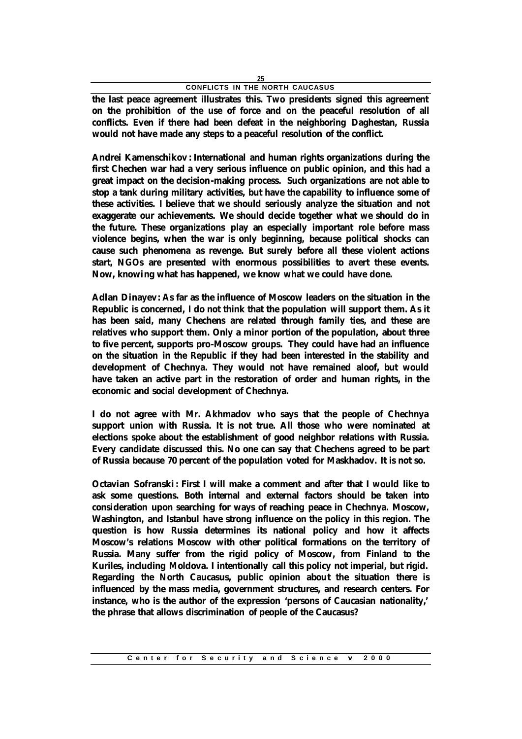the last peace agreement illustrates this. Two presidents signed this agreement on the prohibition of the use of force and on the peaceful resolution of all conflicts. Even if there had been defeat in the neighboring Daghestan, Russia would not have made any steps to a peaceful resolution of the conflict.

**Andrei Kamenschikov:** International and human rights organizations during the first Chechen war had a very serious influence on public opinion, and this had a great impact on the decision-making process. Such organizations are not able to stop a tank during military activities, but have the capability to influence some of these activities. I believe that we should seriously analyze the situation and not exaggerate our achievements. We should decide together what we should do in the future. These organizations play an especially important role before mass violence begins, when the war is only beginning, because political shocks can cause such phenomena as revenge. But surely before all these violent actions start, NGOs are presented with enormous possibilities to avert these events. Now, knowing what has happened, we know what we could have done.

**Adlan Dinayev:** As far as the influence of Moscow leaders on the situation in the Republic is concerned, I do not think that the population will support them. As it has been said, many Chechens are related through family ties, and these are relatives who support them. Only a minor portion of the population, about three to five percent, supports pro-Moscow groups. They could have had an influence on the situation in the Republic if they had been interested in the stability and development of Chechnya. They would not have remained aloof, but would have taken an active part in the restoration of order and human rights, in the economic and social development of Chechnya.

I do not agree with Mr. Akhmadov who says that the people of Chechnya support union with Russia. It is not true. All those who were nominated at elections spoke about the establishment of good neighbor relations with Russia. Every candidate discussed this. No one can say that Chechens agreed to be part of Russia because 70 percent of the population voted for Maskhadov. It is not so.

**Octavian Sofranski:** First I will make a comment and after that I would like to ask some questions. Both internal and external factors should be taken into consideration upon searching for ways of reaching peace in Chechnya. Moscow, Washington, and Istanbul have strong influence on the policy in this region. The question is how Russia determines its national policy and how it affects Moscow's relations Moscow with other political formations on the territory of Russia. Many suffer from the rigid policy of Moscow, from Finland to the Kuriles, including Moldova. I intentionally call this policy not imperial, but rigid. Regarding the North Caucasus, public opinion about the situation there is influenced by the mass media, government structures, and research centers. For instance, who is the author of the expression 'persons of Caucasian nationality,' the phrase that allows discrimination of people of the Caucasus?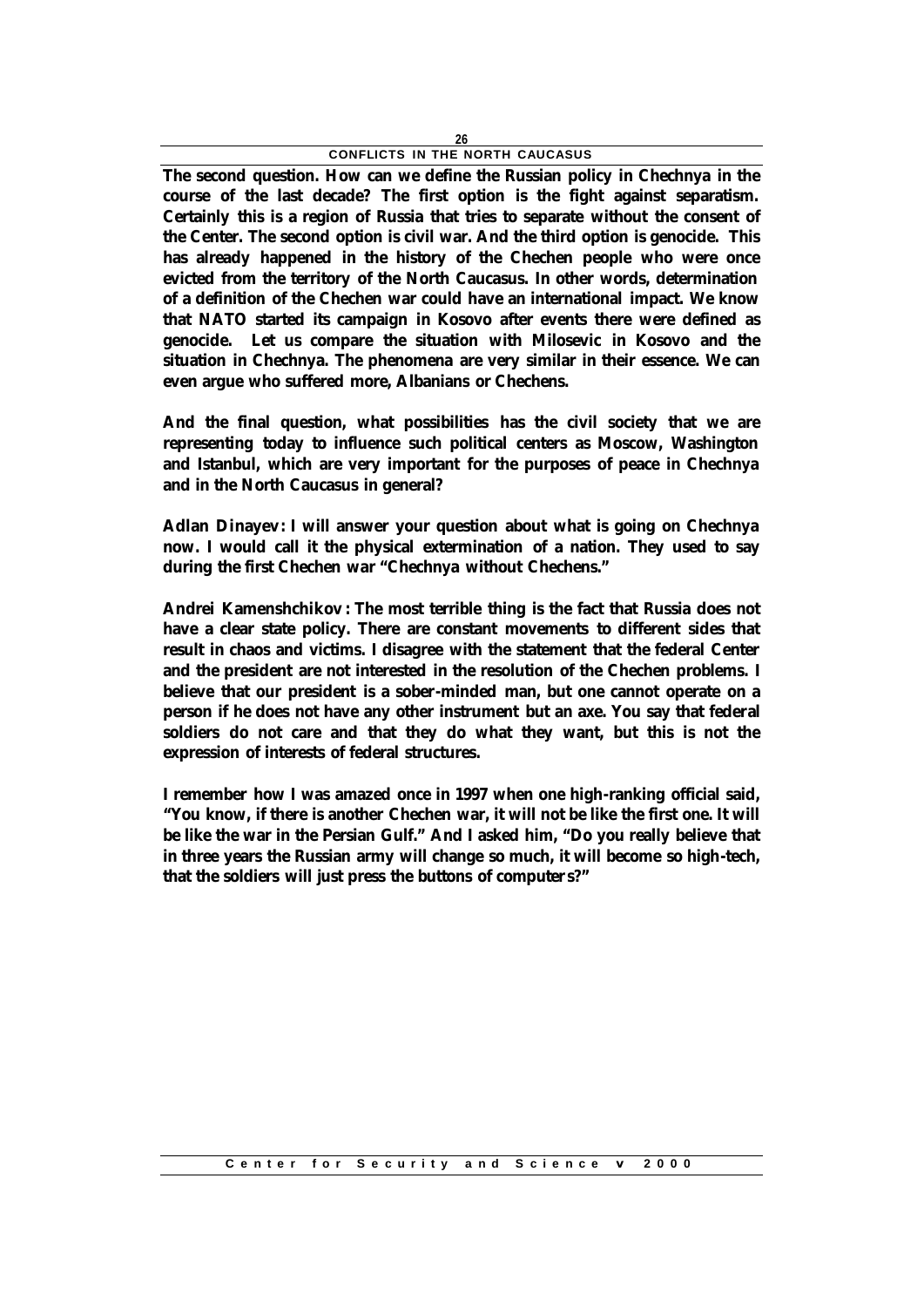**The second question. How can we define the Russian policy in Chechnya in the course of the last decade? The first option is the fight against separatism. Certainly this is a region of Russia that tries to separate without the consent of the Center. The second option is civil war. And the third option is genocide. This has already happened in the history of the Chechen people who were once evicted from the territory of the North Caucasus. In other words, determination of a definition of the Chechen war could have an international impact. We know that NATO started its campaign in Kosovo after events there were defined as genocide. Let us compare the situation with Milosevic in Kosovo and the situation in Chechnya. The phenomena are very similar in their essence. We can even argue who suffered more, Albanians or Chechens.**

**And the final question, what possibilities has the civil society that we are representing today to influence such political centers as Moscow, Washington and Istanbul, which are very important for the purposes of peace in Chechnya and in the North Caucasus in general?**

**Adlan Dinayev: I will answer your question about what is going on Chechnya now. I would call it the physical extermination of a nation. They used to say during the first Chechen war "Chechnya without Chechens."**

**Andrei Kamenshchikov: The most terrible thing is the fact that Russia does not have a clear state policy. There are constant movements to different sides that result in chaos and victims. I disagree with the statement that the federal Center and the president are not interested in the resolution of the Chechen problems. I believe that our president is a sober-minded man, but one cannot operate on a person if he does not have any other instrument but an axe. You say that federal soldiers do not care and that they do what they want, but this is not the expression of interests of federal structures.**

**I remember how I was amazed once in 1997 when one high-ranking official said, "You know, if there is another Chechen war, it will not be like the first one. It will be like the war in the Persian Gulf." And I asked him, "Do you really believe that in three years the Russian army will change so much, it will become so high-tech, that the soldiers will just press the buttons of computers?"**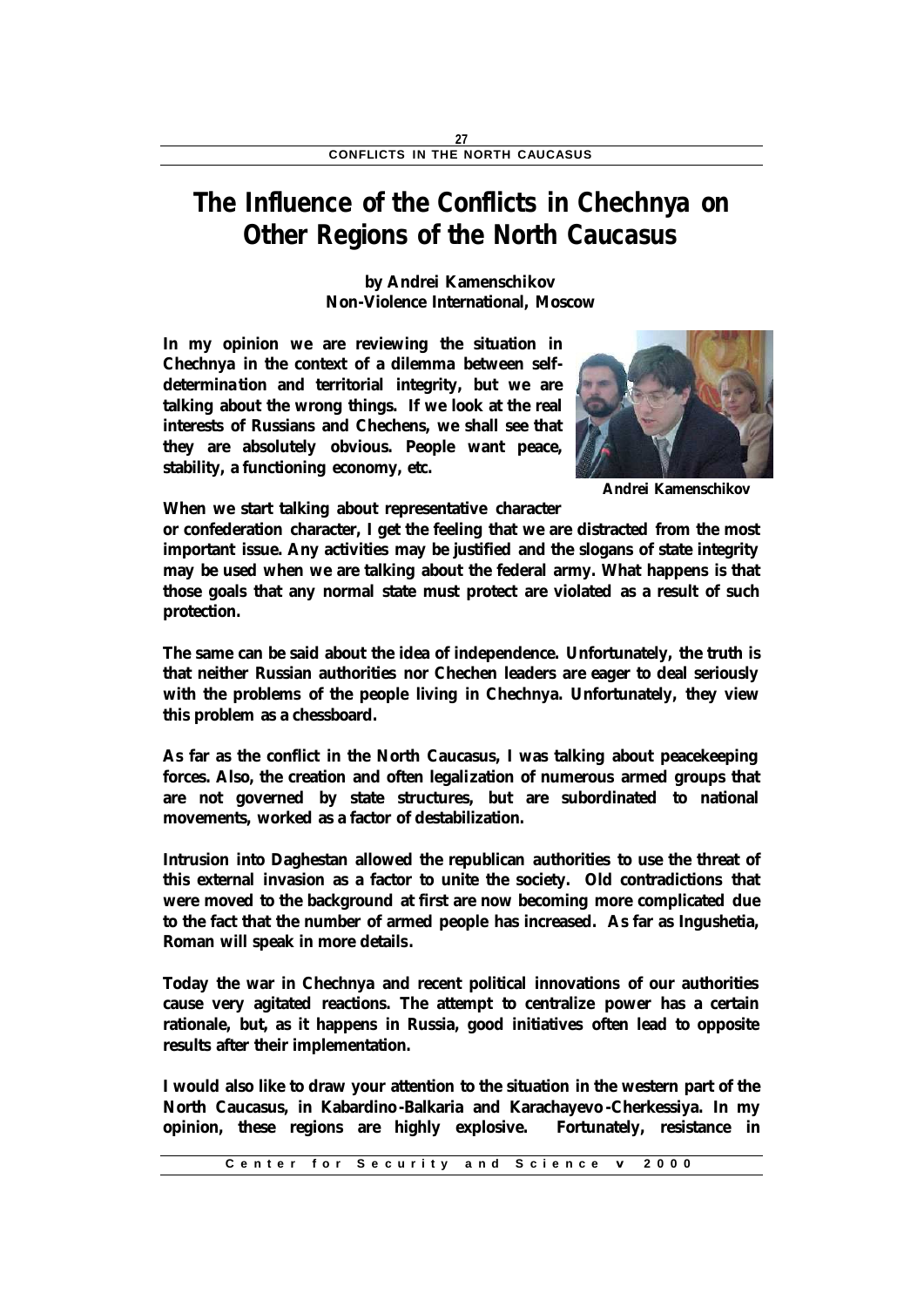# The Influence of the Conflicts in Chechnya on Other Regions of the North Caucasus

**by Andrei Kamenschikov**
**Non-Violence International, Moscow**

In my opinion we are reviewing the situation in Chechnya in the context of a dilemma between self-determination and territorial integrity, but we are talking about the wrong things. If we look at the real interests of Russians and Chechens, we shall see that they are absolutely obvious. People want peace, stability, a functioning economy, etc.

Andrei Kamenschikov

When we start talking about representative character or confederation character, I get the feeling that we are distracted from the most important issue. Any activities may be justified and the slogans of state integrity may be used when we are talking about the federal army. What happens is that those goals that any normal state must protect are violated as a result of such protection.

The same can be said about the idea of independence. Unfortunately, the truth is that neither Russian authorities nor Chechen leaders are eager to deal seriously with the problems of the people living in Chechnya. Unfortunately, they view this problem as a chessboard.

As far as the conflict in the North Caucasus, I was talking about peacekeeping forces. Also, the creation and often legalization of numerous armed groups that are not governed by state structures, but are subordinated to national movements, worked as a factor of destabilization.

Intrusion into Daghestan allowed the republican authorities to use the threat of this external invasion as a factor to unite the society. Old contradictions that were moved to the background at first are now becoming more complicated due to the fact that the number of armed people has increased. As far as Ingushetia, Roman will speak in more details.

Today the war in Chechnya and recent political innovations of our authorities cause very agitated reactions. The attempt to centralize power has a certain rationale, but, as it happens in Russia, good initiatives often lead to opposite results after their implementation.

I would also like to draw your attention to the situation in the western part of the North Caucasus, in Kabardino-Balkaria and Karachayevo-Cherkessiya. In my opinion, these regions are highly explosive. Fortunately, resistance in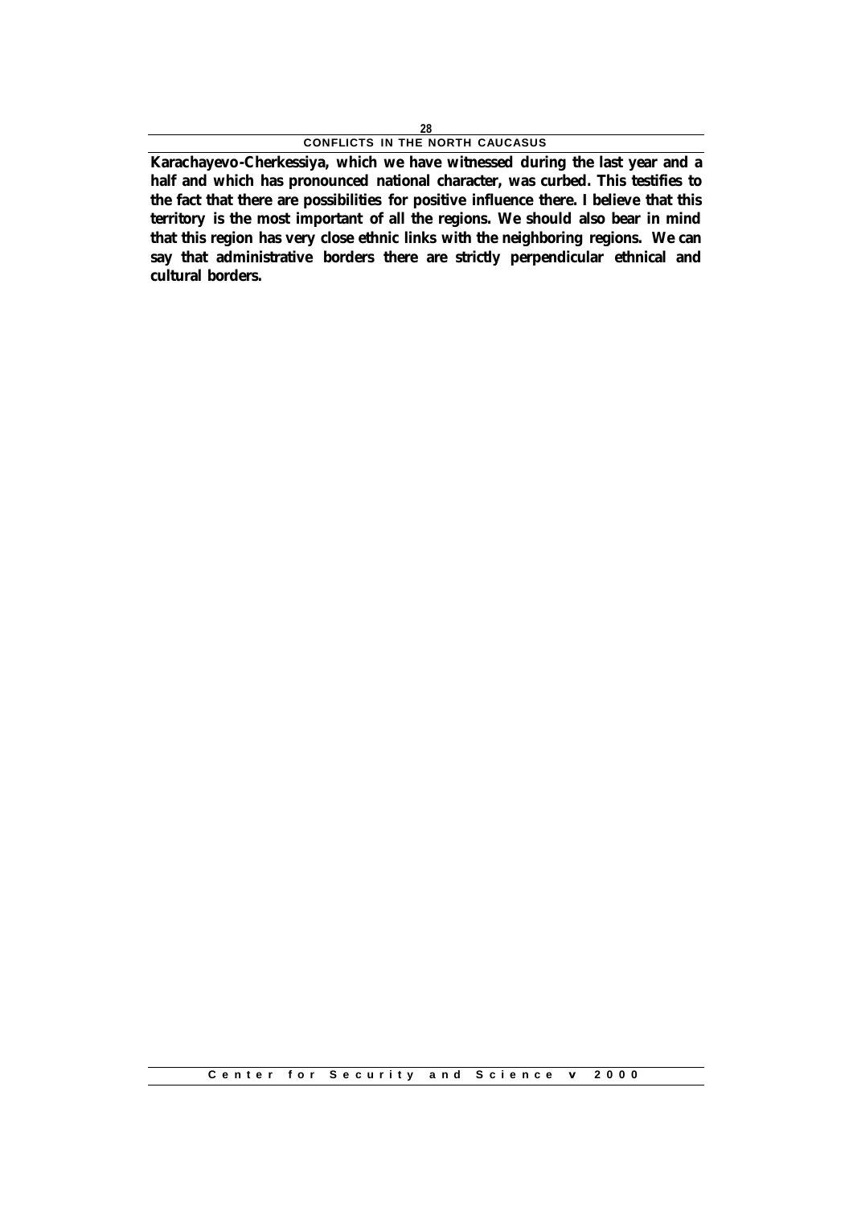**Karachayevo-Cherkessiya, which we have witnessed during the last year and a half and which has pronounced national character, was curbed. This testifies to the fact that there are possibilities for positive influence there. I believe that this territory is the most important of all the regions. We should also bear in mind that this region has very close ethnic links with the neighboring regions. We can say that administrative borders there are strictly perpendicular ethnical and cultural borders.**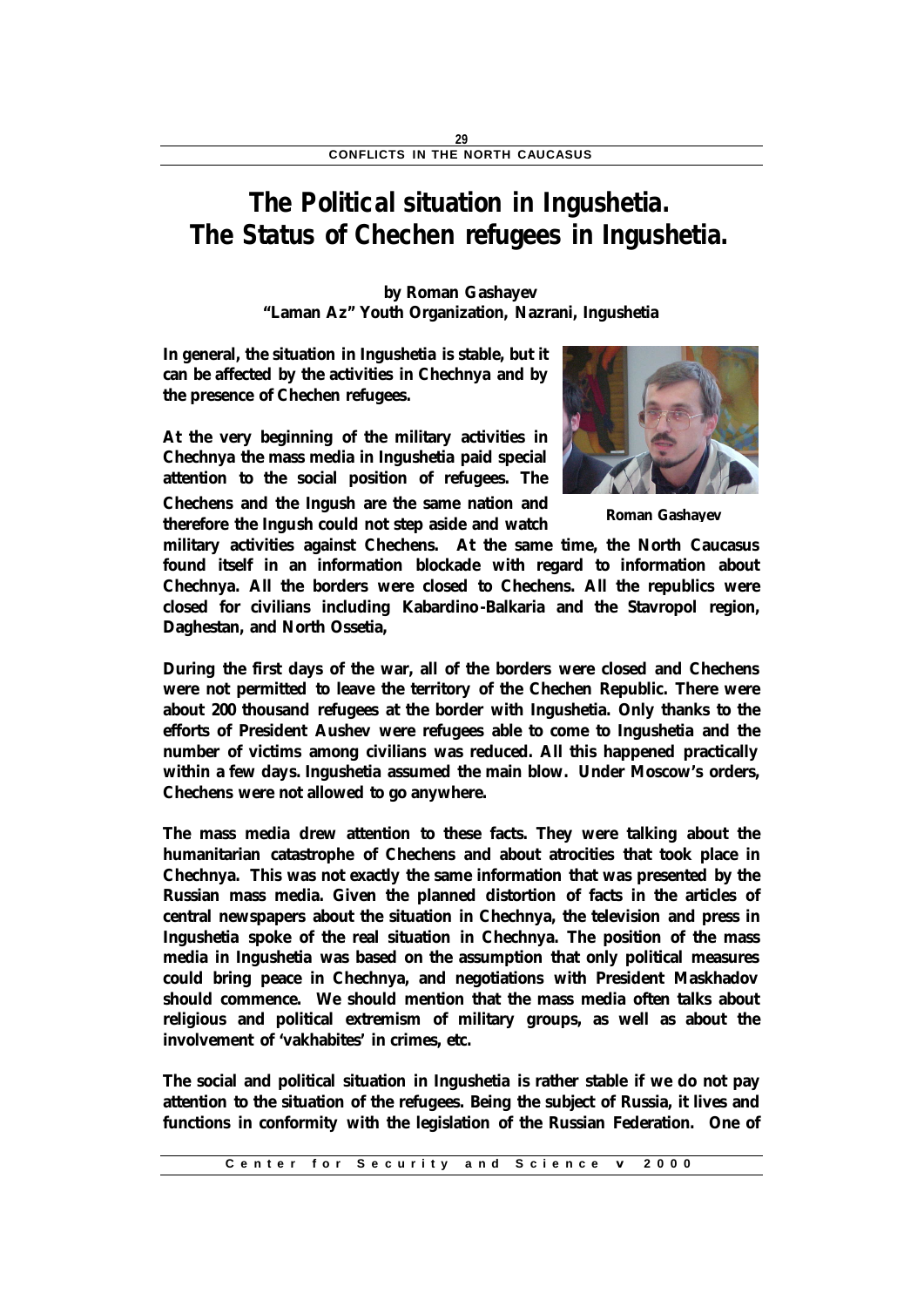# The Political situation in Ingushetia. The Status of Chechen refugees in Ingushetia.

**by Roman Gashayev**
**"Laman Az" Youth Organization, Nazrani, Ingushetia**

Roman Gashayev

**In general, the situation in Ingushetia is stable, but it can be affected by the activities in Chechnya and by the presence of Chechen refugees.**

**At the very beginning of the military activities in Chechnya the mass media in Ingushetia paid special attention to the social position of refugees. The Chechens and the Ingush are the same nation and therefore the Ingush could not step aside and watch military activities against Chechens. At the same time, the North Caucasus found itself in an information blockade with regard to information about Chechnya. All the borders were closed to Chechens. All the republics were closed for civilians including Kabardino-Balkaria and the Stavropol region, Daghestan, and North Ossetia,**

**During the first days of the war, all of the borders were closed and Chechens were not permitted to leave the territory of the Chechen Republic. There were about 200 thousand refugees at the border with Ingushetia. Only thanks to the efforts of President Aushev were refugees able to come to Ingushetia and the number of victims among civilians was reduced. All this happened practically within a few days. Ingushetia assumed the main blow. Under Moscow's orders, Chechens were not allowed to go anywhere.**

**The mass media drew attention to these facts. They were talking about the humanitarian catastrophe of Chechens and about atrocities that took place in Chechnya. This was not exactly the same information that was presented by the Russian mass media. Given the planned distortion of facts in the articles of central newspapers about the situation in Chechnya, the television and press in Ingushetia spoke of the real situation in Chechnya. The position of the mass media in Ingushetia was based on the assumption that only political measures could bring peace in Chechnya, and negotiations with President Maskhadov should commence. We should mention that the mass media often talks about religious and political extremism of military groups, as well as about the involvement of 'vakhabites' in crimes, etc.**

**The social and political situation in Ingushetia is rather stable if we do not pay attention to the situation of the refugees. Being the subject of Russia, it lives and functions in conformity with the legislation of the Russian Federation. One of**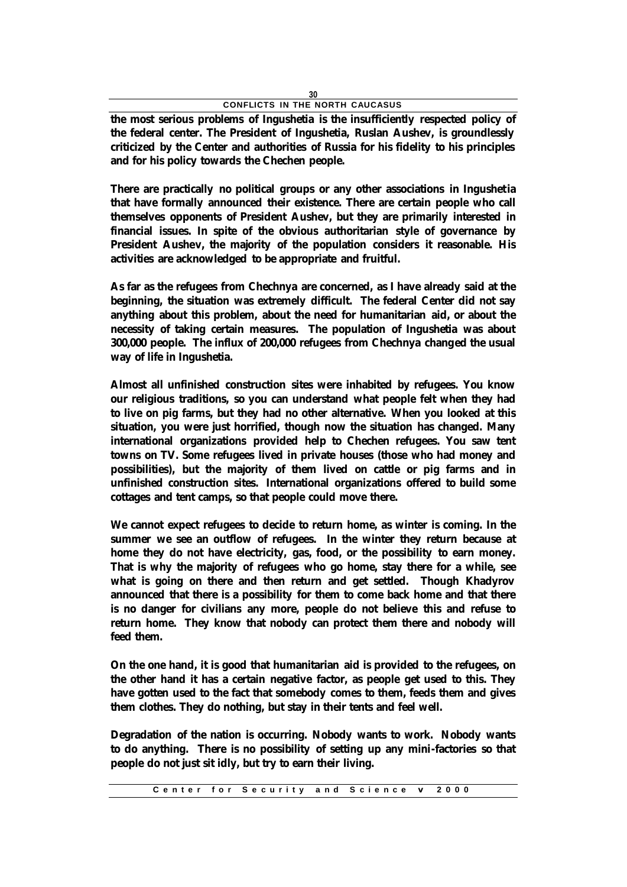**the most serious problems of Ingushetia is the insufficiently respected policy of the federal center. The President of Ingushetia, Ruslan Aushev, is groundlessly criticized by the Center and authorities of Russia for his fidelity to his principles and for his policy towards the Chechen people.**

**There are practically no political groups or any other associations in Ingushetia that have formally announced their existence. There are certain people who call themselves opponents of President Aushev, but they are primarily interested in financial issues. In spite of the obvious authoritarian style of governance by President Aushev, the majority of the population considers it reasonable. His activities are acknowledged to be appropriate and fruitful.**

**As far as the refugees from Chechnya are concerned, as I have already said at the beginning, the situation was extremely difficult. The federal Center did not say anything about this problem, about the need for humanitarian aid, or about the necessity of taking certain measures. The population of Ingushetia was about 300,000 people. The influx of 200,000 refugees from Chechnya changed the usual way of life in Ingushetia.**

**Almost all unfinished construction sites were inhabited by refugees. You know our religious traditions, so you can understand what people felt when they had to live on pig farms, but they had no other alternative. When you looked at this situation, you were just horrified, though now the situation has changed. Many international organizations provided help to Chechen refugees. You saw tent towns on TV. Some refugees lived in private houses (those who had money and possibilities), but the majority of them lived on cattle or pig farms and in unfinished construction sites. International organizations offered to build some cottages and tent camps, so that people could move there.**

**We cannot expect refugees to decide to return home, as winter is coming. In the summer we see an outflow of refugees. In the winter they return because at home they do not have electricity, gas, food, or the possibility to earn money. That is why the majority of refugees who go home, stay there for a while, see what is going on there and then return and get settled. Though Khadyrov announced that there is a possibility for them to come back home and that there is no danger for civilians any more, people do not believe this and refuse to return home. They know that nobody can protect them there and nobody will feed them.**

**On the one hand, it is good that humanitarian aid is provided to the refugees, on the other hand it has a certain negative factor, as people get used to this. They have gotten used to the fact that somebody comes to them, feeds them and gives them clothes. They do nothing, but stay in their tents and feel well.**

**Degradation of the nation is occurring. Nobody wants to work. Nobody wants to do anything. There is no possibility of setting up any mini-factories so that people do not just sit idly, but try to earn their living.**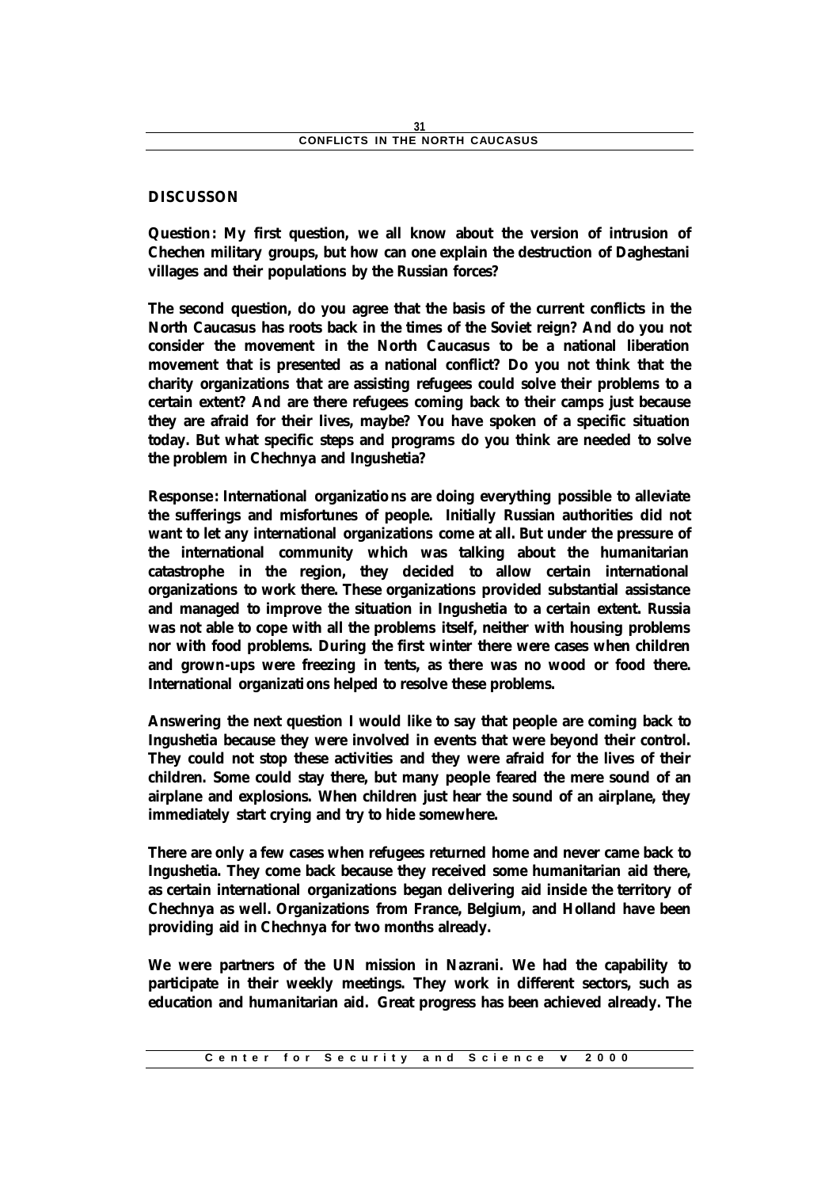## DISCUSSON

**Question: My first question, we all know about the version of intrusion of Chechen military groups, but how can one explain the destruction of Daghestani villages and their populations by the Russian forces?**

**The second question, do you agree that the basis of the current conflicts in the North Caucasus has roots back in the times of the Soviet reign? And do you not consider the movement in the North Caucasus to be a national liberation movement that is presented as a national conflict? Do you not think that the charity organizations that are assisting refugees could solve their problems to a certain extent? And are there refugees coming back to their camps just because they are afraid for their lives, maybe? You have spoken of a specific situation today. But what specific steps and programs do you think are needed to solve the problem in Chechnya and Ingushetia?**

**Response: International organizations are doing everything possible to alleviate the sufferings and misfortunes of people. Initially Russian authorities did not want to let any international organizations come at all. But under the pressure of the international community which was talking about the humanitarian catastrophe in the region, they decided to allow certain international organizations to work there. These organizations provided substantial assistance and managed to improve the situation in Ingushetia to a certain extent. Russia was not able to cope with all the problems itself, neither with housing problems nor with food problems. During the first winter there were cases when children and grown-ups were freezing in tents, as there was no wood or food there. International organizations helped to resolve these problems.**

**Answering the next question I would like to say that people are coming back to Ingushetia because they were involved in events that were beyond their control. They could not stop these activities and they were afraid for the lives of their children. Some could stay there, but many people feared the mere sound of an airplane and explosions. When children just hear the sound of an airplane, they immediately start crying and try to hide somewhere.**

**There are only a few cases when refugees returned home and never came back to Ingushetia. They come back because they received some humanitarian aid there, as certain international organizations began delivering aid inside the territory of Chechnya as well. Organizations from France, Belgium, and Holland have been providing aid in Chechnya for two months already.**

**We were partners of the UN mission in Nazrani. We had the capability to participate in their weekly meetings. They work in different sectors, such as education and humanitarian aid. Great progress has been achieved already. The**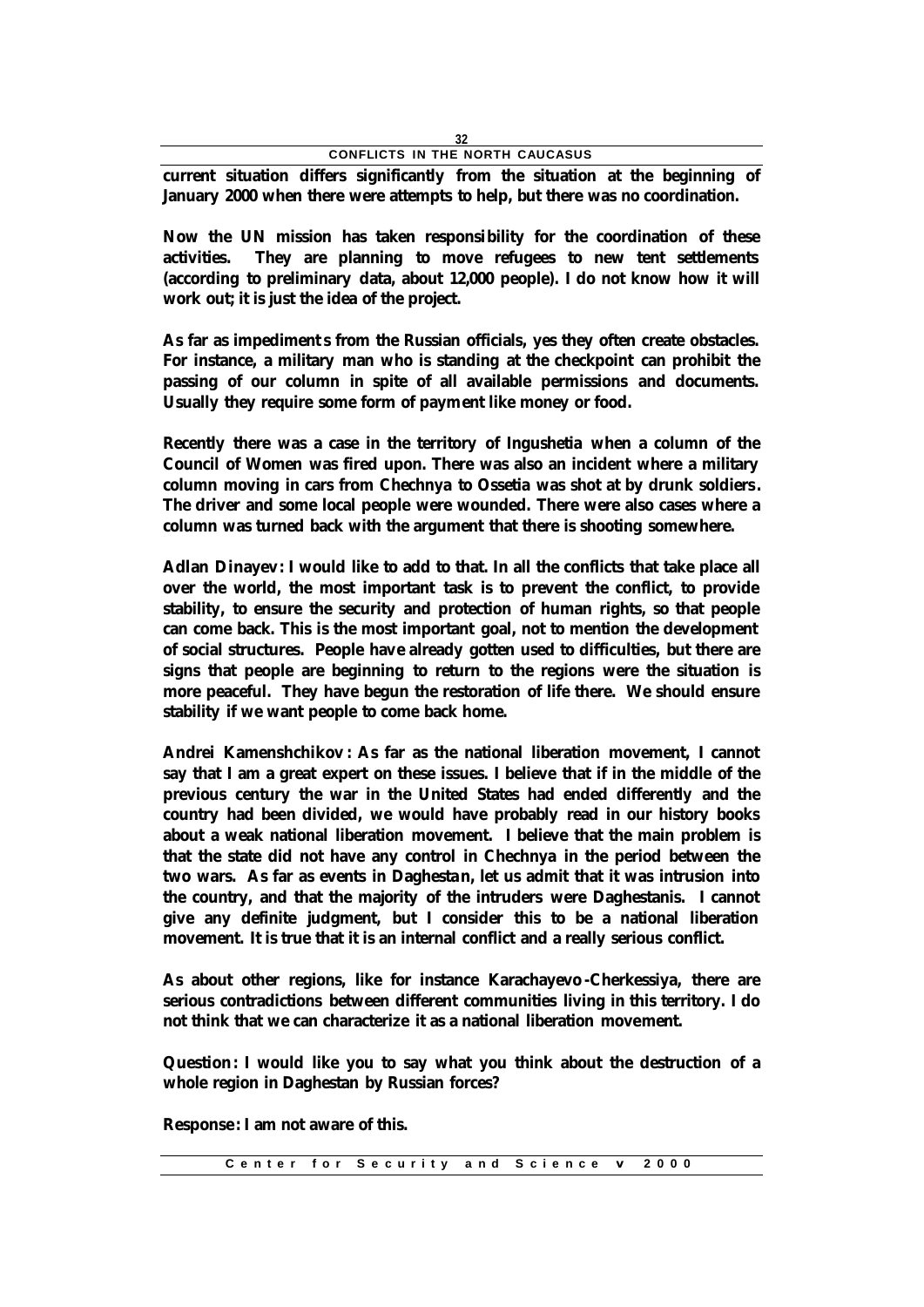current situation differs significantly from the situation at the beginning of January 2000 when there were attempts to help, but there was no coordination.

Now the UN mission has taken responsibility for the coordination of these activities. They are planning to move refugees to new tent settlements (according to preliminary data, about 12,000 people). I do not know how it will work out; it is just the idea of the project.

As far as impediments from the Russian officials, yes they often create obstacles. For instance, a military man who is standing at the checkpoint can prohibit the passing of our column in spite of all available permissions and documents. Usually they require some form of payment like money or food.

Recently there was a case in the territory of Ingushetia when a column of the Council of Women was fired upon. There was also an incident where a military column moving in cars from Chechnya to Ossetia was shot at by drunk soldiers. The driver and some local people were wounded. There were also cases where a column was turned back with the argument that there is shooting somewhere.

Adlan Dinayev: I would like to add to that. In all the conflicts that take place all over the world, the most important task is to prevent the conflict, to provide stability, to ensure the security and protection of human rights, so that people can come back. This is the most important goal, not to mention the development of social structures. People have already gotten used to difficulties, but there are signs that people are beginning to return to the regions were the situation is more peaceful. They have begun the restoration of life there. We should ensure stability if we want people to come back home.

Andrei Kamenshchikov: As far as the national liberation movement, I cannot say that I am a great expert on these issues. I believe that if in the middle of the previous century the war in the United States had ended differently and the country had been divided, we would have probably read in our history books about a weak national liberation movement. I believe that the main problem is that the state did not have any control in Chechnya in the period between the two wars. As far as events in Daghestan, let us admit that it was intrusion into the country, and that the majority of the intruders were Daghestanis. I cannot give any definite judgment, but I consider this to be a national liberation movement. It is true that it is an internal conflict and a really serious conflict.

As about other regions, like for instance Karachayevo-Cherkessiya, there are serious contradictions between different communities living in this territory. I do not think that we can characterize it as a national liberation movement.

Question: I would like you to say what you think about the destruction of a whole region in Daghestan by Russian forces?

Response: I am not aware of this.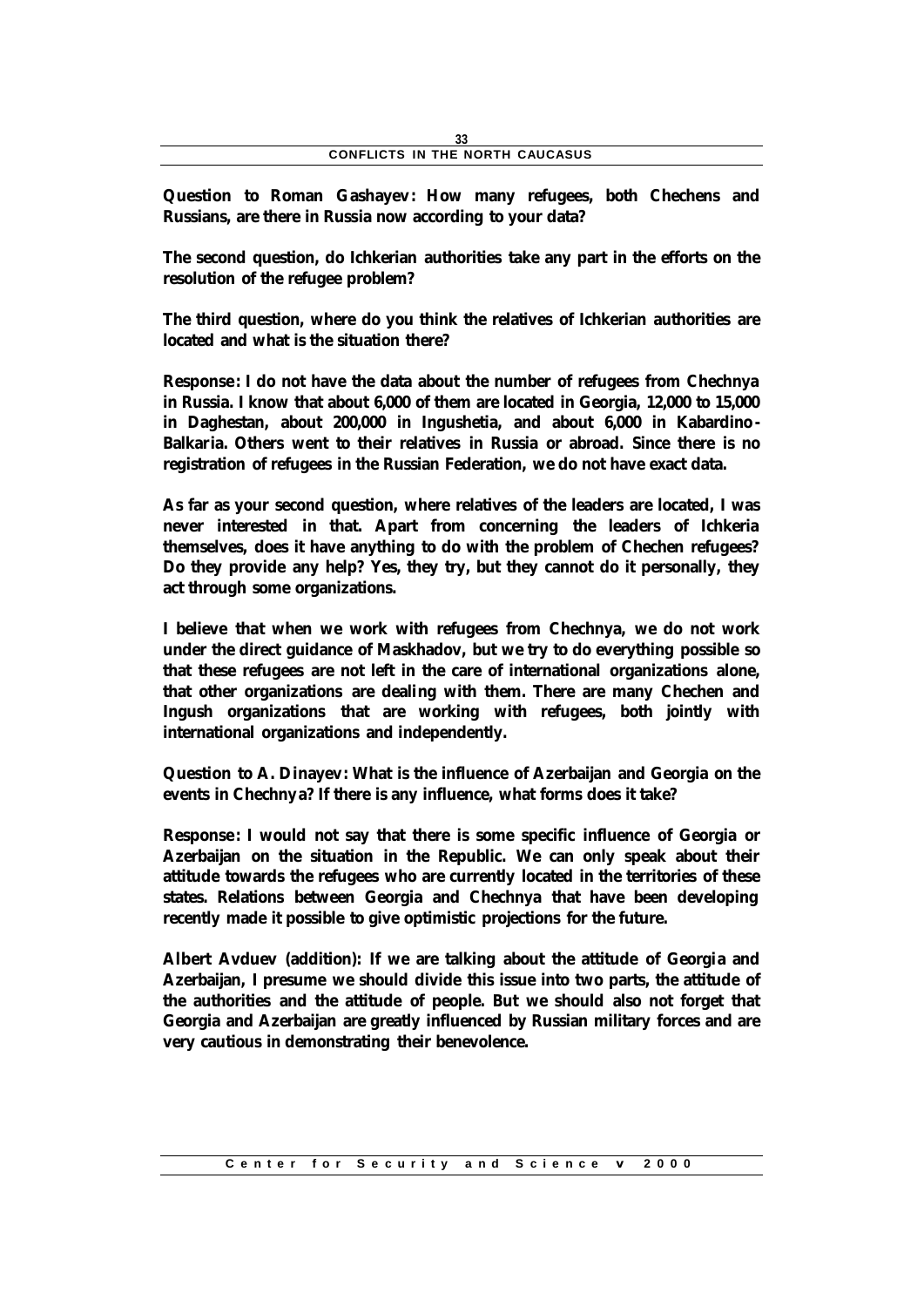**Question to Roman Gashayev: How many refugees, both Chechens and Russians, are there in Russia now according to your data?**

**The second question, do Ichkerian authorities take any part in the efforts on the resolution of the refugee problem?**

**The third question, where do you think the relatives of Ichkerian authorities are located and what is the situation there?**

**Response: I do not have the data about the number of refugees from Chechnya in Russia. I know that about 6,000 of them are located in Georgia, 12,000 to 15,000 in Daghestan, about 200,000 in Ingushetia, and about 6,000 in Kabardino-Balkaria. Others went to their relatives in Russia or abroad. Since there is no registration of refugees in the Russian Federation, we do not have exact data.**

**As far as your second question, where relatives of the leaders are located, I was never interested in that. Apart from concerning the leaders of Ichkeria themselves, does it have anything to do with the problem of Chechen refugees? Do they provide any help? Yes, they try, but they cannot do it personally, they act through some organizations.**

**I believe that when we work with refugees from Chechnya, we do not work under the direct guidance of Maskhadov, but we try to do everything possible so that these refugees are not left in the care of international organizations alone, that other organizations are dealing with them. There are many Chechen and Ingush organizations that are working with refugees, both jointly with international organizations and independently.**

**Question to A. Dinayev: What is the influence of Azerbaijan and Georgia on the events in Chechnya? If there is any influence, what forms does it take?**

**Response: I would not say that there is some specific influence of Georgia or Azerbaijan on the situation in the Republic. We can only speak about their attitude towards the refugees who are currently located in the territories of these states. Relations between Georgia and Chechnya that have been developing recently made it possible to give optimistic projections for the future.**

**Albert Avduev (addition): If we are talking about the attitude of Georgia and Azerbaijan, I presume we should divide this issue into two parts, the attitude of the authorities and the attitude of people. But we should also not forget that Georgia and Azerbaijan are greatly influenced by Russian military forces and are very cautious in demonstrating their benevolence.**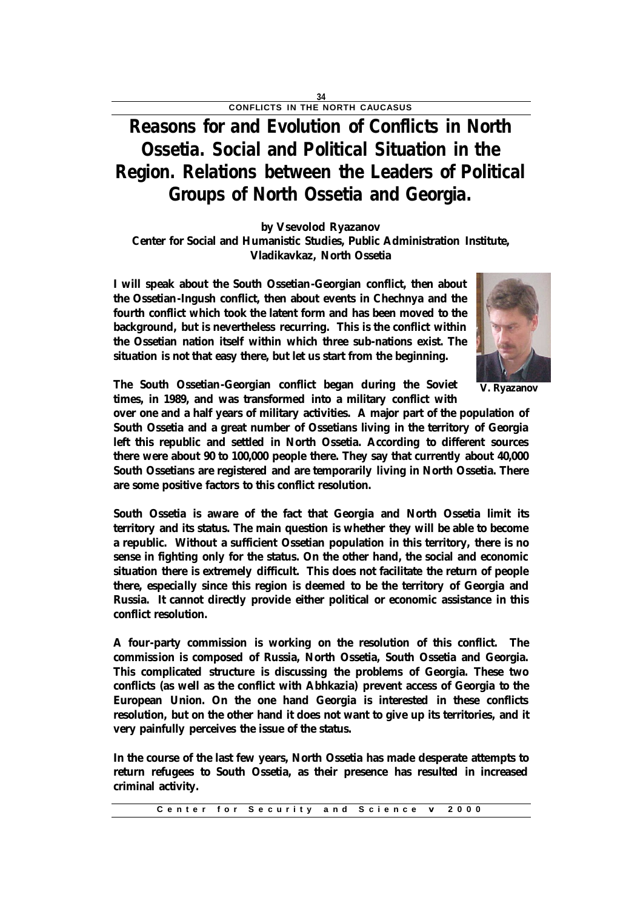# Reasons for and Evolution of Conflicts in North Ossetia. Social and Political Situation in the Region. Relations between the Leaders of Political Groups of North Ossetia and Georgia.

**by Vsevolod Ryazanov**
**Center for Social and Humanistic Studies, Public Administration Institute, Vladikavkaz, North Ossetia**

I will speak about the South Ossetian-Georgian conflict, then about the Ossetian-Ingush conflict, then about events in Chechnya and the fourth conflict which took the latent form and has been moved to the background, but is nevertheless recurring. This is the conflict within the Ossetian nation itself within which three sub-nations exist. The situation is not that easy there, but let us start from the beginning.

V. Ryazanov

The South Ossetian-Georgian conflict began during the Soviet times, in 1989, and was transformed into a military conflict with over one and a half years of military activities. A major part of the population of South Ossetia and a great number of Ossetians living in the territory of Georgia left this republic and settled in North Ossetia. According to different sources there were about 90 to 100,000 people there. They say that currently about 40,000 South Ossetians are registered and are temporarily living in North Ossetia. There are some positive factors to this conflict resolution.

South Ossetia is aware of the fact that Georgia and North Ossetia limit its territory and its status. The main question is whether they will be able to become a republic. Without a sufficient Ossetian population in this territory, there is no sense in fighting only for the status. On the other hand, the social and economic situation there is extremely difficult. This does not facilitate the return of people there, especially since this region is deemed to be the territory of Georgia and Russia. It cannot directly provide either political or economic assistance in this conflict resolution.

A four-party commission is working on the resolution of this conflict. The commission is composed of Russia, North Ossetia, South Ossetia and Georgia. This complicated structure is discussing the problems of Georgia. These two conflicts (as well as the conflict with Abhkazia) prevent access of Georgia to the European Union. On the one hand Georgia is interested in these conflicts resolution, but on the other hand it does not want to give up its territories, and it very painfully perceives the issue of the status.

In the course of the last few years, North Ossetia has made desperate attempts to return refugees to South Ossetia, as their presence has resulted in increased criminal activity.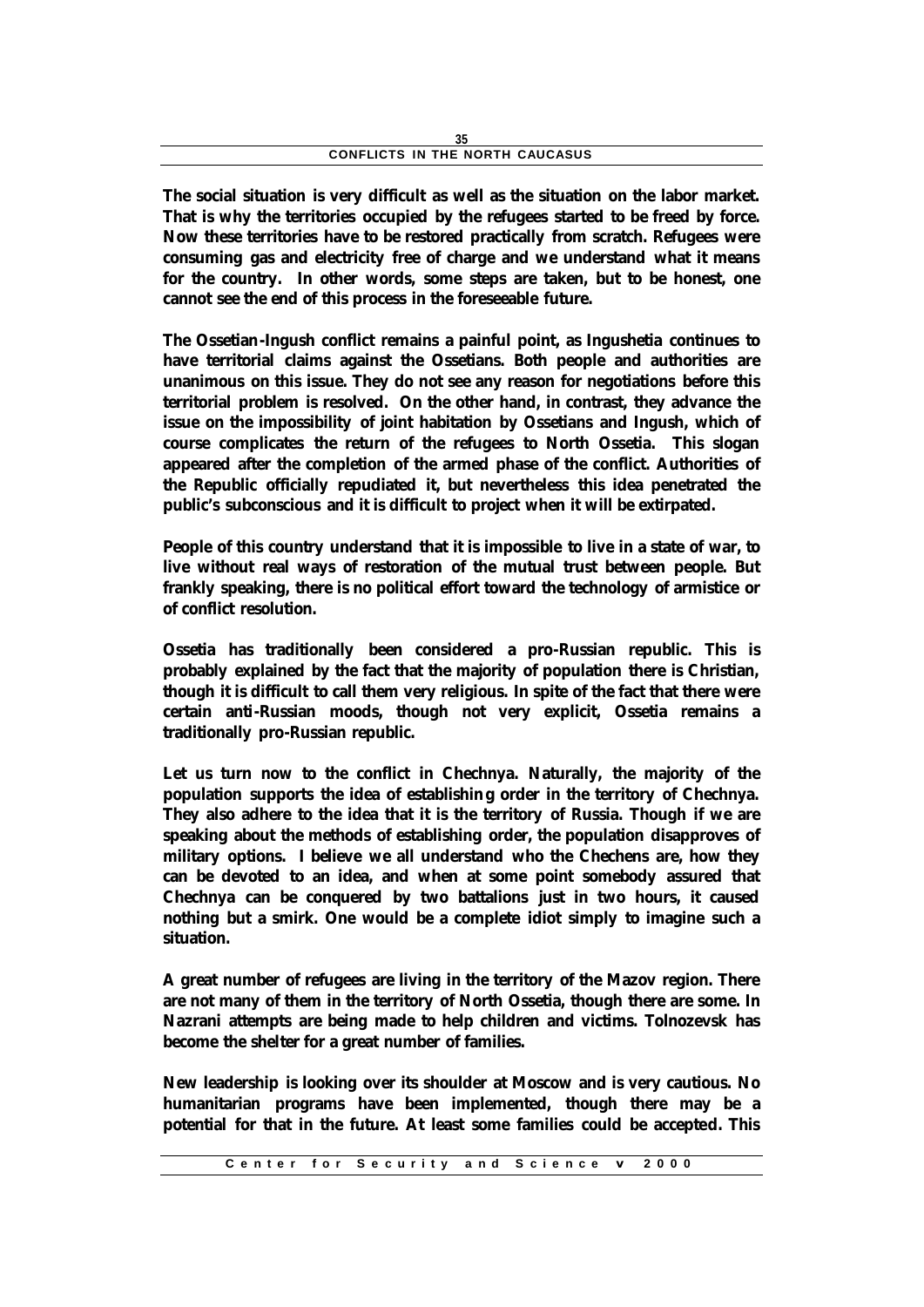**The social situation is very difficult as well as the situation on the labor market. That is why the territories occupied by the refugees started to be freed by force. Now these territories have to be restored practically from scratch. Refugees were consuming gas and electricity free of charge and we understand what it means for the country. In other words, some steps are taken, but to be honest, one cannot see the end of this process in the foreseeable future.**

**The Ossetian-Ingush conflict remains a painful point, as Ingushetia continues to have territorial claims against the Ossetians. Both people and authorities are unanimous on this issue. They do not see any reason for negotiations before this territorial problem is resolved. On the other hand, in contrast, they advance the issue on the impossibility of joint habitation by Ossetians and Ingush, which of course complicates the return of the refugees to North Ossetia. This slogan appeared after the completion of the armed phase of the conflict. Authorities of the Republic officially repudiated it, but nevertheless this idea penetrated the public's subconscious and it is difficult to project when it will be extirpated.**

**People of this country understand that it is impossible to live in a state of war, to live without real ways of restoration of the mutual trust between people. But frankly speaking, there is no political effort toward the technology of armistice or of conflict resolution.**

**Ossetia has traditionally been considered a pro-Russian republic. This is probably explained by the fact that the majority of population there is Christian, though it is difficult to call them very religious. In spite of the fact that there were certain anti-Russian moods, though not very explicit, Ossetia remains a traditionally pro-Russian republic.**

**Let us turn now to the conflict in Chechnya. Naturally, the majority of the population supports the idea of establishing order in the territory of Chechnya. They also adhere to the idea that it is the territory of Russia. Though if we are speaking about the methods of establishing order, the population disapproves of military options. I believe we all understand who the Chechens are, how they can be devoted to an idea, and when at some point somebody assured that Chechnya can be conquered by two battalions just in two hours, it caused nothing but a smirk. One would be a complete idiot simply to imagine such a situation.**

**A great number of refugees are living in the territory of the Mazov region. There are not many of them in the territory of North Ossetia, though there are some. In Nazrani attempts are being made to help children and victims. Tolnozevsk has become the shelter for a great number of families.**

**New leadership is looking over its shoulder at Moscow and is very cautious. No humanitarian programs have been implemented, though there may be a potential for that in the future. At least some families could be accepted. This**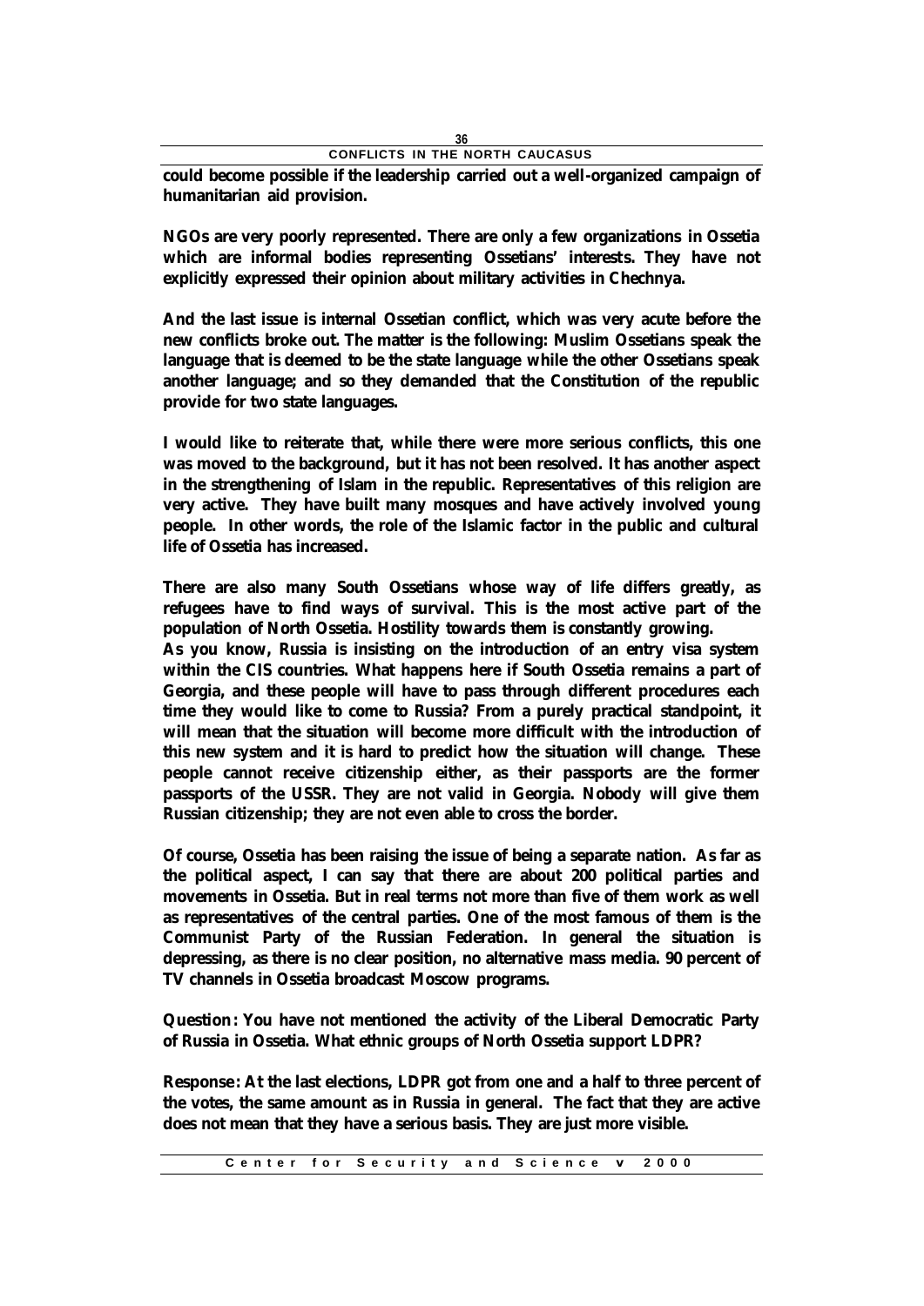**could become possible if the leadership carried out a well-organized campaign of humanitarian aid provision.**

**NGOs are very poorly represented. There are only a few organizations in Ossetia which are informal bodies representing Ossetians' interests. They have not explicitly expressed their opinion about military activities in Chechnya.**

**And the last issue is internal Ossetian conflict, which was very acute before the new conflicts broke out. The matter is the following: Muslim Ossetians speak the language that is deemed to be the state language while the other Ossetians speak another language; and so they demanded that the Constitution of the republic provide for two state languages.**

**I would like to reiterate that, while there were more serious conflicts, this one was moved to the background, but it has not been resolved. It has another aspect in the strengthening of Islam in the republic. Representatives of this religion are very active. They have built many mosques and have actively involved young people. In other words, the role of the Islamic factor in the public and cultural life of Ossetia has increased.**

**There are also many South Ossetians whose way of life differs greatly, as refugees have to find ways of survival. This is the most active part of the population of North Ossetia. Hostility towards them is constantly growing.**
**As you know, Russia is insisting on the introduction of an entry visa system within the CIS countries. What happens here if South Ossetia remains a part of Georgia, and these people will have to pass through different procedures each time they would like to come to Russia? From a purely practical standpoint, it will mean that the situation will become more difficult with the introduction of this new system and it is hard to predict how the situation will change. These people cannot receive citizenship either, as their passports are the former passports of the USSR. They are not valid in Georgia. Nobody will give them Russian citizenship; they are not even able to cross the border.**

**Of course, Ossetia has been raising the issue of being a separate nation. As far as the political aspect, I can say that there are about 200 political parties and movements in Ossetia. But in real terms not more than five of them work as well as representatives of the central parties. One of the most famous of them is the Communist Party of the Russian Federation. In general the situation is depressing, as there is no clear position, no alternative mass media. 90 percent of TV channels in Ossetia broadcast Moscow programs.**

**Question: You have not mentioned the activity of the Liberal Democratic Party of Russia in Ossetia. What ethnic groups of North Ossetia support LDPR?**

**Response: At the last elections, LDPR got from one and a half to three percent of the votes, the same amount as in Russia in general. The fact that they are active does not mean that they have a serious basis. They are just more visible.**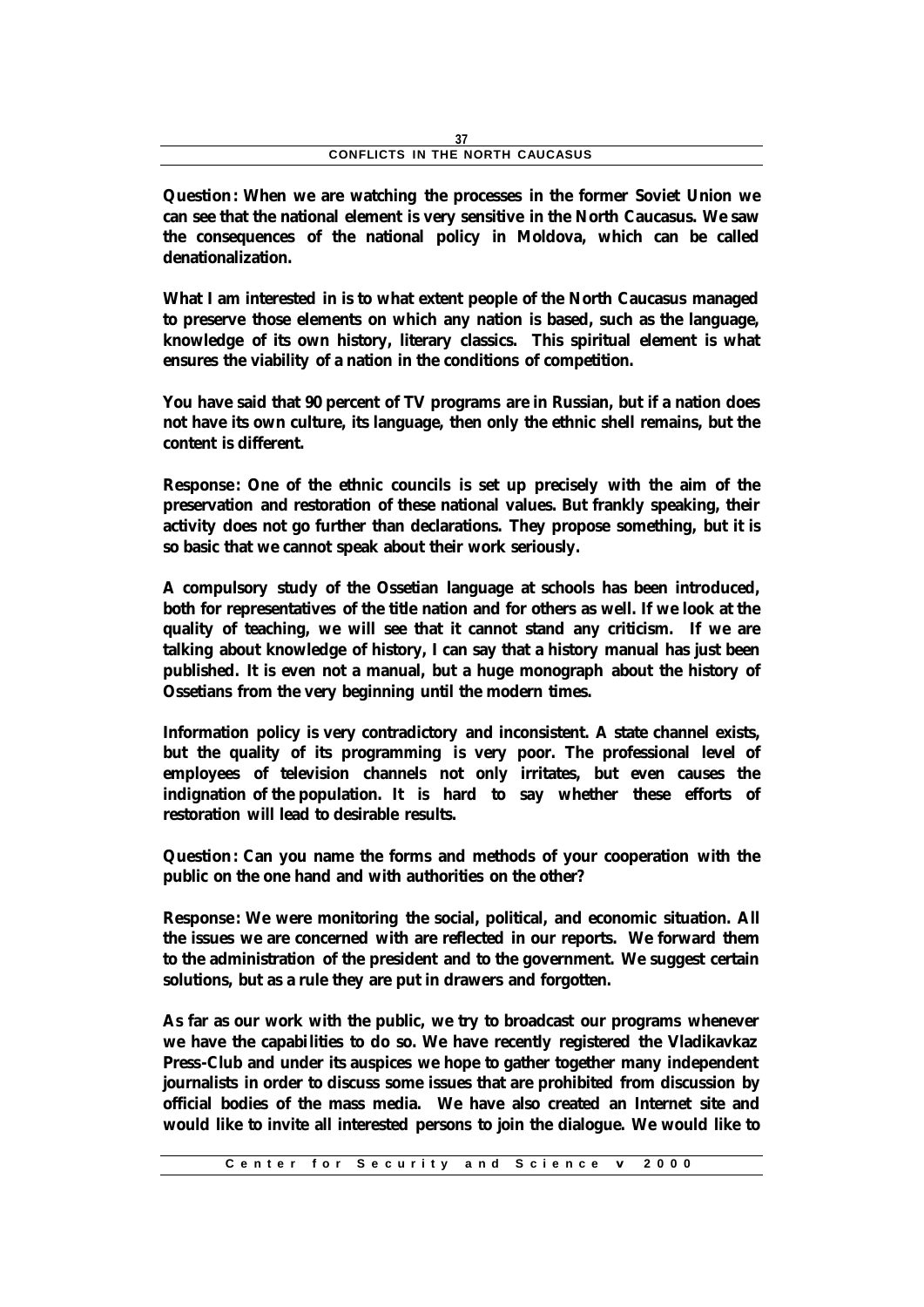**Question: When we are watching the processes in the former Soviet Union we can see that the national element is very sensitive in the North Caucasus. We saw the consequences of the national policy in Moldova, which can be called denationalization.**

**What I am interested in is to what extent people of the North Caucasus managed to preserve those elements on which any nation is based, such as the language, knowledge of its own history, literary classics. This spiritual element is what ensures the viability of a nation in the conditions of competition.**

**You have said that 90 percent of TV programs are in Russian, but if a nation does not have its own culture, its language, then only the ethnic shell remains, but the content is different.**

**Response: One of the ethnic councils is set up precisely with the aim of the preservation and restoration of these national values. But frankly speaking, their activity does not go further than declarations. They propose something, but it is so basic that we cannot speak about their work seriously.**

**A compulsory study of the Ossetian language at schools has been introduced, both for representatives of the title nation and for others as well. If we look at the quality of teaching, we will see that it cannot stand any criticism. If we are talking about knowledge of history, I can say that a history manual has just been published. It is even not a manual, but a huge monograph about the history of Ossetians from the very beginning until the modern times.**

**Information policy is very contradictory and inconsistent. A state channel exists, but the quality of its programming is very poor. The professional level of employees of television channels not only irritates, but even causes the indignation of the population. It is hard to say whether these efforts of restoration will lead to desirable results.**

**Question: Can you name the forms and methods of your cooperation with the public on the one hand and with authorities on the other?**

**Response: We were monitoring the social, political, and economic situation. All the issues we are concerned with are reflected in our reports. We forward them to the administration of the president and to the government. We suggest certain solutions, but as a rule they are put in drawers and forgotten.**

**As far as our work with the public, we try to broadcast our programs whenever we have the capabilities to do so. We have recently registered the Vladikavkaz Press-Club and under its auspices we hope to gather together many independent journalists in order to discuss some issues that are prohibited from discussion by official bodies of the mass media. We have also created an Internet site and would like to invite all interested persons to join the dialogue. We would like to**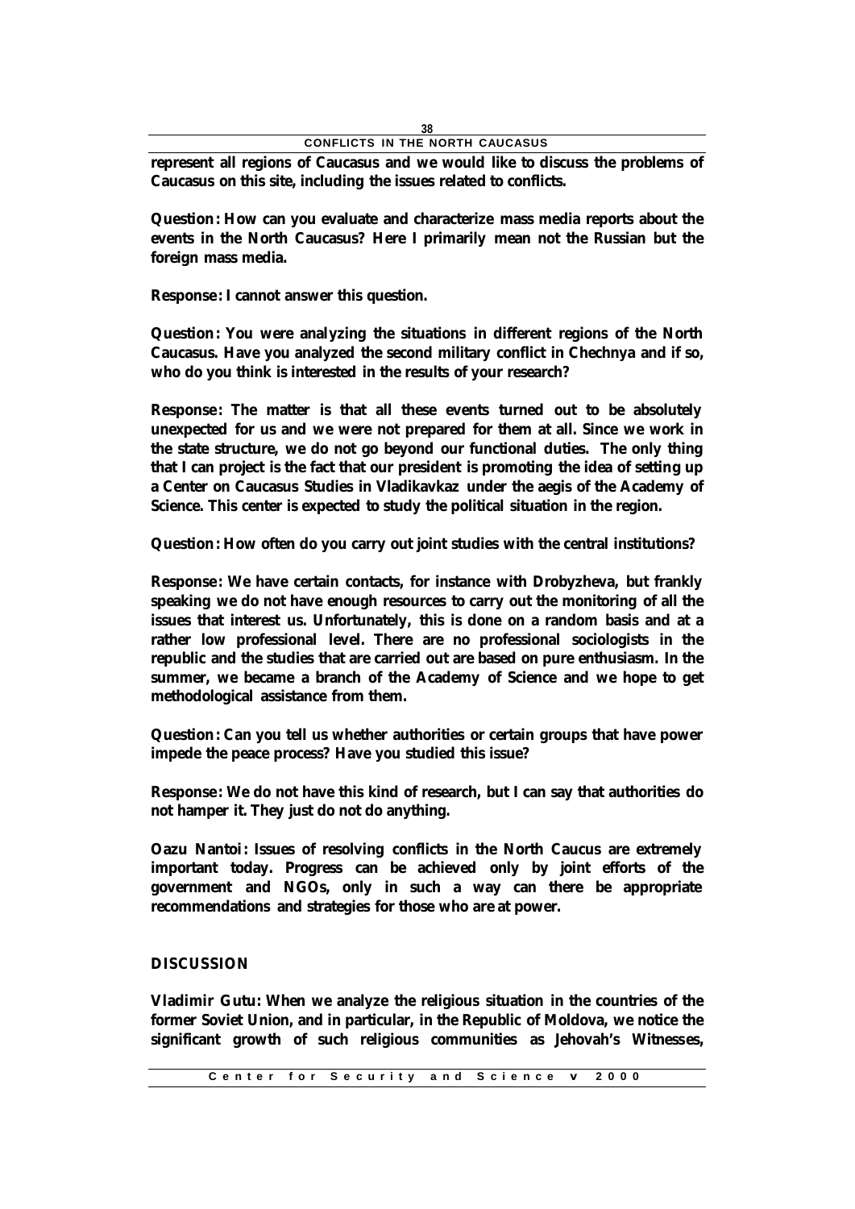**represent all regions of Caucasus and we would like to discuss the problems of Caucasus on this site, including the issues related to conflicts.**

**Question: How can you evaluate and characterize mass media reports about the events in the North Caucasus? Here I primarily mean not the Russian but the foreign mass media.**

**Response: I cannot answer this question.**

**Question: You were analyzing the situations in different regions of the North Caucasus. Have you analyzed the second military conflict in Chechnya and if so, who do you think is interested in the results of your research?**

**Response: The matter is that all these events turned out to be absolutely unexpected for us and we were not prepared for them at all. Since we work in the state structure, we do not go beyond our functional duties. The only thing that I can project is the fact that our president is promoting the idea of setting up a Center on Caucasus Studies in Vladikavkaz under the aegis of the Academy of Science. This center is expected to study the political situation in the region.**

**Question: How often do you carry out joint studies with the central institutions?**

**Response: We have certain contacts, for instance with Drobyzheva, but frankly speaking we do not have enough resources to carry out the monitoring of all the issues that interest us. Unfortunately, this is done on a random basis and at a rather low professional level. There are no professional sociologists in the republic and the studies that are carried out are based on pure enthusiasm. In the summer, we became a branch of the Academy of Science and we hope to get methodological assistance from them.**

**Question: Can you tell us whether authorities or certain groups that have power impede the peace process? Have you studied this issue?**

**Response: We do not have this kind of research, but I can say that authorities do not hamper it. They just do not do anything.**

**Oazu Nantoi: Issues of resolving conflicts in the North Caucus are extremely important today. Progress can be achieved only by joint efforts of the government and NGOs, only in such a way can there be appropriate recommendations and strategies for those who are at power.**

## DISCUSSION

**Vladimir Gutu: When we analyze the religious situation in the countries of the former Soviet Union, and in particular, in the Republic of Moldova, we notice the significant growth of such religious communities as Jehovah's Witnesses,**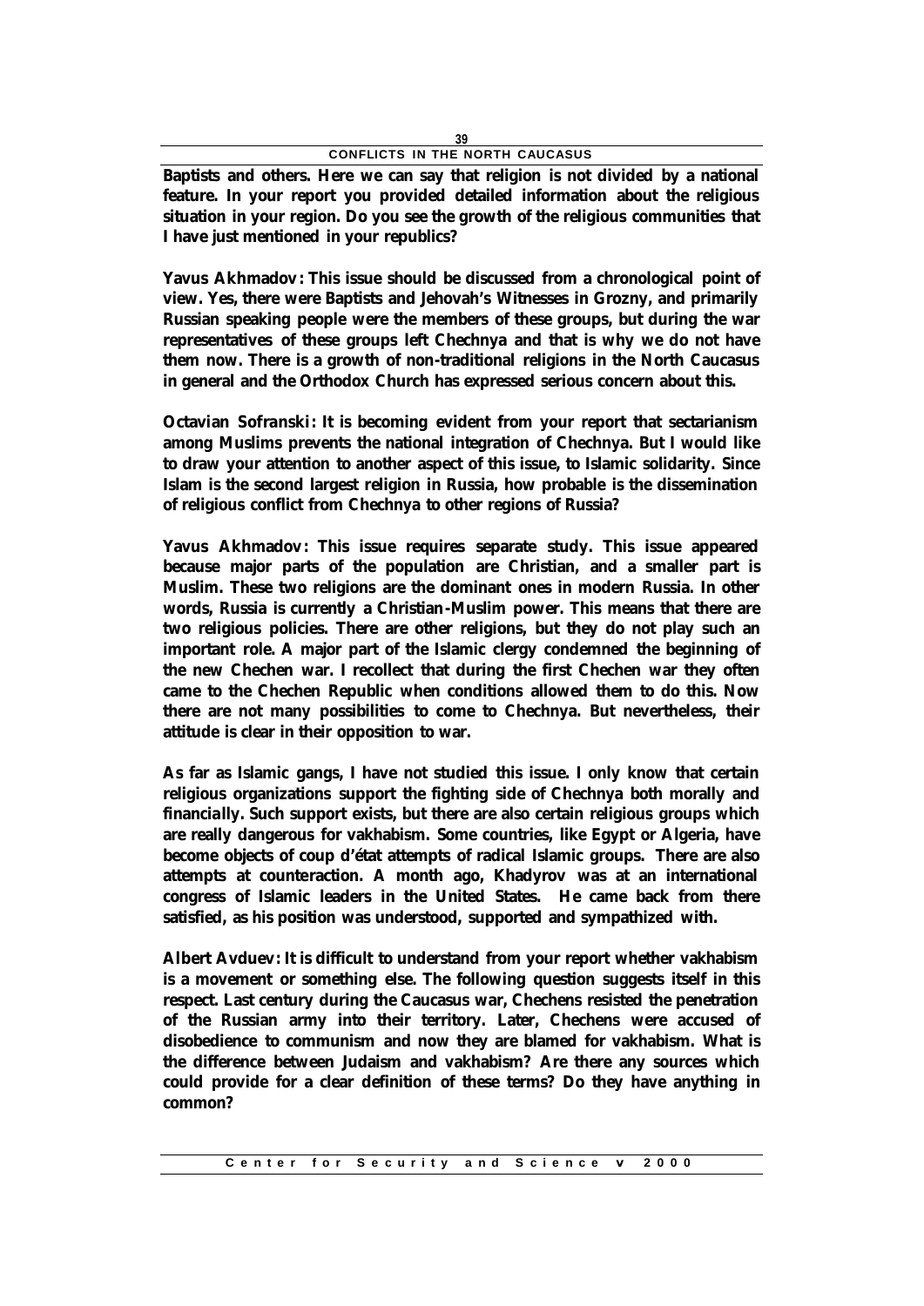**Baptists and others. Here we can say that religion is not divided by a national feature. In your report you provided detailed information about the religious situation in your region. Do you see the growth of the religious communities that I have just mentioned in your republics?**

**Yavus Akhmadov: This issue should be discussed from a chronological point of view. Yes, there were Baptists and Jehovah's Witnesses in Grozny, and primarily Russian speaking people were the members of these groups, but during the war representatives of these groups left Chechnya and that is why we do not have them now. There is a growth of non-traditional religions in the North Caucasus in general and the Orthodox Church has expressed serious concern about this.**

**Octavian Sofranski: It is becoming evident from your report that sectarianism among Muslims prevents the national integration of Chechnya. But I would like to draw your attention to another aspect of this issue, to Islamic solidarity. Since Islam is the second largest religion in Russia, how probable is the dissemination of religious conflict from Chechnya to other regions of Russia?**

**Yavus Akhmadov: This issue requires separate study. This issue appeared because major parts of the population are Christian, and a smaller part is Muslim. These two religions are the dominant ones in modern Russia. In other words, Russia is currently a Christian-Muslim power. This means that there are two religious policies. There are other religions, but they do not play such an important role. A major part of the Islamic clergy condemned the beginning of the new Chechen war. I recollect that during the first Chechen war they often came to the Chechen Republic when conditions allowed them to do this. Now there are not many possibilities to come to Chechnya. But nevertheless, their attitude is clear in their opposition to war.**

**As far as Islamic gangs, I have not studied this issue. I only know that certain religious organizations support the fighting side of Chechnya both morally and financially. Such support exists, but there are also certain religious groups which are really dangerous for vakhabism. Some countries, like Egypt or Algeria, have become objects of coup d'état attempts of radical Islamic groups. There are also attempts at counteraction. A month ago, Khadyrov was at an international congress of Islamic leaders in the United States. He came back from there satisfied, as his position was understood, supported and sympathized with.**

**Albert Avduev: It is difficult to understand from your report whether vakhabism is a movement or something else. The following question suggests itself in this respect. Last century during the Caucasus war, Chechens resisted the penetration of the Russian army into their territory. Later, Chechens were accused of disobedience to communism and now they are blamed for vakhabism. What is the difference between Judaism and vakhabism? Are there any sources which could provide for a clear definition of these terms? Do they have anything in common?**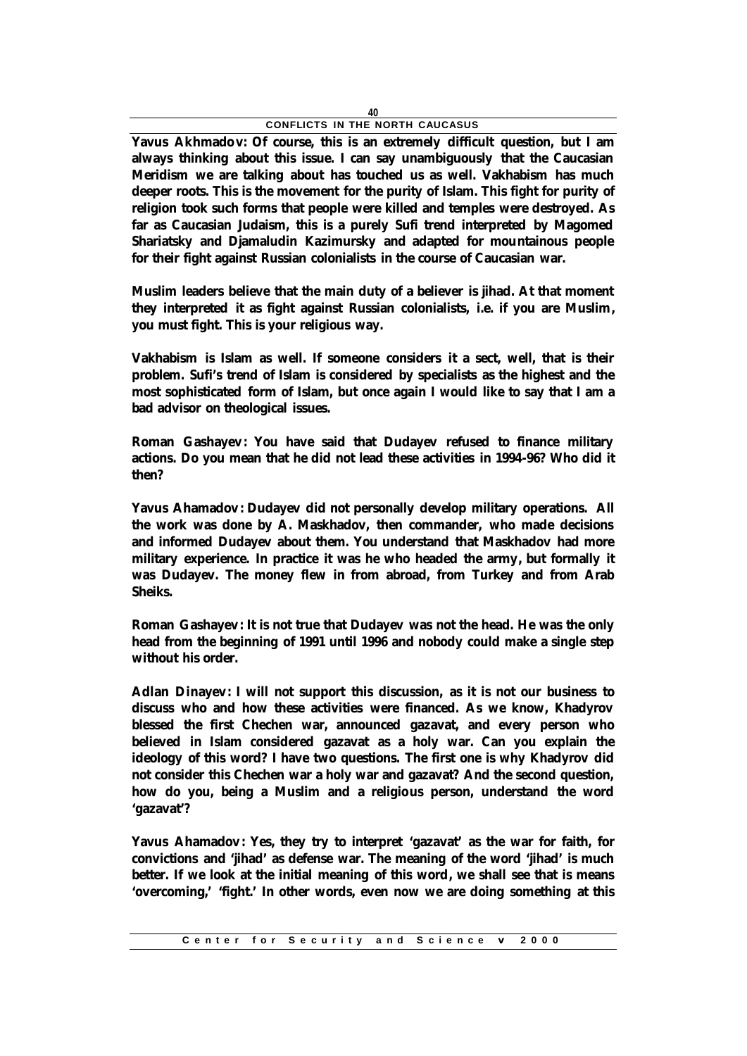**Yavus Akhmadov: Of course, this is an extremely difficult question, but I am always thinking about this issue. I can say unambiguously that the Caucasian Meridism we are talking about has touched us as well. Vakhabism has much deeper roots. This is the movement for the purity of Islam. This fight for purity of religion took such forms that people were killed and temples were destroyed. As far as Caucasian Judaism, this is a purely Sufi trend interpreted by Magomed Shariatsky and Djamaludin Kazimursky and adapted for mountainous people for their fight against Russian colonialists in the course of Caucasian war.**

**Muslim leaders believe that the main duty of a believer is jihad. At that moment they interpreted it as fight against Russian colonialists, i.e. if you are Muslim, you must fight. This is your religious way.**

**Vakhabism is Islam as well. If someone considers it a sect, well, that is their problem. Sufi's trend of Islam is considered by specialists as the highest and the most sophisticated form of Islam, but once again I would like to say that I am a bad advisor on theological issues.**

**Roman Gashayev: You have said that Dudayev refused to finance military actions. Do you mean that he did not lead these activities in 1994-96? Who did it then?**

**Yavus Ahamadov: Dudayev did not personally develop military operations. All the work was done by A. Maskhadov, then commander, who made decisions and informed Dudayev about them. You understand that Maskhadov had more military experience. In practice it was he who headed the army, but formally it was Dudayev. The money flew in from abroad, from Turkey and from Arab Sheiks.**

**Roman Gashayev: It is not true that Dudayev was not the head. He was the only head from the beginning of 1991 until 1996 and nobody could make a single step without his order.**

**Adlan Dinayev: I will not support this discussion, as it is not our business to discuss who and how these activities were financed. As we know, Khadyrov blessed the first Chechen war, announced gazavat, and every person who believed in Islam considered gazavat as a holy war. Can you explain the ideology of this word? I have two questions. The first one is why Khadyrov did not consider this Chechen war a holy war and gazavat? And the second question, how do you, being a Muslim and a religious person, understand the word 'gazavat'?**

**Yavus Ahamadov: Yes, they try to interpret 'gazavat' as the war for faith, for convictions and 'jihad' as defense war. The meaning of the word 'jihad' is much better. If we look at the initial meaning of this word, we shall see that is means 'overcoming,' 'fight.' In other words, even now we are doing something at this**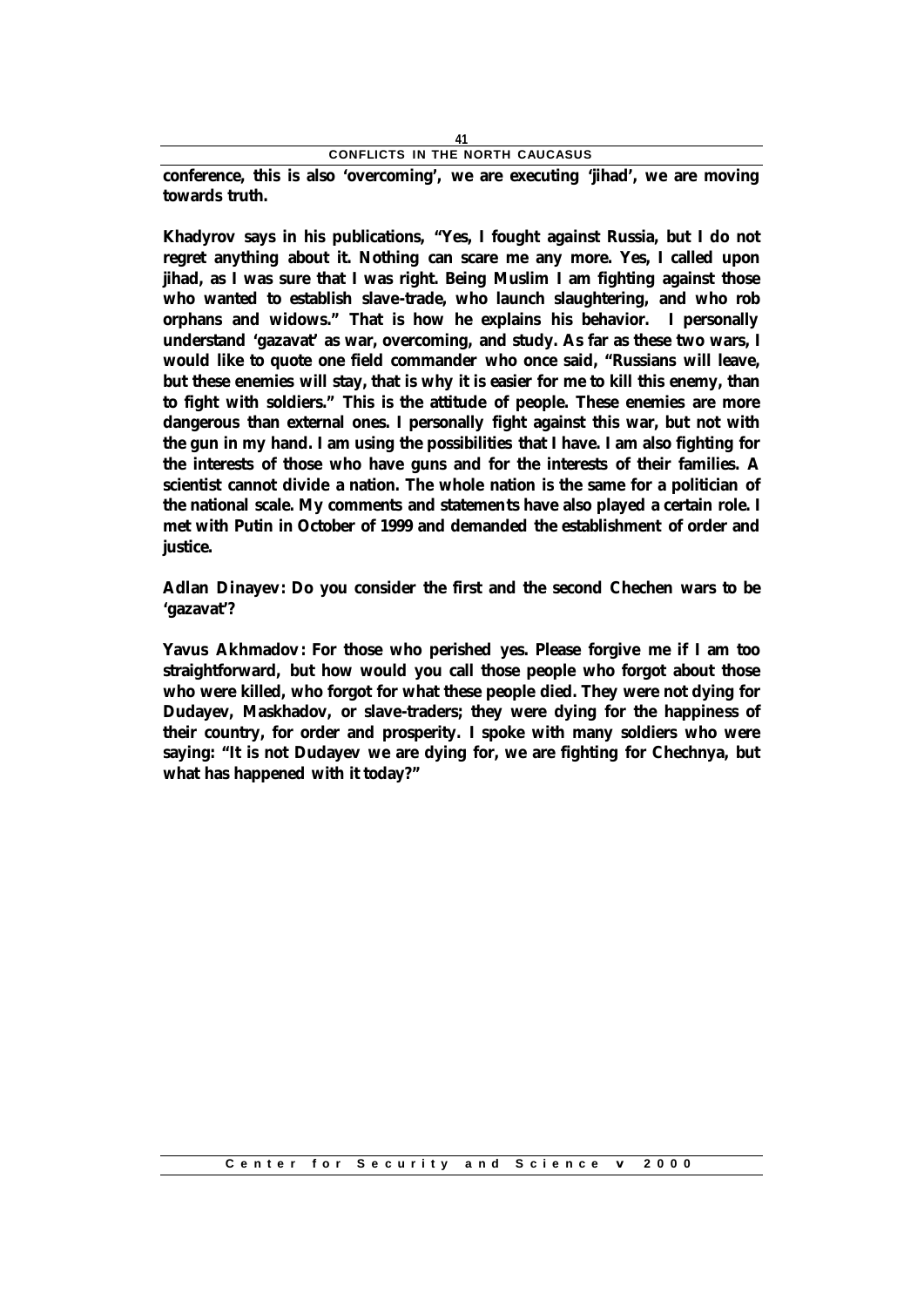**conference, this is also 'overcoming', we are executing 'jihad', we are moving towards truth.**

**Khadyrov says in his publications, "Yes, I fought against Russia, but I do not regret anything about it. Nothing can scare me any more. Yes, I called upon jihad, as I was sure that I was right. Being Muslim I am fighting against those who wanted to establish slave-trade, who launch slaughtering, and who rob orphans and widows." That is how he explains his behavior. I personally understand 'gazavat' as war, overcoming, and study. As far as these two wars, I would like to quote one field commander who once said, "Russians will leave, but these enemies will stay, that is why it is easier for me to kill this enemy, than to fight with soldiers." This is the attitude of people. These enemies are more dangerous than external ones. I personally fight against this war, but not with the gun in my hand. I am using the possibilities that I have. I am also fighting for the interests of those who have guns and for the interests of their families. A scientist cannot divide a nation. The whole nation is the same for a politician of the national scale. My comments and statements have also played a certain role. I met with Putin in October of 1999 and demanded the establishment of order and justice.**

**Adlan Dinayev: Do you consider the first and the second Chechen wars to be 'gazavat'?**

**Yavus Akhmadov: For those who perished yes. Please forgive me if I am too straightforward, but how would you call those people who forgot about those who were killed, who forgot for what these people died. They were not dying for Dudayev, Maskhadov, or slave-traders; they were dying for the happiness of their country, for order and prosperity. I spoke with many soldiers who were saying: "It is not Dudayev we are dying for, we are fighting for Chechnya, but what has happened with it today?"**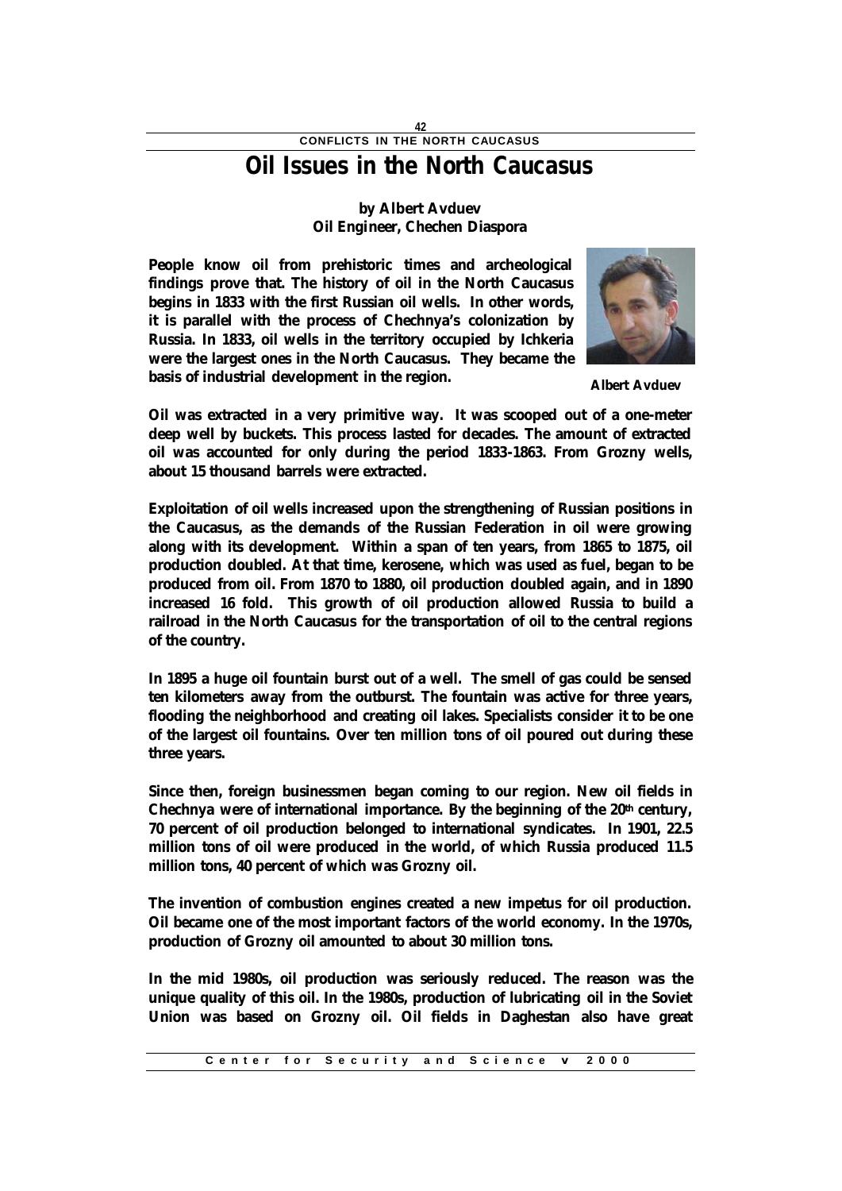# Oil Issues in the North Caucasus

**by Albert Avduev**
**Oil Engineer, Chechen Diaspora**

**People know oil from prehistoric times and archeological findings prove that. The history of oil in the North Caucasus begins in 1833 with the first Russian oil wells. In other words, it is parallel with the process of Chechnya's colonization by Russia. In 1833, oil wells in the territory occupied by Ichkeria were the largest ones in the North Caucasus. They became the basis of industrial development in the region.**

**Albert Avduev**

**Oil was extracted in a very primitive way. It was scooped out of a one-meter deep well by buckets. This process lasted for decades. The amount of extracted oil was accounted for only during the period 1833-1863. From Grozny wells, about 15 thousand barrels were extracted.**

**Exploitation of oil wells increased upon the strengthening of Russian positions in the Caucasus, as the demands of the Russian Federation in oil were growing along with its development. Within a span of ten years, from 1865 to 1875, oil production doubled. At that time, kerosene, which was used as fuel, began to be produced from oil. From 1870 to 1880, oil production doubled again, and in 1890 increased 16 fold. This growth of oil production allowed Russia to build a railroad in the North Caucasus for the transportation of oil to the central regions of the country.**

**In 1895 a huge oil fountain burst out of a well. The smell of gas could be sensed ten kilometers away from the outburst. The fountain was active for three years, flooding the neighborhood and creating oil lakes. Specialists consider it to be one of the largest oil fountains. Over ten million tons of oil poured out during these three years.**

**Since then, foreign businessmen began coming to our region. New oil fields in Chechnya were of international importance. By the beginning of the 20th century, 70 percent of oil production belonged to international syndicates. In 1901, 22.5 million tons of oil were produced in the world, of which Russia produced 11.5 million tons, 40 percent of which was Grozny oil.**

**The invention of combustion engines created a new impetus for oil production. Oil became one of the most important factors of the world economy. In the 1970s, production of Grozny oil amounted to about 30 million tons.**

**In the mid 1980s, oil production was seriously reduced. The reason was the unique quality of this oil. In the 1980s, production of lubricating oil in the Soviet Union was based on Grozny oil. Oil fields in Daghestan also have great**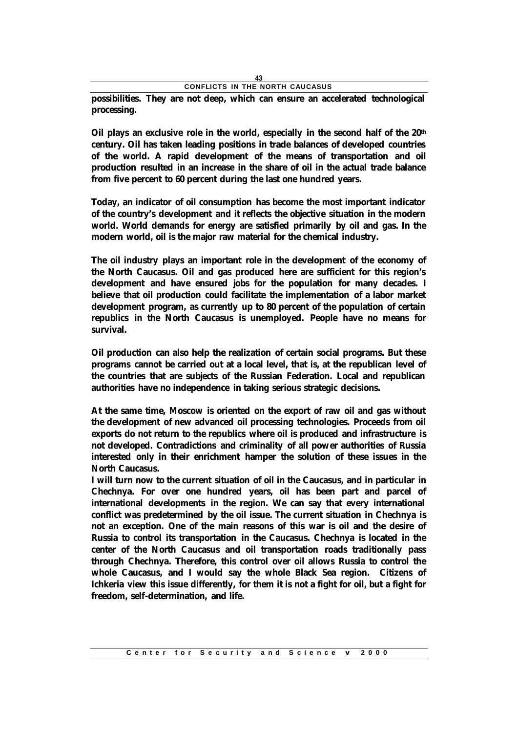**possibilities. They are not deep, which can ensure an accelerated technological processing.**

**Oil plays an exclusive role in the world, especially in the second half of the 20th century. Oil has taken leading positions in trade balances of developed countries of the world. A rapid development of the means of transportation and oil production resulted in an increase in the share of oil in the actual trade balance from five percent to 60 percent during the last one hundred years.**

**Today, an indicator of oil consumption has become the most important indicator of the country's development and it reflects the objective situation in the modern world. World demands for energy are satisfied primarily by oil and gas. In the modern world, oil is the major raw material for the chemical industry.**

**The oil industry plays an important role in the development of the economy of the North Caucasus. Oil and gas produced here are sufficient for this region's development and have ensured jobs for the population for many decades. I believe that oil production could facilitate the implementation of a labor market development program, as currently up to 80 percent of the population of certain republics in the North Caucasus is unemployed. People have no means for survival.**

**Oil production can also help the realization of certain social programs. But these programs cannot be carried out at a local level, that is, at the republican level of the countries that are subjects of the Russian Federation. Local and republican authorities have no independence in taking serious strategic decisions.**

**At the same time, Moscow is oriented on the export of raw oil and gas without the development of new advanced oil processing technologies. Proceeds from oil exports do not return to the republics where oil is produced and infrastructure is not developed. Contradictions and criminality of all power authorities of Russia interested only in their enrichment hamper the solution of these issues in the North Caucasus.**

**I will turn now to the current situation of oil in the Caucasus, and in particular in Chechnya. For over one hundred years, oil has been part and parcel of international developments in the region. We can say that every international conflict was predetermined by the oil issue. The current situation in Chechnya is not an exception. One of the main reasons of this war is oil and the desire of Russia to control its transportation in the Caucasus. Chechnya is located in the center of the North Caucasus and oil transportation roads traditionally pass through Chechnya. Therefore, this control over oil allows Russia to control the whole Caucasus, and I would say the whole Black Sea region. Citizens of Ichkeria view this issue differently, for them it is not a fight for oil, but a fight for freedom, self-determination, and life.**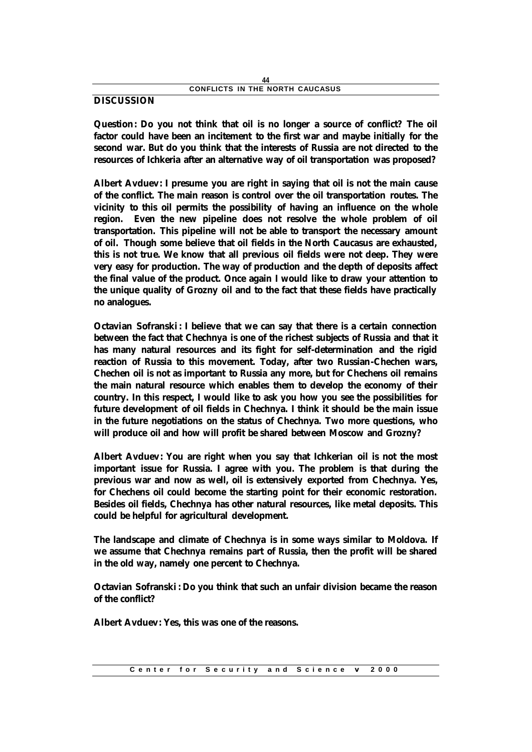## DISCUSSION

**Question: Do you not think that oil is no longer a source of conflict? The oil factor could have been an incitement to the first war and maybe initially for the second war. But do you think that the interests of Russia are not directed to the resources of Ichkeria after an alternative way of oil transportation was proposed?**

**Albert Avduev: I presume you are right in saying that oil is not the main cause of the conflict. The main reason is control over the oil transportation routes. The vicinity to this oil permits the possibility of having an influence on the whole region. Even the new pipeline does not resolve the whole problem of oil transportation. This pipeline will not be able to transport the necessary amount of oil. Though some believe that oil fields in the North Caucasus are exhausted, this is not true. We know that all previous oil fields were not deep. They were very easy for production. The way of production and the depth of deposits affect the final value of the product. Once again I would like to draw your attention to the unique quality of Grozny oil and to the fact that these fields have practically no analogues.**

**Octavian Sofranski: I believe that we can say that there is a certain connection between the fact that Chechnya is one of the richest subjects of Russia and that it has many natural resources and its fight for self-determination and the rigid reaction of Russia to this movement. Today, after two Russian-Chechen wars, Chechen oil is not as important to Russia any more, but for Chechens oil remains the main natural resource which enables them to develop the economy of their country. In this respect, I would like to ask you how you see the possibilities for future development of oil fields in Chechnya. I think it should be the main issue in the future negotiations on the status of Chechnya. Two more questions, who will produce oil and how will profit be shared between Moscow and Grozny?**

**Albert Avduev: You are right when you say that Ichkerian oil is not the most important issue for Russia. I agree with you. The problem is that during the previous war and now as well, oil is extensively exported from Chechnya. Yes, for Chechens oil could become the starting point for their economic restoration. Besides oil fields, Chechnya has other natural resources, like metal deposits. This could be helpful for agricultural development.**

**The landscape and climate of Chechnya is in some ways similar to Moldova. If we assume that Chechnya remains part of Russia, then the profit will be shared in the old way, namely one percent to Chechnya.**

**Octavian Sofranski: Do you think that such an unfair division became the reason of the conflict?**

**Albert Avduev: Yes, this was one of the reasons.**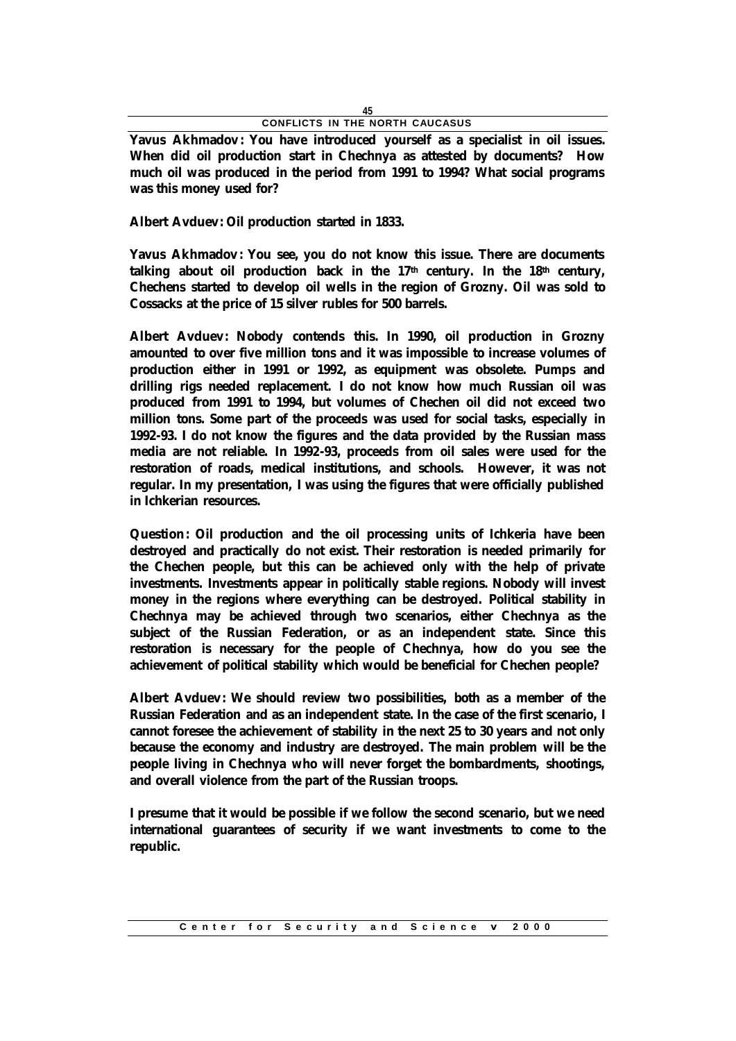**Yavus Akhmadov: You have introduced yourself as a specialist in oil issues. When did oil production start in Chechnya as attested by documents? How much oil was produced in the period from 1991 to 1994? What social programs was this money used for?**

**Albert Avduev: Oil production started in 1833.**

**Yavus Akhmadov: You see, you do not know this issue. There are documents talking about oil production back in the 17th century. In the 18th century, Chechens started to develop oil wells in the region of Grozny. Oil was sold to Cossacks at the price of 15 silver rubles for 500 barrels.**

**Albert Avduev: Nobody contends this. In 1990, oil production in Grozny amounted to over five million tons and it was impossible to increase volumes of production either in 1991 or 1992, as equipment was obsolete. Pumps and drilling rigs needed replacement. I do not know how much Russian oil was produced from 1991 to 1994, but volumes of Chechen oil did not exceed two million tons. Some part of the proceeds was used for social tasks, especially in 1992-93. I do not know the figures and the data provided by the Russian mass media are not reliable. In 1992-93, proceeds from oil sales were used for the restoration of roads, medical institutions, and schools. However, it was not regular. In my presentation, I was using the figures that were officially published in Ichkerian resources.**

**Question: Oil production and the oil processing units of Ichkeria have been destroyed and practically do not exist. Their restoration is needed primarily for the Chechen people, but this can be achieved only with the help of private investments. Investments appear in politically stable regions. Nobody will invest money in the regions where everything can be destroyed. Political stability in Chechnya may be achieved through two scenarios, either Chechnya as the subject of the Russian Federation, or as an independent state. Since this restoration is necessary for the people of Chechnya, how do you see the achievement of political stability which would be beneficial for Chechen people?**

**Albert Avduev: We should review two possibilities, both as a member of the Russian Federation and as an independent state. In the case of the first scenario, I cannot foresee the achievement of stability in the next 25 to 30 years and not only because the economy and industry are destroyed. The main problem will be the people living in Chechnya who will never forget the bombardments, shootings, and overall violence from the part of the Russian troops.**

**I presume that it would be possible if we follow the second scenario, but we need international guarantees of security if we want investments to come to the republic.**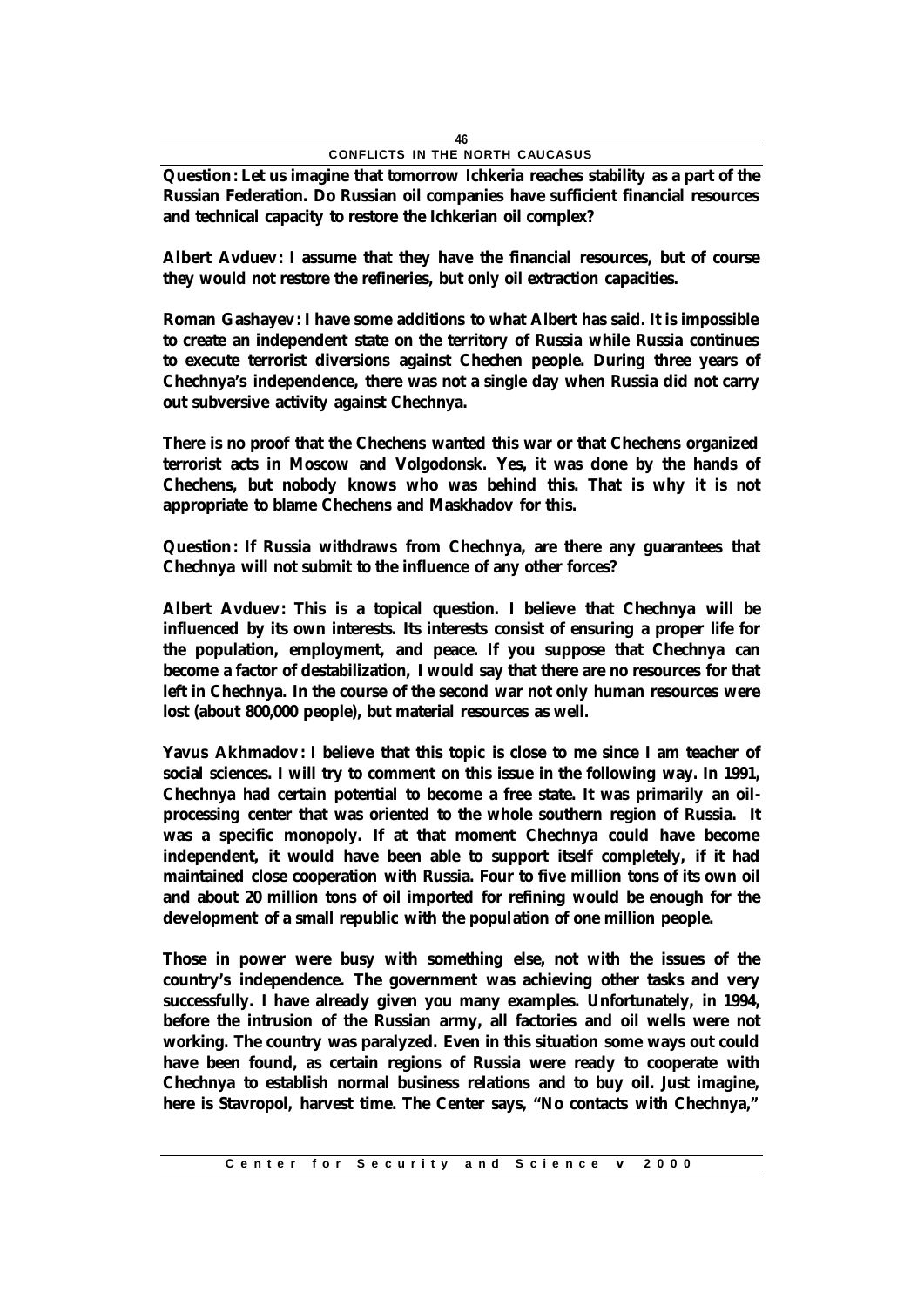**Question: Let us imagine that tomorrow Ichkeria reaches stability as a part of the Russian Federation. Do Russian oil companies have sufficient financial resources and technical capacity to restore the Ichkerian oil complex?**

**Albert Avduev: I assume that they have the financial resources, but of course they would not restore the refineries, but only oil extraction capacities.**

**Roman Gashayev: I have some additions to what Albert has said. It is impossible to create an independent state on the territory of Russia while Russia continues to execute terrorist diversions against Chechen people. During three years of Chechnya's independence, there was not a single day when Russia did not carry out subversive activity against Chechnya.**

**There is no proof that the Chechens wanted this war or that Chechens organized terrorist acts in Moscow and Volgodonsk. Yes, it was done by the hands of Chechens, but nobody knows who was behind this. That is why it is not appropriate to blame Chechens and Maskhadov for this.**

**Question: If Russia withdraws from Chechnya, are there any guarantees that Chechnya will not submit to the influence of any other forces?**

**Albert Avduev: This is a topical question. I believe that Chechnya will be influenced by its own interests. Its interests consist of ensuring a proper life for the population, employment, and peace. If you suppose that Chechnya can become a factor of destabilization, I would say that there are no resources for that left in Chechnya. In the course of the second war not only human resources were lost (about 800,000 people), but material resources as well.**

**Yavus Akhmadov: I believe that this topic is close to me since I am teacher of social sciences. I will try to comment on this issue in the following way. In 1991, Chechnya had certain potential to become a free state. It was primarily an oil-processing center that was oriented to the whole southern region of Russia. It was a specific monopoly. If at that moment Chechnya could have become independent, it would have been able to support itself completely, if it had maintained close cooperation with Russia. Four to five million tons of its own oil and about 20 million tons of oil imported for refining would be enough for the development of a small republic with the population of one million people.**

**Those in power were busy with something else, not with the issues of the country's independence. The government was achieving other tasks and very successfully. I have already given you many examples. Unfortunately, in 1994, before the intrusion of the Russian army, all factories and oil wells were not working. The country was paralyzed. Even in this situation some ways out could have been found, as certain regions of Russia were ready to cooperate with Chechnya to establish normal business relations and to buy oil. Just imagine, here is Stavropol, harvest time. The Center says, "No contacts with Chechnya,"**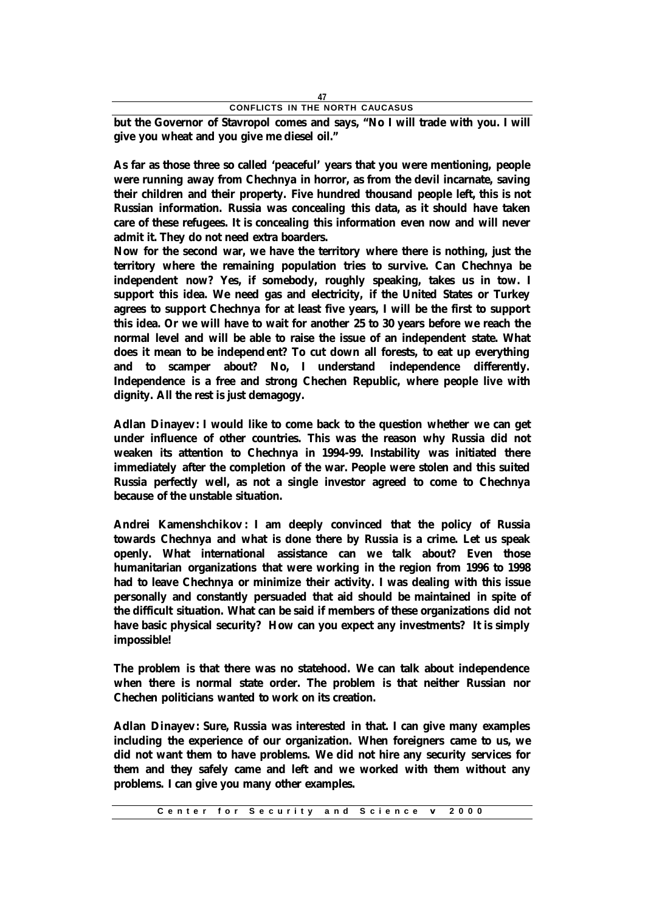**but the Governor of Stavropol comes and says, "No I will trade with you. I will give you wheat and you give me diesel oil."**

**As far as those three so called 'peaceful' years that you were mentioning, people were running away from Chechnya in horror, as from the devil incarnate, saving their children and their property. Five hundred thousand people left, this is not Russian information. Russia was concealing this data, as it should have taken care of these refugees. It is concealing this information even now and will never admit it. They do not need extra boarders.**

**Now for the second war, we have the territory where there is nothing, just the territory where the remaining population tries to survive. Can Chechnya be independent now? Yes, if somebody, roughly speaking, takes us in tow. I support this idea. We need gas and electricity, if the United States or Turkey agrees to support Chechnya for at least five years, I will be the first to support this idea. Or we will have to wait for another 25 to 30 years before we reach the normal level and will be able to raise the issue of an independent state. What does it mean to be independent? To cut down all forests, to eat up everything and to scamper about? No, I understand independence differently. Independence is a free and strong Chechen Republic, where people live with dignity. All the rest is just demagogy.**

**Adlan Dinayev: I would like to come back to the question whether we can get under influence of other countries. This was the reason why Russia did not weaken its attention to Chechnya in 1994-99. Instability was initiated there immediately after the completion of the war. People were stolen and this suited Russia perfectly well, as not a single investor agreed to come to Chechnya because of the unstable situation.**

**Andrei Kamenshchikov: I am deeply convinced that the policy of Russia towards Chechnya and what is done there by Russia is a crime. Let us speak openly. What international assistance can we talk about? Even those humanitarian organizations that were working in the region from 1996 to 1998 had to leave Chechnya or minimize their activity. I was dealing with this issue personally and constantly persuaded that aid should be maintained in spite of the difficult situation. What can be said if members of these organizations did not have basic physical security? How can you expect any investments? It is simply impossible!**

**The problem is that there was no statehood. We can talk about independence when there is normal state order. The problem is that neither Russian nor Chechen politicians wanted to work on its creation.**

**Adlan Dinayev: Sure, Russia was interested in that. I can give many examples including the experience of our organization. When foreigners came to us, we did not want them to have problems. We did not hire any security services for them and they safely came and left and we worked with them without any problems. I can give you many other examples.**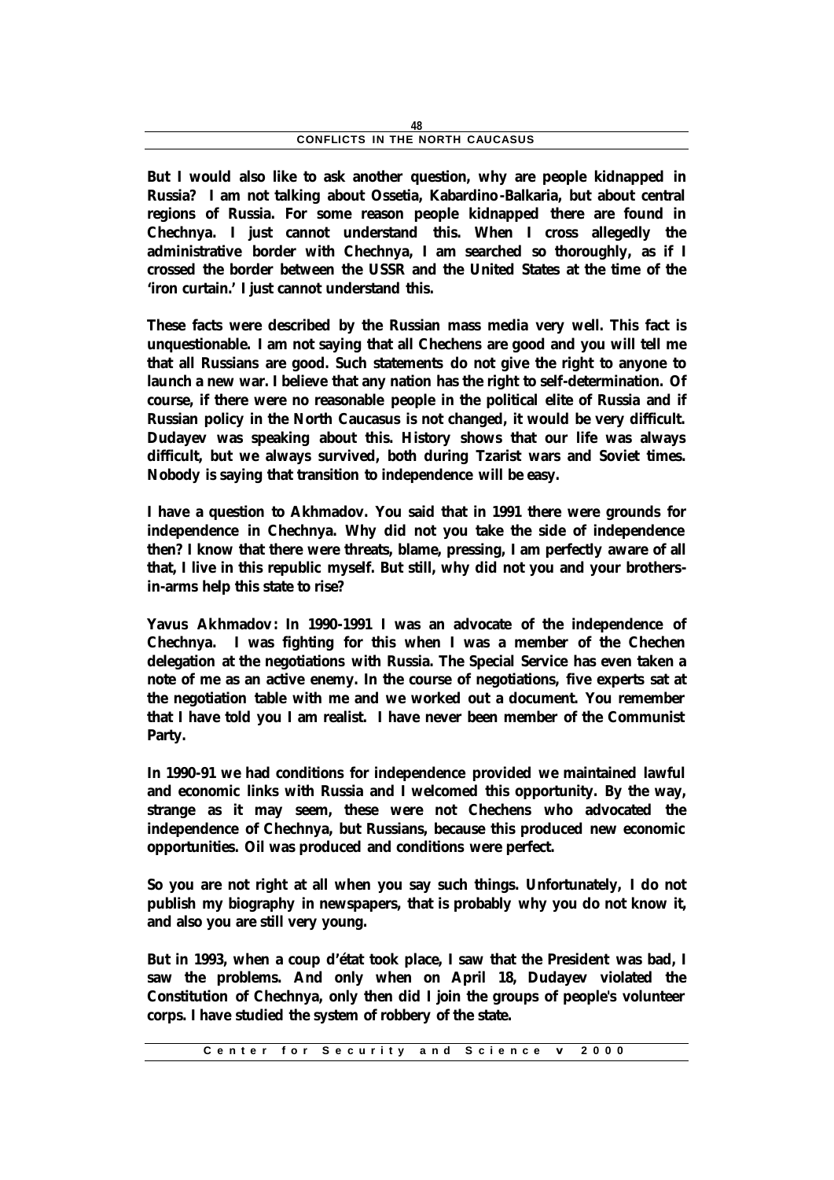**But I would also like to ask another question, why are people kidnapped in Russia? I am not talking about Ossetia, Kabardino-Balkaria, but about central regions of Russia. For some reason people kidnapped there are found in Chechnya. I just cannot understand this. When I cross allegedly the administrative border with Chechnya, I am searched so thoroughly, as if I crossed the border between the USSR and the United States at the time of the 'iron curtain.' I just cannot understand this.**

**These facts were described by the Russian mass media very well. This fact is unquestionable. I am not saying that all Chechens are good and you will tell me that all Russians are good. Such statements do not give the right to anyone to launch a new war. I believe that any nation has the right to self-determination. Of course, if there were no reasonable people in the political elite of Russia and if Russian policy in the North Caucasus is not changed, it would be very difficult. Dudayev was speaking about this. History shows that our life was always difficult, but we always survived, both during Tzarist wars and Soviet times. Nobody is saying that transition to independence will be easy.**

**I have a question to Akhmadov. You said that in 1991 there were grounds for independence in Chechnya. Why did not you take the side of independence then? I know that there were threats, blame, pressing, I am perfectly aware of all that, I live in this republic myself. But still, why did not you and your brothers-in-arms help this state to rise?**

**Yavus Akhmadov: In 1990-1991 I was an advocate of the independence of Chechnya. I was fighting for this when I was a member of the Chechen delegation at the negotiations with Russia. The Special Service has even taken a note of me as an active enemy. In the course of negotiations, five experts sat at the negotiation table with me and we worked out a document. You remember that I have told you I am realist. I have never been member of the Communist Party.**

**In 1990-91 we had conditions for independence provided we maintained lawful and economic links with Russia and I welcomed this opportunity. By the way, strange as it may seem, these were not Chechens who advocated the independence of Chechnya, but Russians, because this produced new economic opportunities. Oil was produced and conditions were perfect.**

**So you are not right at all when you say such things. Unfortunately, I do not publish my biography in newspapers, that is probably why you do not know it, and also you are still very young.**

**But in 1993, when a coup d'état took place, I saw that the President was bad, I saw the problems. And only when on April 18, Dudayev violated the Constitution of Chechnya, only then did I join the groups of people's volunteer corps. I have studied the system of robbery of the state.**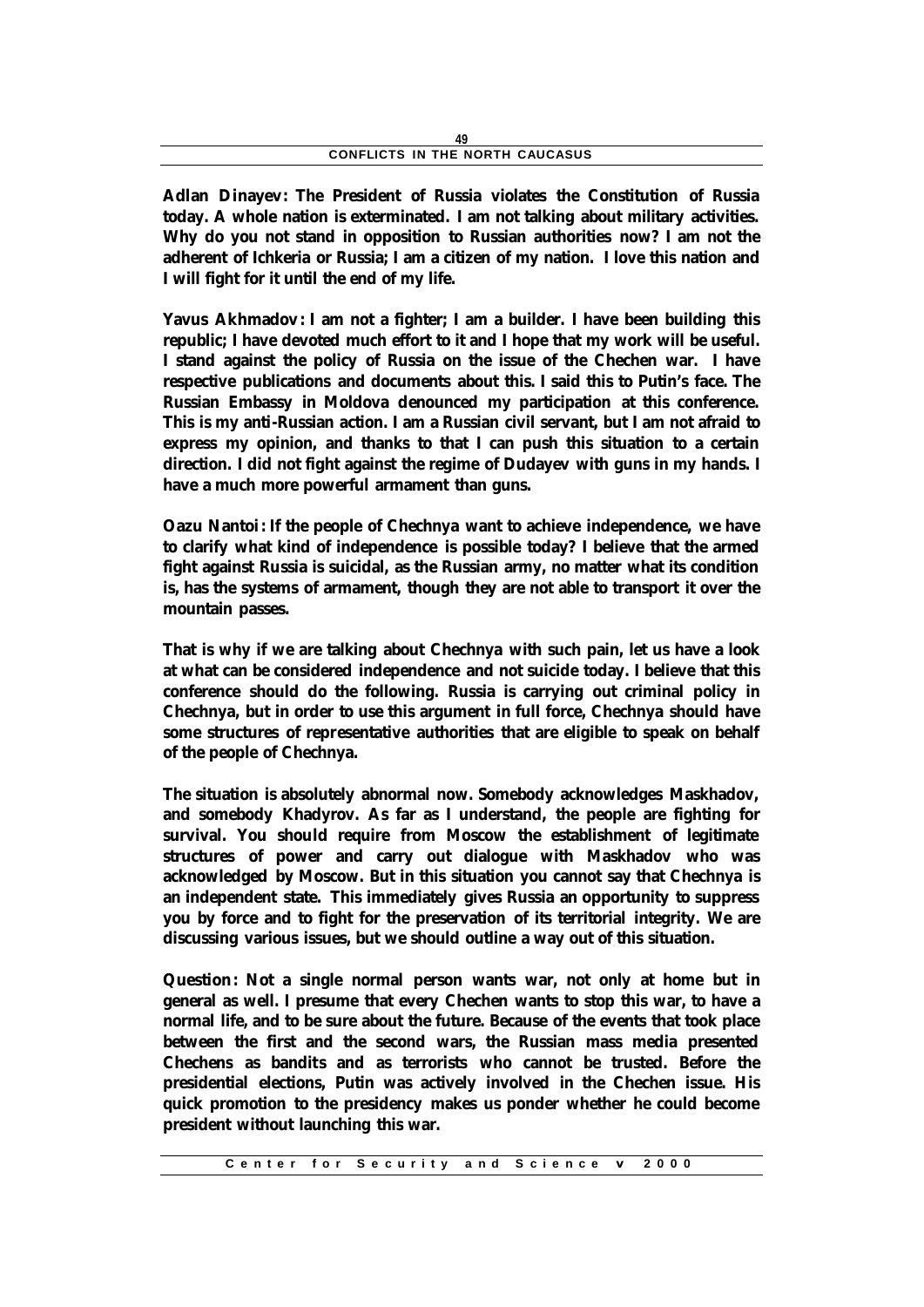**Adlan Dinayev: The President of Russia violates the Constitution of Russia today. A whole nation is exterminated. I am not talking about military activities. Why do you not stand in opposition to Russian authorities now? I am not the adherent of Ichkeria or Russia; I am a citizen of my nation. I love this nation and I will fight for it until the end of my life.**

**Yavus Akhmadov: I am not a fighter; I am a builder. I have been building this republic; I have devoted much effort to it and I hope that my work will be useful. I stand against the policy of Russia on the issue of the Chechen war. I have respective publications and documents about this. I said this to Putin's face. The Russian Embassy in Moldova denounced my participation at this conference. This is my anti-Russian action. I am a Russian civil servant, but I am not afraid to express my opinion, and thanks to that I can push this situation to a certain direction. I did not fight against the regime of Dudayev with guns in my hands. I have a much more powerful armament than guns.**

**Oazu Nantoi: If the people of Chechnya want to achieve independence, we have to clarify what kind of independence is possible today? I believe that the armed fight against Russia is suicidal, as the Russian army, no matter what its condition is, has the systems of armament, though they are not able to transport it over the mountain passes.**

**That is why if we are talking about Chechnya with such pain, let us have a look at what can be considered independence and not suicide today. I believe that this conference should do the following. Russia is carrying out criminal policy in Chechnya, but in order to use this argument in full force, Chechnya should have some structures of representative authorities that are eligible to speak on behalf of the people of Chechnya.**

**The situation is absolutely abnormal now. Somebody acknowledges Maskhadov, and somebody Khadyrov. As far as I understand, the people are fighting for survival. You should require from Moscow the establishment of legitimate structures of power and carry out dialogue with Maskhadov who was acknowledged by Moscow. But in this situation you cannot say that Chechnya is an independent state. This immediately gives Russia an opportunity to suppress you by force and to fight for the preservation of its territorial integrity. We are discussing various issues, but we should outline a way out of this situation.**

**Question: Not a single normal person wants war, not only at home but in general as well. I presume that every Chechen wants to stop this war, to have a normal life, and to be sure about the future. Because of the events that took place between the first and the second wars, the Russian mass media presented Chechens as bandits and as terrorists who cannot be trusted. Before the presidential elections, Putin was actively involved in the Chechen issue. His quick promotion to the presidency makes us ponder whether he could become president without launching this war.**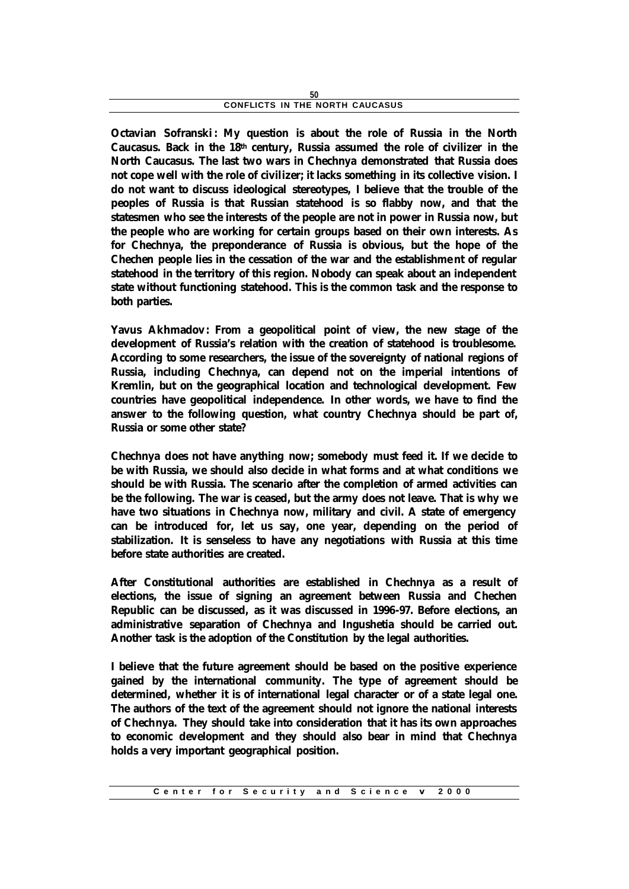**Octavian Sofranski: My question is about the role of Russia in the North Caucasus. Back in the 18th century, Russia assumed the role of civilizer in the North Caucasus. The last two wars in Chechnya demonstrated that Russia does not cope well with the role of civilizer; it lacks something in its collective vision. I do not want to discuss ideological stereotypes, I believe that the trouble of the peoples of Russia is that Russian statehood is so flabby now, and that the statesmen who see the interests of the people are not in power in Russia now, but the people who are working for certain groups based on their own interests. As for Chechnya, the preponderance of Russia is obvious, but the hope of the Chechen people lies in the cessation of the war and the establishment of regular statehood in the territory of this region. Nobody can speak about an independent state without functioning statehood. This is the common task and the response to both parties.**

**Yavus Akhmadov: From a geopolitical point of view, the new stage of the development of Russia's relation with the creation of statehood is troublesome. According to some researchers, the issue of the sovereignty of national regions of Russia, including Chechnya, can depend not on the imperial intentions of Kremlin, but on the geographical location and technological development. Few countries have geopolitical independence. In other words, we have to find the answer to the following question, what country Chechnya should be part of, Russia or some other state?**

**Chechnya does not have anything now; somebody must feed it. If we decide to be with Russia, we should also decide in what forms and at what conditions we should be with Russia. The scenario after the completion of armed activities can be the following. The war is ceased, but the army does not leave. That is why we have two situations in Chechnya now, military and civil. A state of emergency can be introduced for, let us say, one year, depending on the period of stabilization. It is senseless to have any negotiations with Russia at this time before state authorities are created.**

**After Constitutional authorities are established in Chechnya as a result of elections, the issue of signing an agreement between Russia and Chechen Republic can be discussed, as it was discussed in 1996-97. Before elections, an administrative separation of Chechnya and Ingushetia should be carried out. Another task is the adoption of the Constitution by the legal authorities.**

**I believe that the future agreement should be based on the positive experience gained by the international community. The type of agreement should be determined, whether it is of international legal character or of a state legal one. The authors of the text of the agreement should not ignore the national interests of Chechnya. They should take into consideration that it has its own approaches to economic development and they should also bear in mind that Chechnya holds a very important geographical position.**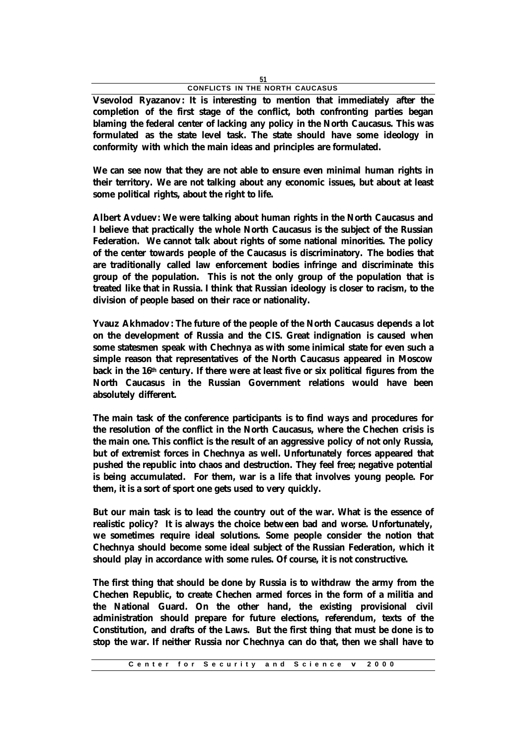**Vsevolod Ryazanov: It is interesting to mention that immediately after the completion of the first stage of the conflict, both confronting parties began blaming the federal center of lacking any policy in the North Caucasus. This was formulated as the state level task. The state should have some ideology in conformity with which the main ideas and principles are formulated.**

**We can see now that they are not able to ensure even minimal human rights in their territory. We are not talking about any economic issues, but about at least some political rights, about the right to life.**

**Albert Avduev: We were talking about human rights in the North Caucasus and I believe that practically the whole North Caucasus is the subject of the Russian Federation. We cannot talk about rights of some national minorities. The policy of the center towards people of the Caucasus is discriminatory. The bodies that are traditionally called law enforcement bodies infringe and discriminate this group of the population. This is not the only group of the population that is treated like that in Russia. I think that Russian ideology is closer to racism, to the division of people based on their race or nationality.**

**Yvauz Akhmadov: The future of the people of the North Caucasus depends a lot on the development of Russia and the CIS. Great indignation is caused when some statesmen speak with Chechnya as with some inimical state for even such a simple reason that representatives of the North Caucasus appeared in Moscow back in the 16th century. If there were at least five or six political figures from the North Caucasus in the Russian Government relations would have been absolutely different.**

**The main task of the conference participants is to find ways and procedures for the resolution of the conflict in the North Caucasus, where the Chechen crisis is the main one. This conflict is the result of an aggressive policy of not only Russia, but of extremist forces in Chechnya as well. Unfortunately forces appeared that pushed the republic into chaos and destruction. They feel free; negative potential is being accumulated. For them, war is a life that involves young people. For them, it is a sort of sport one gets used to very quickly.**

**But our main task is to lead the country out of the war. What is the essence of realistic policy? It is always the choice between bad and worse. Unfortunately, we sometimes require ideal solutions. Some people consider the notion that Chechnya should become some ideal subject of the Russian Federation, which it should play in accordance with some rules. Of course, it is not constructive.**

**The first thing that should be done by Russia is to withdraw the army from the Chechen Republic, to create Chechen armed forces in the form of a militia and the National Guard. On the other hand, the existing provisional civil administration should prepare for future elections, referendum, texts of the Constitution, and drafts of the Laws. But the first thing that must be done is to stop the war. If neither Russia nor Chechnya can do that, then we shall have to**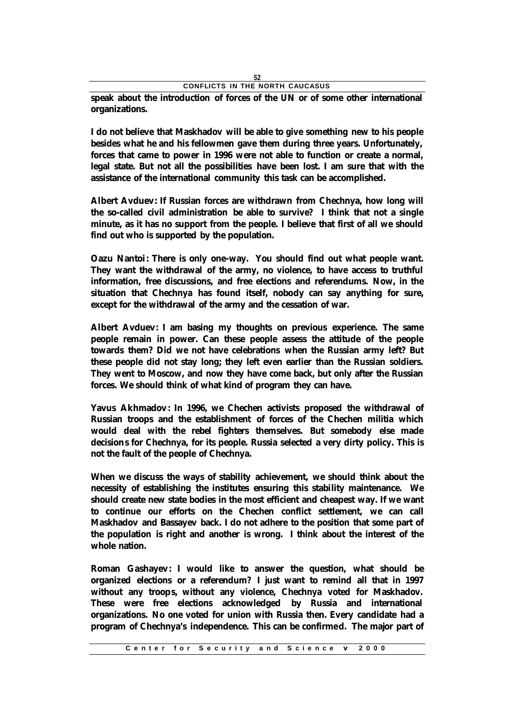**speak about the introduction of forces of the UN or of some other international organizations.**

**I do not believe that Maskhadov will be able to give something new to his people besides what he and his fellowmen gave them during three years. Unfortunately, forces that came to power in 1996 were not able to function or create a normal, legal state. But not all the possibilities have been lost. I am sure that with the assistance of the international community this task can be accomplished.**

**Albert Avduev: If Russian forces are withdrawn from Chechnya, how long will the so-called civil administration be able to survive? I think that not a single minute, as it has no support from the people. I believe that first of all we should find out who is supported by the population.**

**Oazu Nantoi: There is only one-way. You should find out what people want. They want the withdrawal of the army, no violence, to have access to truthful information, free discussions, and free elections and referendums. Now, in the situation that Chechnya has found itself, nobody can say anything for sure, except for the withdrawal of the army and the cessation of war.**

**Albert Avduev: I am basing my thoughts on previous experience. The same people remain in power. Can these people assess the attitude of the people towards them? Did we not have celebrations when the Russian army left? But these people did not stay long; they left even earlier than the Russian soldiers. They went to Moscow, and now they have come back, but only after the Russian forces. We should think of what kind of program they can have.**

**Yavus Akhmadov: In 1996, we Chechen activists proposed the withdrawal of Russian troops and the establishment of forces of the Chechen militia which would deal with the rebel fighters themselves. But somebody else made decisions for Chechnya, for its people. Russia selected a very dirty policy. This is not the fault of the people of Chechnya.**

**When we discuss the ways of stability achievement, we should think about the necessity of establishing the institutes ensuring this stability maintenance. We should create new state bodies in the most efficient and cheapest way. If we want to continue our efforts on the Chechen conflict settlement, we can call Maskhadov and Bassayev back. I do not adhere to the position that some part of the population is right and another is wrong. I think about the interest of the whole nation.**

**Roman Gashayev: I would like to answer the question, what should be organized elections or a referendum? I just want to remind all that in 1997 without any troops, without any violence, Chechnya voted for Maskhadov. These were free elections acknowledged by Russia and international organizations. No one voted for union with Russia then. Every candidate had a program of Chechnya's independence. This can be confirmed. The major part of**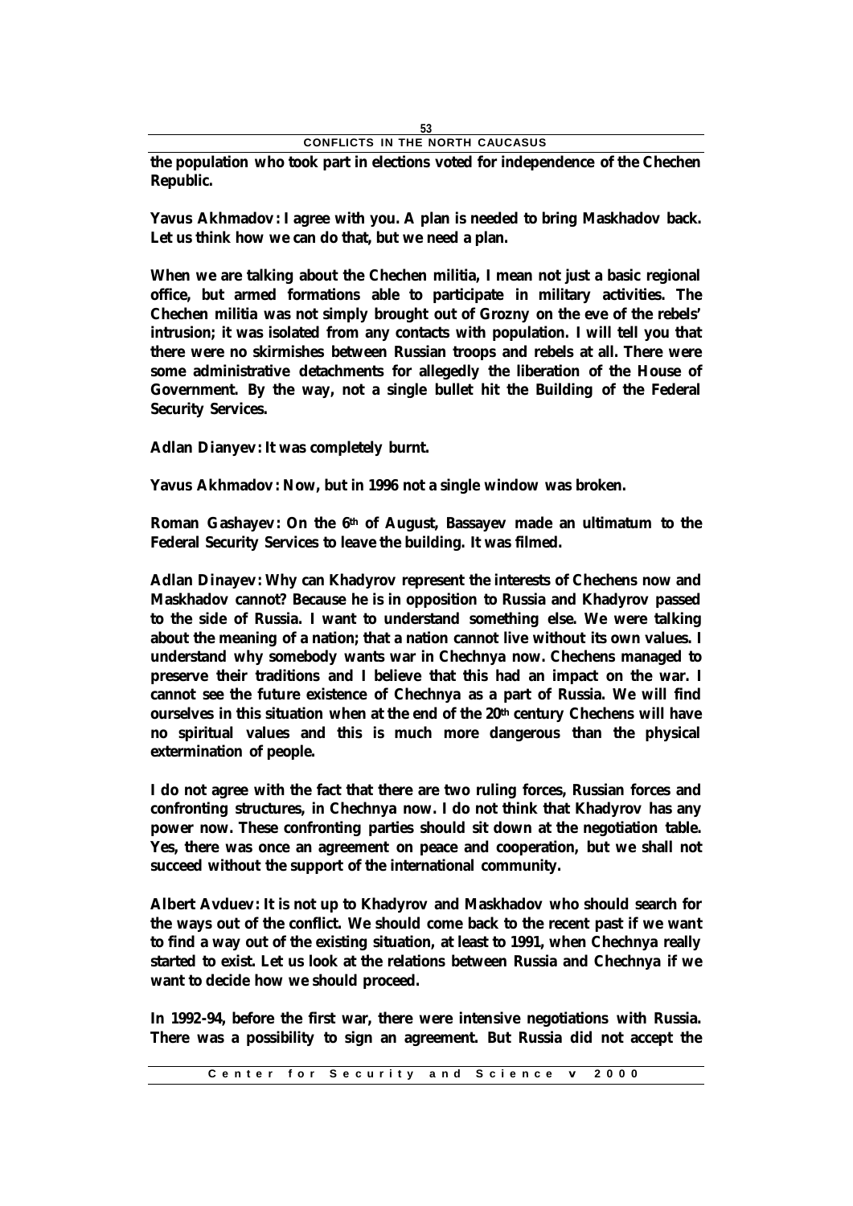**the population who took part in elections voted for independence of the Chechen Republic.**

**Yavus Akhmadov: I agree with you. A plan is needed to bring Maskhadov back. Let us think how we can do that, but we need a plan.**

**When we are talking about the Chechen militia, I mean not just a basic regional office, but armed formations able to participate in military activities. The Chechen militia was not simply brought out of Grozny on the eve of the rebels' intrusion; it was isolated from any contacts with population. I will tell you that there were no skirmishes between Russian troops and rebels at all. There were some administrative detachments for allegedly the liberation of the House of Government. By the way, not a single bullet hit the Building of the Federal Security Services.**

**Adlan Dianyev: It was completely burnt.**

**Yavus Akhmadov: Now, but in 1996 not a single window was broken.**

**Roman Gashayev: On the 6th of August, Bassayev made an ultimatum to the Federal Security Services to leave the building. It was filmed.**

**Adlan Dinayev: Why can Khadyrov represent the interests of Chechens now and Maskhadov cannot? Because he is in opposition to Russia and Khadyrov passed to the side of Russia. I want to understand something else. We were talking about the meaning of a nation; that a nation cannot live without its own values. I understand why somebody wants war in Chechnya now. Chechens managed to preserve their traditions and I believe that this had an impact on the war. I cannot see the future existence of Chechnya as a part of Russia. We will find ourselves in this situation when at the end of the 20th century Chechens will have no spiritual values and this is much more dangerous than the physical extermination of people.**

**I do not agree with the fact that there are two ruling forces, Russian forces and confronting structures, in Chechnya now. I do not think that Khadyrov has any power now. These confronting parties should sit down at the negotiation table. Yes, there was once an agreement on peace and cooperation, but we shall not succeed without the support of the international community.**

**Albert Avduev: It is not up to Khadyrov and Maskhadov who should search for the ways out of the conflict. We should come back to the recent past if we want to find a way out of the existing situation, at least to 1991, when Chechnya really started to exist. Let us look at the relations between Russia and Chechnya if we want to decide how we should proceed.**

**In 1992-94, before the first war, there were intensive negotiations with Russia. There was a possibility to sign an agreement. But Russia did not accept the**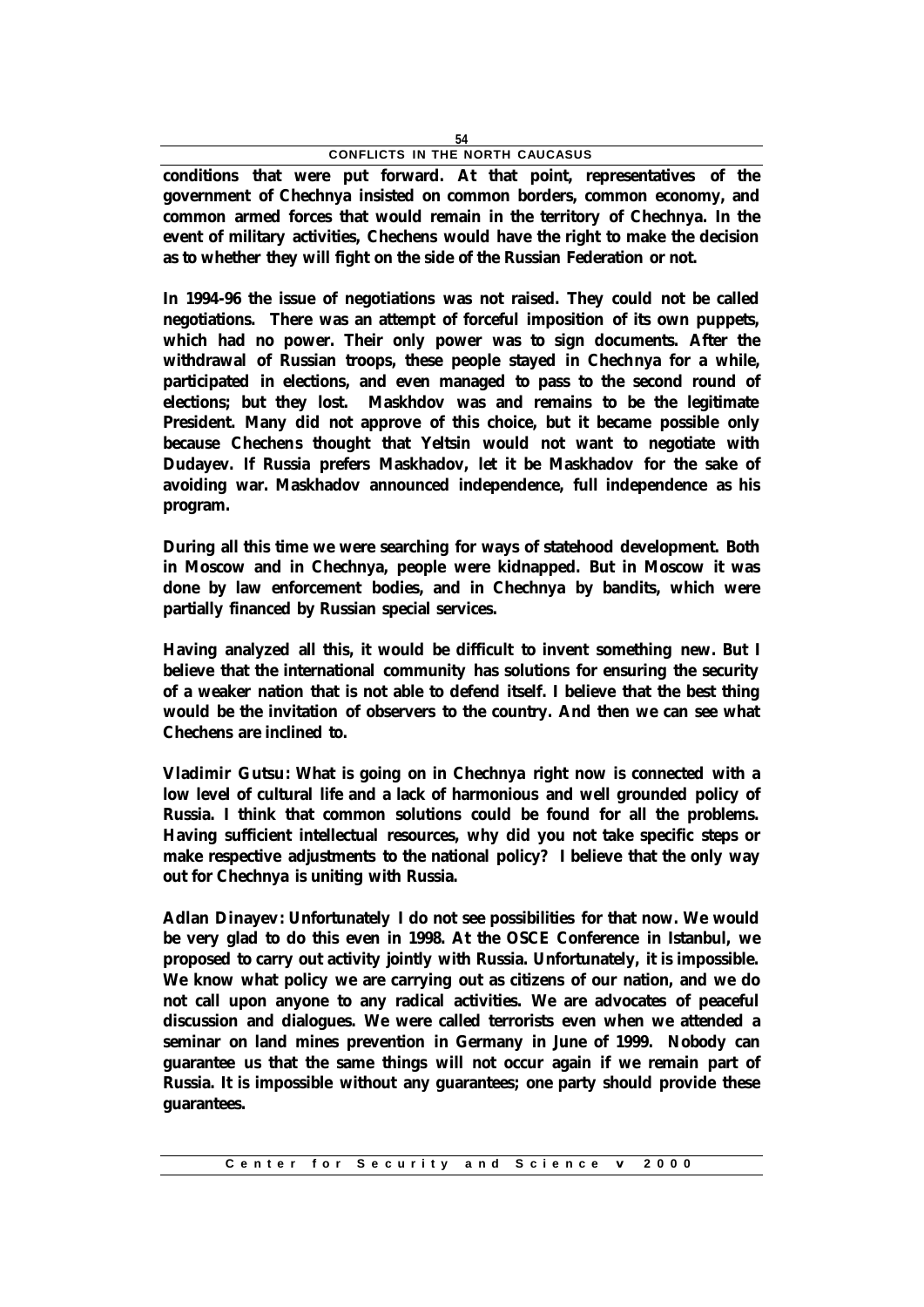**conditions that were put forward. At that point, representatives of the government of Chechnya insisted on common borders, common economy, and common armed forces that would remain in the territory of Chechnya. In the event of military activities, Chechens would have the right to make the decision as to whether they will fight on the side of the Russian Federation or not.**

**In 1994-96 the issue of negotiations was not raised. They could not be called negotiations. There was an attempt of forceful imposition of its own puppets, which had no power. Their only power was to sign documents. After the withdrawal of Russian troops, these people stayed in Chechnya for a while, participated in elections, and even managed to pass to the second round of elections; but they lost. Maskhdov was and remains to be the legitimate President. Many did not approve of this choice, but it became possible only because Chechens thought that Yeltsin would not want to negotiate with Dudayev. If Russia prefers Maskhadov, let it be Maskhadov for the sake of avoiding war. Maskhadov announced independence, full independence as his program.**

**During all this time we were searching for ways of statehood development. Both in Moscow and in Chechnya, people were kidnapped. But in Moscow it was done by law enforcement bodies, and in Chechnya by bandits, which were partially financed by Russian special services.**

**Having analyzed all this, it would be difficult to invent something new. But I believe that the international community has solutions for ensuring the security of a weaker nation that is not able to defend itself. I believe that the best thing would be the invitation of observers to the country. And then we can see what Chechens are inclined to.**

**Vladimir Gutsu: What is going on in Chechnya right now is connected with a low level of cultural life and a lack of harmonious and well grounded policy of Russia. I think that common solutions could be found for all the problems. Having sufficient intellectual resources, why did you not take specific steps or make respective adjustments to the national policy? I believe that the only way out for Chechnya is uniting with Russia.**

**Adlan Dinayev: Unfortunately I do not see possibilities for that now. We would be very glad to do this even in 1998. At the OSCE Conference in Istanbul, we proposed to carry out activity jointly with Russia. Unfortunately, it is impossible. We know what policy we are carrying out as citizens of our nation, and we do not call upon anyone to any radical activities. We are advocates of peaceful discussion and dialogues. We were called terrorists even when we attended a seminar on land mines prevention in Germany in June of 1999. Nobody can guarantee us that the same things will not occur again if we remain part of Russia. It is impossible without any guarantees; one party should provide these guarantees.**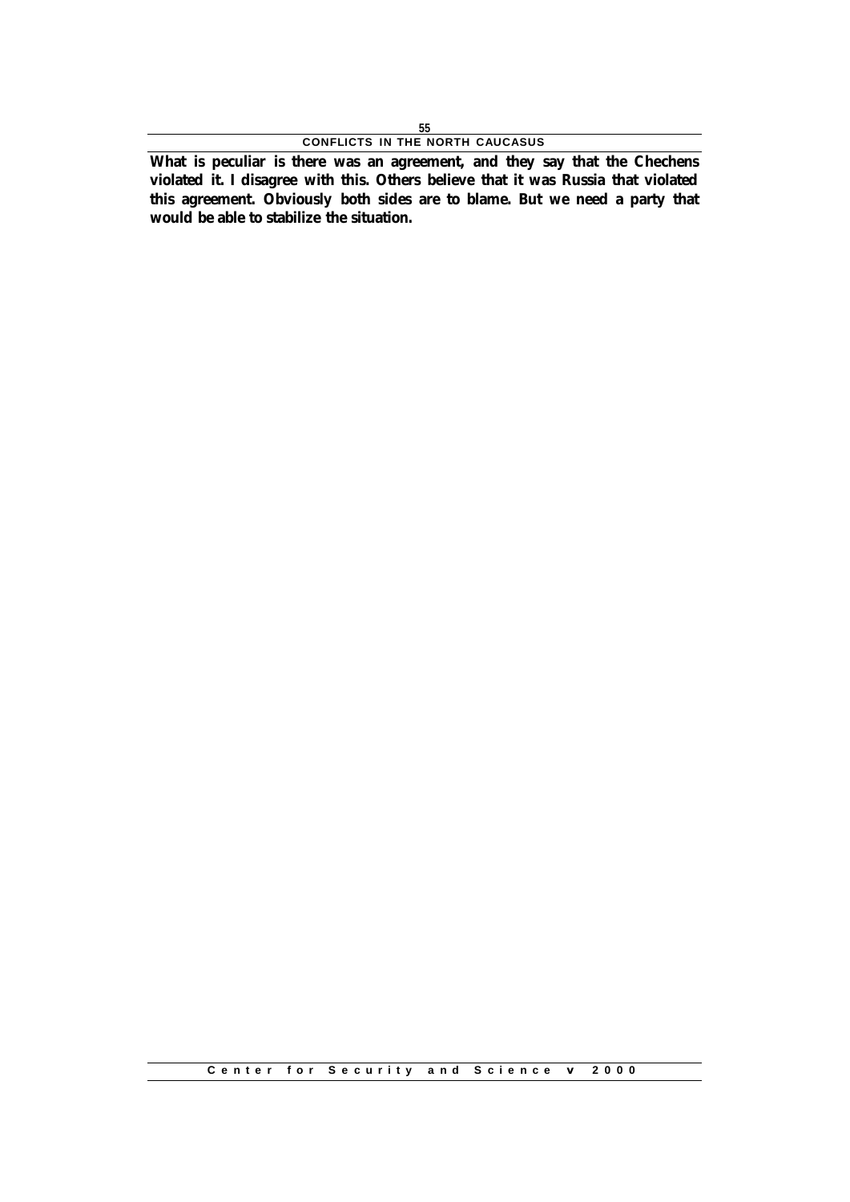**What is peculiar is there was an agreement, and they say that the Chechens violated it. I disagree with this. Others believe that it was Russia that violated this agreement. Obviously both sides are to blame. But we need a party that would be able to stabilize the situation.**